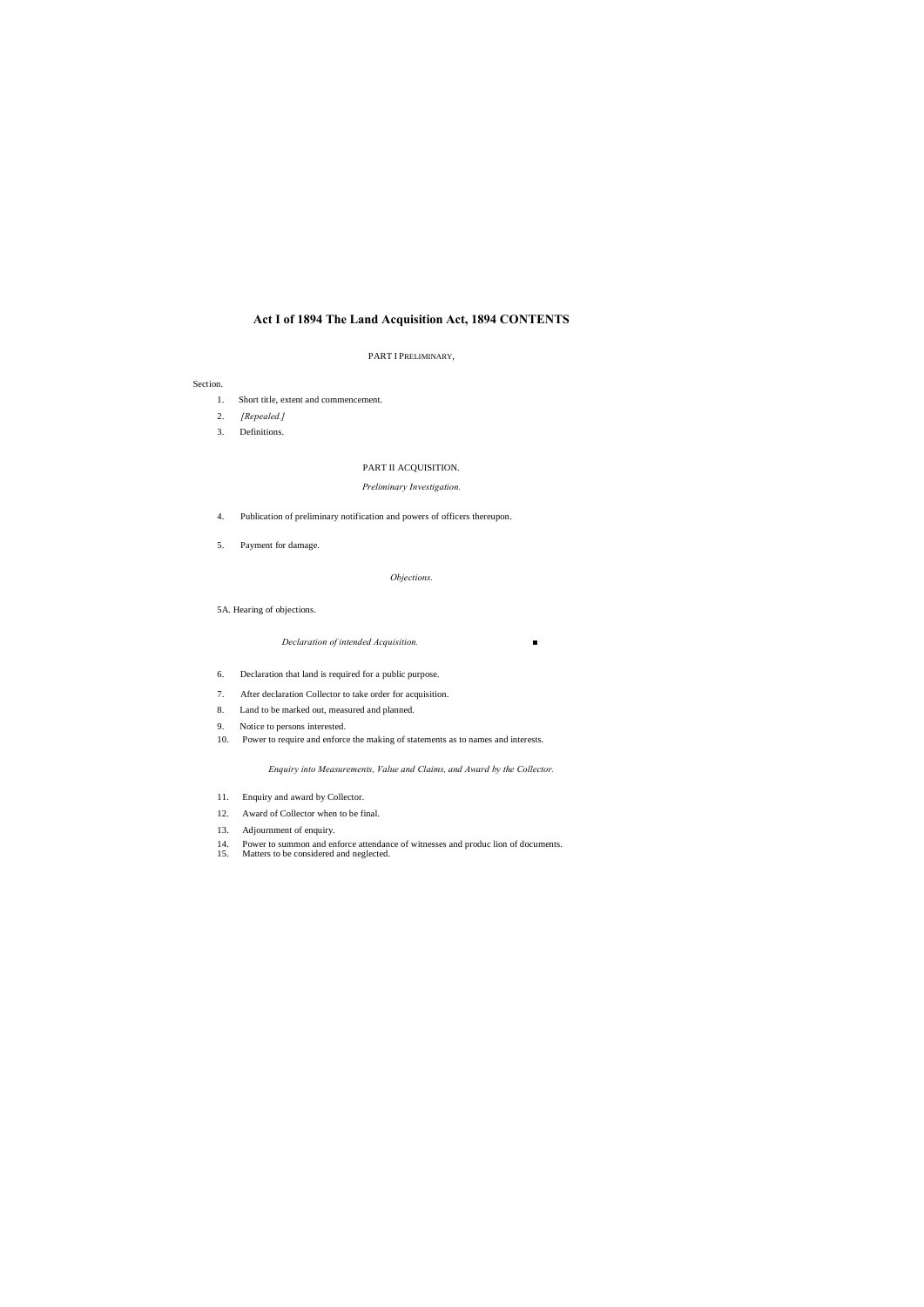# Act I of 1894 The Land Acquisition Act, 1894 CONTENTS

## PART I PRELIMINARY,

Section.

1. Short title, extent and commencement.
2. *[Repealed.]*
3. Definitions.

## PART II ACQUISITION.

*Preliminary Investigation.*

4. Publication of preliminary notification and powers of officers thereupon.
5. Payment for damage.

*Objections.*

5A. Hearing of objections.

*Declaration of intended Acquisition.*

6. Declaration that land is required for a public purpose.
7. After declaration Collector to take order for acquisition.
8. Land to be marked out, measured and planned.
9. Notice to persons interested.
10. Power to require and enforce the making of statements as to names and interests.

*Enquiry into Measurements, Value and Claims, and Award by the Collector.*

11. Enquiry and award by Collector.
12. Award of Collector when to be final.
13. Adjournment of enquiry.
14. Power to summon and enforce attendance of witnesses and produc lion of documents.
15. Matters to be considered and neglected.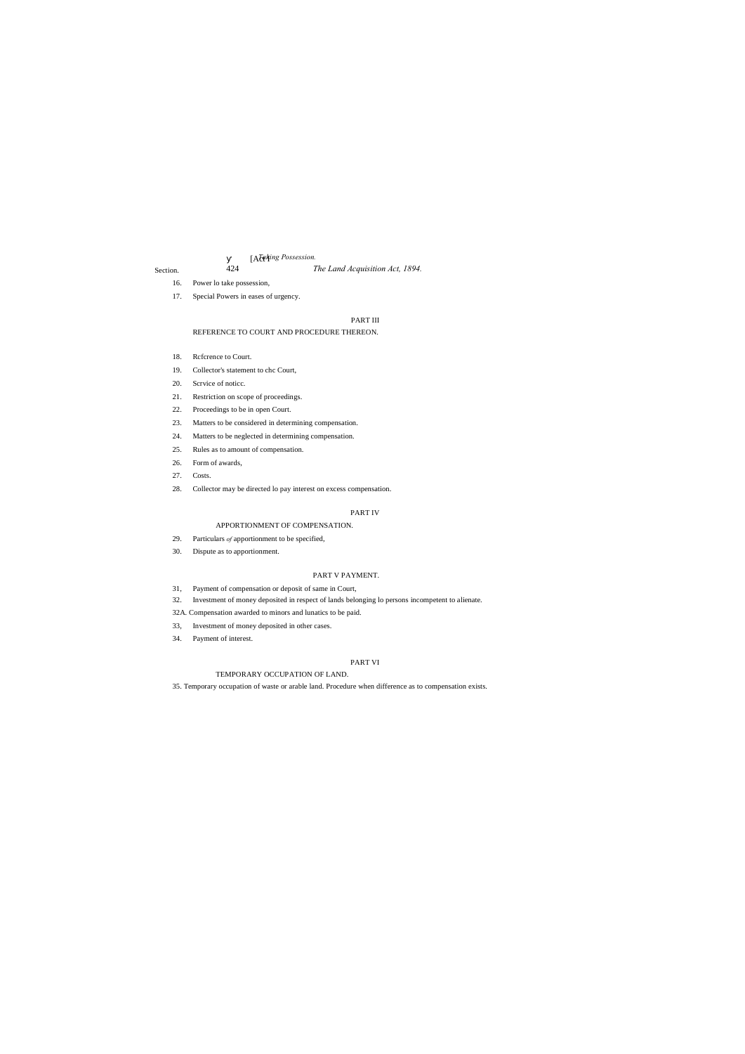*Taking Possession.*

Section.

16. Power lo take possession,

17. Special Powers in eases of urgency.

PART III

REFERENCE TO COURT AND PROCEDURE THEREON.

18. Rcfcrence to Court.

19. Collector's statement to chc Court,

20. Scrvice of noticc.

21. Restriction on scope of proceedings.

22. Proceedings to be in open Court.

23. Matters to be considered in determining compensation.

24. Matters to be neglected in determining compensation.

25. Rules as to amount of compensation.

26. Form of awards,

27. Costs.

28. Collector may be directed lo pay interest on excess compensation.

PART IV

APPORTIONMENT OF COMPENSATION.

29. Particulars *of* apportionment to be specified,

30. Dispute as to apportionment.

PART V PAYMENT.

31, Payment of compensation or deposit of same in Court,

32. Investment of money deposited in respect of lands belonging lo persons incompetent to alienate.

32A. Compensation awarded to minors and lunatics to be paid.

33, Investment of money deposited in other cases.

34. Payment of interest.

PART VI

TEMPORARY OCCUPATION OF LAND.

35. Temporary occupation of waste or arable land. Procedure when difference as to compensation exists.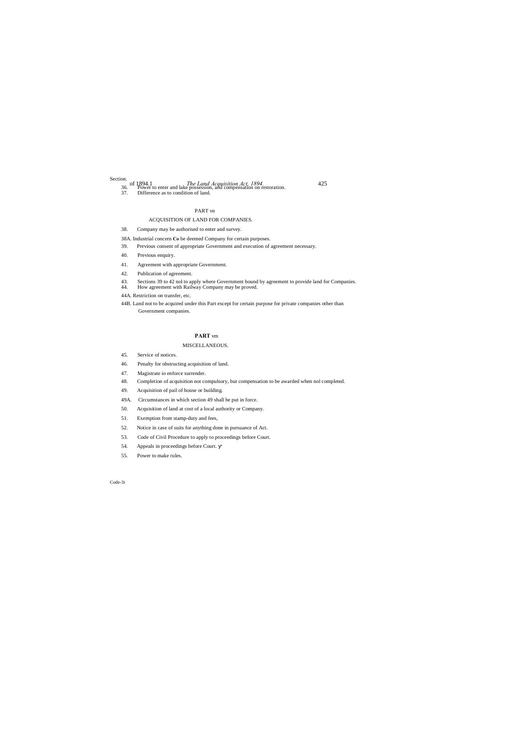Section.

36. Power to enter and lake possession, and compensation on restoration.
37. Difference as to condition of land.

PART vn

ACQUISITION OF LAND FOR COMPANIES.

38. Company may be authorised to enter and survey.

38A. Industrial concern **Co** be deemed Company for certain purposes.

39. Previous consent of appropriate Government and execution of agreement necessary.

40. Previous enquiry.

41. Agreement with appropriate Government.

42. Publication of agreement.

43. Sections 39 to 42 nol to apply where Government bound by agreement to provide land for Companies.
44. How agreement with Railway Company may be proved.

44A. Restriction on transfer, etc.

44B. Land not to be acquired under this Part except for certain purpose for private companies other than Government companies.

**PART** vm

MISCELLANEOUS.

45. Service of notices.

46. Penalty for obstructing acquisition of land.

47. Magistrate io enforce surrender.

48. Completion of acquisition not compulsory, but compensation to be awarded when nol completed.

49. Acquisition of pail of house or building.

49A. Circumstances in which section 49 shall be put in force.

50. Acquisition of land at cost of a local authority or Company.

51. Exemption from stamp-duty and fees,

52. Notice in case of suits for anything done in pursuance of Act.

53. Code of Civil Procedure to apply to proceedings before Court.

54. Appeals in proceedings before Court.

55. Power to make rules.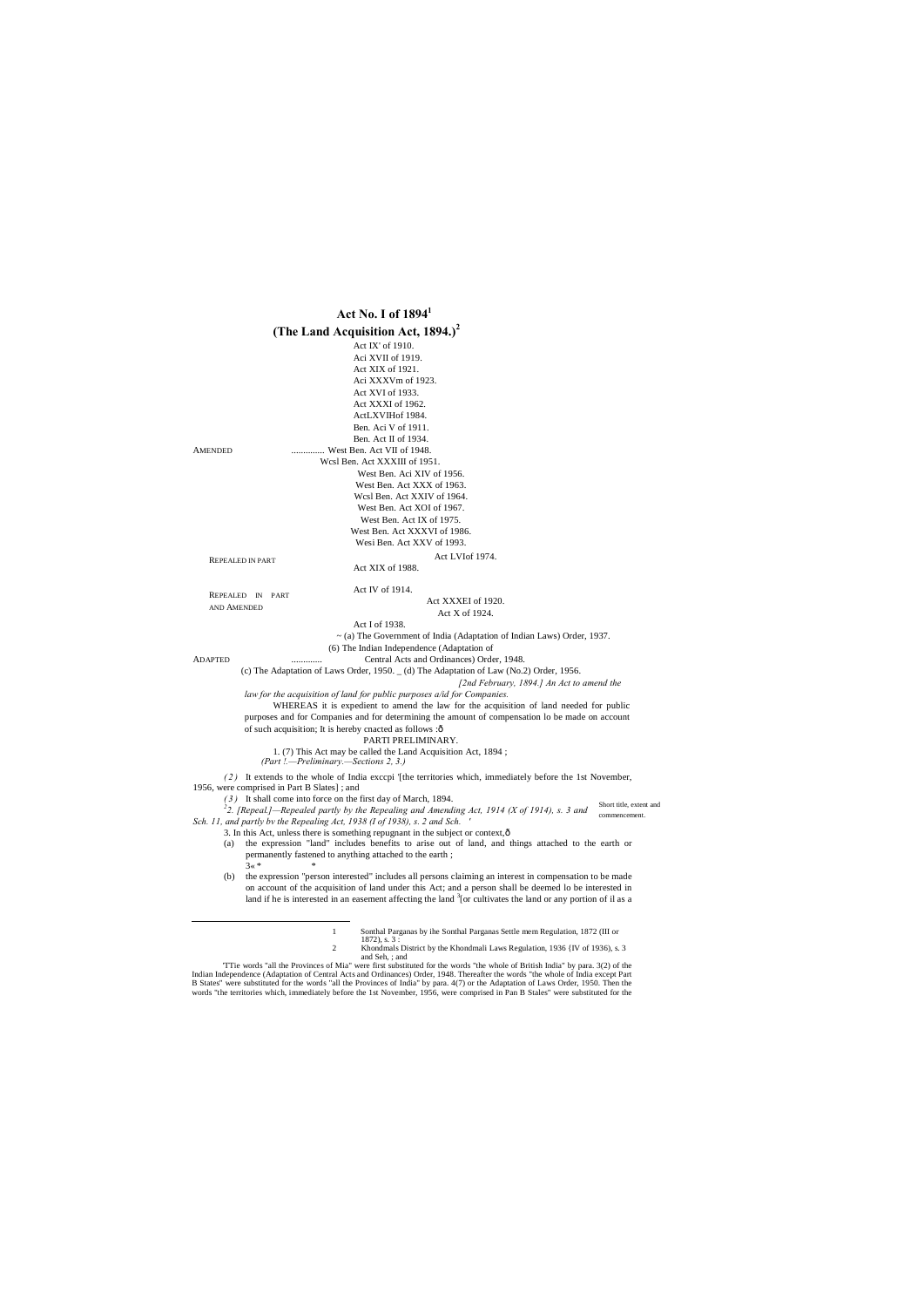# Act No. I of 1894[1]

## (The Land Acquisition Act, 1894.)[2]

AMENDED ..............
Act IX' of 1910.
Aci XVII of 1919.
Act XIX of 1921.
Aci XXXVm of 1923.
Act XVI of 1933.
Act XXXI of 1962.
ActLXVIHof 1984.
Ben. Aci V of 1911.
Ben. Act II of 1934.
West Ben. Act VII of 1948.
Wcsl Ben. Act XXXIII of 1951.
West Ben. Aci XIV of 1956.
West Ben. Act XXX of 1963.
Wcsl Ben. Act XXIV of 1964.
West Ben. Act XOI of 1967.
West Ben. Act IX of 1975.
West Ben. Act XXXVI of 1986.
Wesi Ben. Act XXV of 1993.

REPEALED IN PART
Act LVIof 1974.
Act XIX of 1988.

REPEALED IN PART AND AMENDED
Act IV of 1914.
Act XXXEI of 1920.
Act X of 1924.
Act I of 1938.

ADAPTED .............
~ (a) The Government of India (Adaptation of Indian Laws) Order, 1937.
(6) The Indian Independence (Adaptation of Central Acts and Ordinances) Order, 1948.
(c) The Adaptation of Laws Order, 1950. _ (d) The Adaptation of Law (No.2) Order, 1956.

*[2nd February, 1894.] An Act to amend the law for the acquisition of land for public purposes a/id for Companies.*

WHEREAS it is expedient to amend the law for the acquisition of land needed for public purposes and for Companies and for determining the amount of compensation lo be made on account of such acquisition; It is hereby cnacted as follows :ô

PARTI PRELIMINARY.

*(Part !.—Preliminary.—Sections 2, 3.)*

Short title, extent and commencement.

1. (7) This Act may be called the Land Acquisition Act, 1894 ;

*(2)* It extends to the whole of India exccpi '[the territories which, immediately before the 1st November, 1956, were comprised in Part B Slates] ; and

*(3)* It shall come into force on the first day of March, 1894.

*[2]2. [Repeal.]—Repealed partly by the Repealing and Amending Act, 1914 (X of 1914), s. 3 and Sch. 11, and partly bv the Repealing Act, 1938 (I of 1938), s. 2 and Sch.*

3. In this Act, unless there is something repugnant in the subject or context,ô

(a) the expression "land" includes benefits to arise out of land, and things attached to the earth or permanently fastened to anything attached to the earth ;

3« * *

(b) the expression "person interested" includes all persons claiming an interest in compensation to be made on account of the acquisition of land under this Act; and a person shall be deemed lo be interested in land if he is interested in an easement affecting the land [3][or cultivates the land or any portion of il as a

---

1 Sonthal Parganas by ihe Sonthal Parganas Settle mem Regulation, 1872 (III or 1872), s. 3 :

2 Khondmals District by the Khondmali Laws Regulation, 1936 {IV of 1936), s. 3 and Seh, ; and

'TTie words "all the Provinces of Mia" were first substituted for the words "the whole of British India" by para. 3(2) of the Indian Independence (Adaptation of Central Acts and Ordinances) Order, 1948. Thereafter the words "the whole of India except Part B States" were substituted for the words "all the Provinces of India" by para. 4(7) or the Adaptation of Laws Order, 1950. Then the words "the territories which, immediately before the 1st November, 1956, were comprised in Pan B Stales" were substituted for the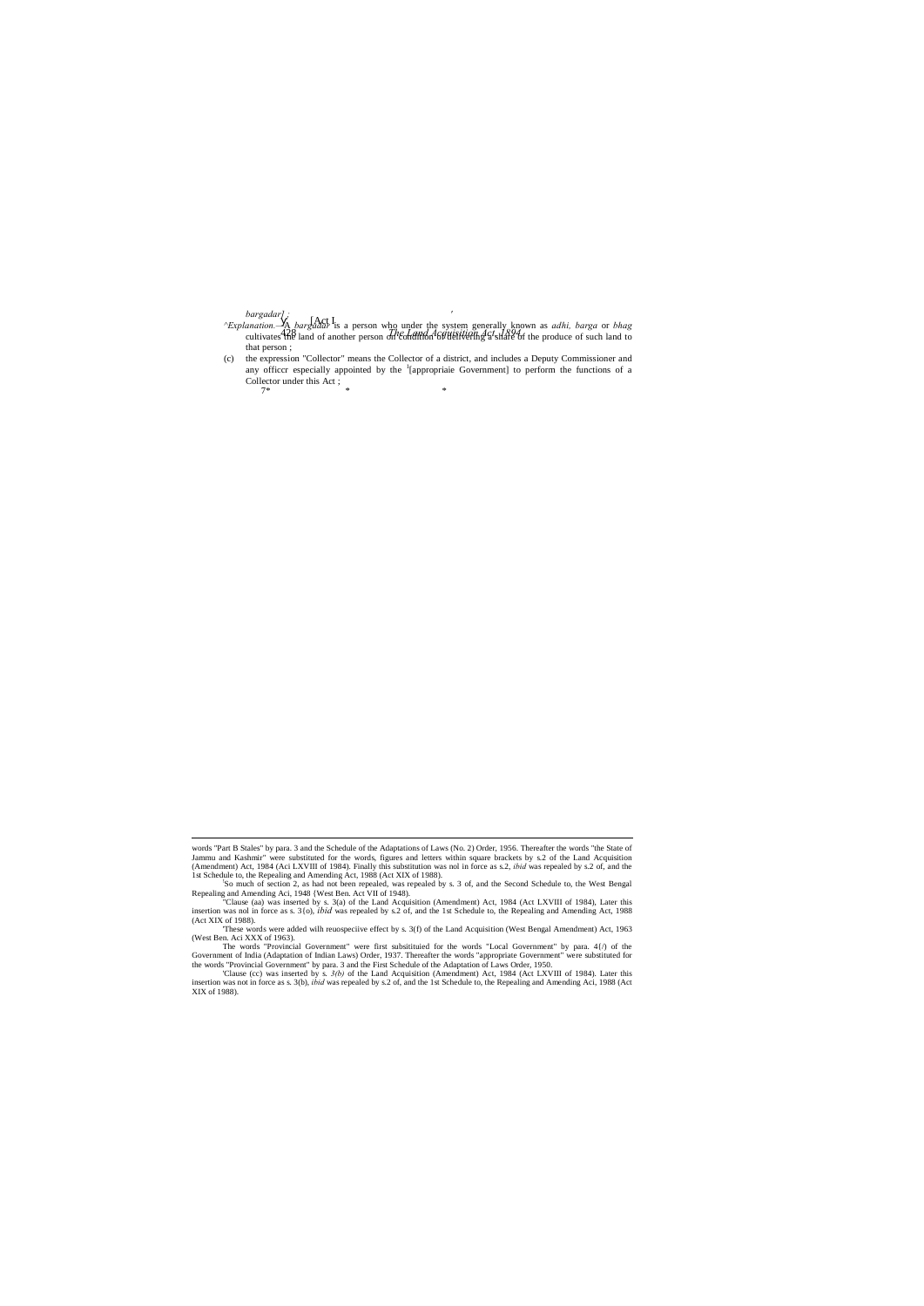*bargadar]* ;

^*Explanation.*—A *bargadar* is a person who under the system generally known as *adhi, barga* or *bhag* cultivates the land of another person on condition of delivering a share of the produce of such land to that person ;

(c) the expression "Collector" means the Collector of a district, and includes a Deputy Commissioner and any officcr especially appointed by the [1][appropriaie Government] to perform the functions of a Collector under this Act ;

7* * *

---

words "Part B Stales" by para. 3 and the Schedule of the Adaptations of Laws (No. 2) Order, 1956. Thereafter the words "the State of Jammu and Kashmir" were substituted for the words, figures and letters within square brackets by s.2 of the Land Acquisition (Amendment) Act, 1984 (Aci LXVIII of 1984). Finally this substitution was nol in force as s.2, *ibid* was repealed by s.2 of, and the 1st Schedule to, the Repealing and Amending Act, 1988 (Act XIX of 1988).

[1]So much of section 2, as had not been repealed, was repealed by s. 3 of, and the Second Schedule to, the West Bengal Repealing and Amending Aci, 1948 {West Ben. Act VII of 1948).

"Clause (aa) was inserted by s. 3(a) of the Land Acquisition (Amendment) Act, 1984 (Act LXVIII of 1984), Later this insertion was nol in force as s. 3{o), *ibid* was repealed by s.2 of, and the 1st Schedule to, the Repealing and Amending Act, 1988 (Act XIX of 1988).

'These words were added wilh reuospeciive effect by s. 3(f) of the Land Acquisition (West Bengal Amendment) Act, 1963 (West Ben. Aci XXX of 1963).

The words "Provincial Government" were first subsitituied for the words "Local Government" by para. 4{/) of the Government of India (Adaptation of Indian Laws) Order, 1937. Thereafter the words "appropriate Government" were substituted for the words "Provincial Government" by para. 3 and the First Schedule of the Adaptation of Laws Order, 1950.

'Clause (cc) was inserted by s. *3/b)* of the Land Acquisition (Amendment) Act, 1984 (Act LXVIII of 1984). Later this insertion was not in force as s. 3(b), *ibid* was repealed by s.2 of, and the 1st Schedule to, the Repealing and Amending Aci, 1988 (Act XIX of 1988).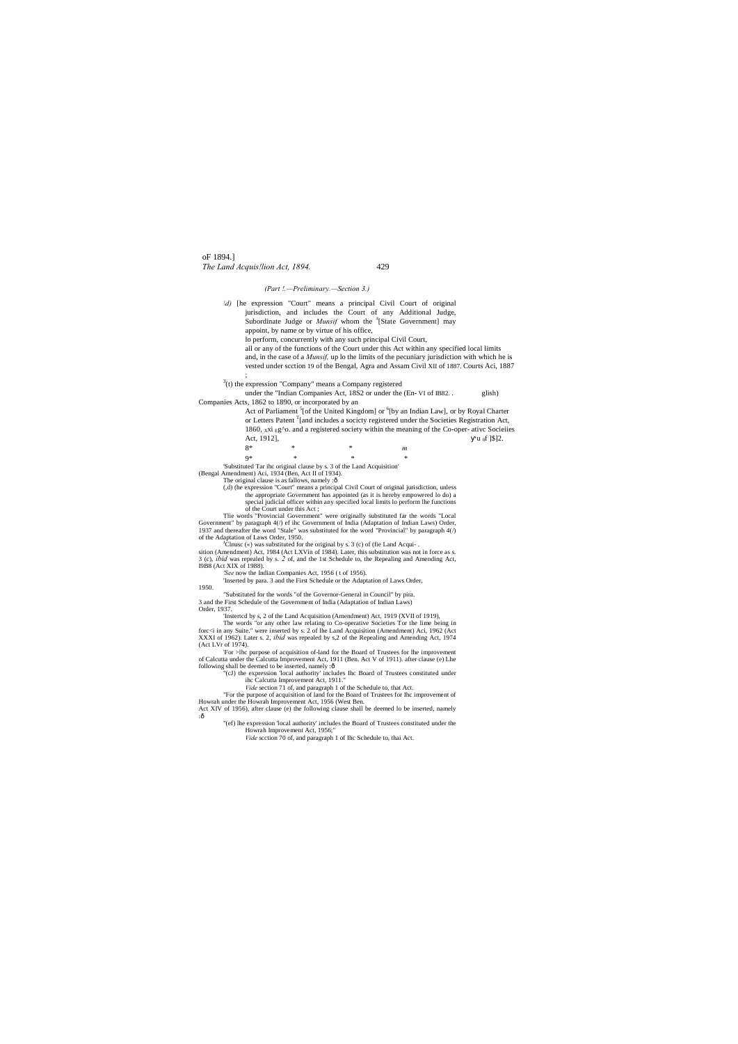*(Part I.—Preliminary.—Section 3.)*

[1](d) [he expression "Court" means a principal Civil Court of original jurisdiction, and includes the Court of any Additional Judge, Subordinate Judge or *Munsif* whom the [2][State Government] may appoint, by name or by virtue of his office, lo perform, concurrently with any such principal Civil Court, all or any of the functions of the Court under this Act within any specified local limits and, in the case of a *Munsif,* up lo the limits of the pecuniary jurisdiction with which he is vested under scction 19 of the Bengal, Agra and Assam Civil XII of 1887. Courts Aci, 1887 ;

[3](t) the expression "Company" means a Company registered under the "Indian Companies Act, 18S2 or under the (En- VI of IB82. glish) Companies Acts, 1862 to 1890, or incorporated by an Act of Parliament [5][of the United Kingdom] or [6][by an Indian Law], or by Royal Charter or Letters Patent [7][and includes a socicty registered under the Societies Registration Act, 1860, xxi of 1860 and a registered society within the meaning of the Co-oper- ativc Socieiies Act, 1912], II of 1912.

8* * * *

9* * * *

[1]Substituted Tar ihc original clause by s. 3 of the Land Acquisition' (Bengal Amendment) Aci, 1934 (Ben, Act II of 1934).

The original clause is as fallows, namely :—

(d) (he expression "Court" means a principal Civil Court of original jurisdiction, unless the appropriate Government has appointed (as it is hereby empowered lo do) a special judicial officer within any specified local limits lo perform lhe functions of the Court under this Act ;

[2]Tlie words "Provincial Government" were originally substituted far the words "Local Government" by paragraph 4(*l*) ef ibc Government of India (Adaptation of Indian Laws) Order, 1937 and thereafter the word "Stale" was substituted for the word "Provincial" by paragraph 4(*l*) of the Adaptation of Laws Order, 1950.

[3]Clnusc («) was substituted for the original by s. 3 (c) of (fie Land Acqui- . sition (Amendment) Act, 1984 (Act LXVin of 1984). Later, this substitution was not in force as s. 3 (c), *ibid* was repealed by s. *2* of, and the 1st Schedule to, the Repealing and Amending Act, I9B8 (Act XIX of 1988).

[4]*See* now the Indian Companies Act, 1956 ( t of 1956).

[5]Inserted by para. 3 and the First Schedule or the Adaptation of Laws Order, 1950.

[6]Substituted for the words "of the Governor-General in Council" by pira. 3 and the First Schedule of the Government of India (Adaptation of Indian Laws) Order, 1937.

[7]Instertcd by s, 2 of the Land Acquisition (Amendment) Act, 1919 (XVII of 1919),

The words "or any other law relating to Co-operative Societies Tor the lime being in forc<i in any Suite." were inserted by s. 2 of lhe Land Acquisition (Amendment) Aci, 1962 (Act XXXI of 1962). Later s. 2, *ibid* was repealed by s,2 of the Repealing and Amending Act, 1974 (Act LVr of 1974).

[8]For >lhc purpose of acquisition of-land for the Board of Trustees for lhe improvement of Calcutta under the Calcutta Improvement Act, 1911 (Ben. Act V of 1911). after clause (e) Lhe following shall be deemed to be inserted, namely :—

"(cJ) the expression 'local authority' includes Ihc Board of Trustees constituted under ihc Calcutta Improvement Act, 1911."

*Vide* section 71 of, and paragraph 1 of the Schedule to, that Act.

[9]For the purpose of acquisition of land for the Board of Trustees for Ihc improvement of Howrah under the Howrah Improvement Act, 1956 (West Ben. Act XIV of 1956), after clause (e) the following clause shall be deemed lo be inserted, namely :—

"(ef) lhe expression 'local authority' includes the Board of Trustees constituted under the Howrah Improvement Act, 1956;"

*Vide* scction 70 of, and paragraph 1 of Ihc Schedule to, thai Act.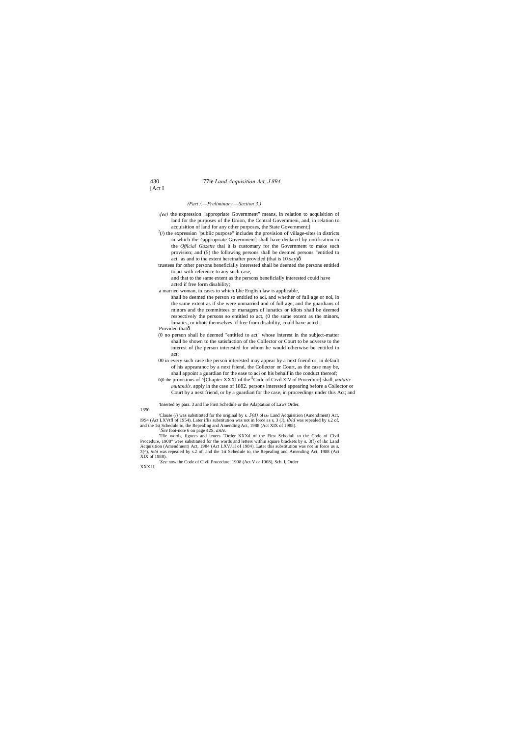(Part /.—Preliminary,—Section 3.)

\{ee) the expression "appropriate Government" means, in relation to acquisition of land for the purposes of the Union, the Central Govemmeni, and, in relation to acquisition of land for any other purposes, the State Government;]

[2](/) the expression "public purpose" includes the provision of village-sites in districts in which the ^appropriate Government] shall have declared by notification in the *Official Gazette* thai it is customary for the Government to make such provision; and (5) the following persons shall be deemed persons "entitled to act" as and to the extent hereinafter provided (thai is 10 say)ð

trustees for other persons beneficially interested shall be deemed the persons entitled to act with reference to any such case,

and that to the same extent as the persons beneficially interested could have acted if free form disability;

a married woman, in cases to which Lhe English law is applicable,

shall be deemed the person so entitled to aci, and whether of full age or nol, lo the same extent as if she were unmarried and of full age; and the guardians of minors and the committees or managers of lunatics or idiots shall be deemed respectively the persons so entitled to act, (0 the same extent as the minors, lunatics, or idiots themselves, if free from disability, could have acted :

Provided thatð

(0 no person shall be deemed "entitled to act" whose interest in the subject-matter shall be shown to the satisfaction of the Collector or Court to be adverse to the interest of (he person interested for whom he would otherwise be entitled to act;

00 in every such case the person interested may appear by a next friend or, in default of his appearancc by a next friend, the Collector or Court, as the case may be, shall appoint a guardian for the ease to aci on his behalf in the conduct thereof;

0(0 the provisions of ^[Chapter XXXI of the [5]Codc of Civil XIV of Procedure] shall, *mutatis mutandis,* apply in the case of 1882. persons interested appearing before a Collector or Court by a next friend, or by a guardian for the case, in proceedings under this Act; and

'Inserted by para. 3 and lhe First Schedule or the Adaptation of Laws Order, 1350.

'Clause (/) was substituted for the original by s. *3(d)* of Lhe Land Acquisition (Amendment) Act, I9S4 (Act LXVtfl of 1954). Later iflis substitution was not in force as s, 3 (J), *ibid* was repealed by s.2 of, and the 1st Schedule io, the Repealing and Amending Act, 1988 (Act XIX of 1988).

[3]*See* foot-note 6 on page 42S, *ante.*

'Tfie words, figures and leuers "Order XXXd of the First Schcduli to the Code of Civil Procedure, 1908" were substituted for the words and letters within square brackets by s. 3(f) of ihc Land Acquisition (Amendment) Act, 1984 (Act LXVJ1I of 1984), Later this substitution was not in force us s. 3(^), *ibid* was repealed by s.2 of, and the 1st Schedule to, the Repealing and Amending Act, 1988 (Act XIX of 1988).

*'See* now the Code of Civil Procedure, 1908 (Act V or 1908), Sch. I, Order XXXI I.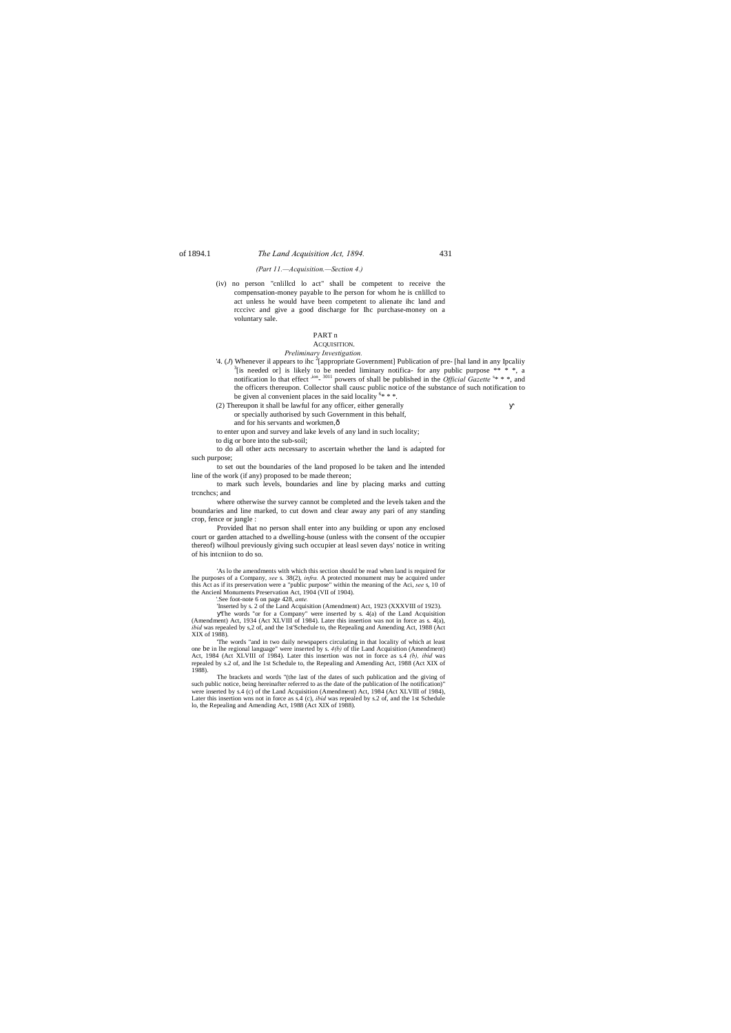*(Part 11.—Acquisition.—Section 4.)*

(iv) no person "cnlillcd lo act" shall be competent to receive the compensation-money payable to lhe person for whom he is cnlillcd to act unless he would have been competent to alienate ihc land and rcccivc and give a good discharge for Ihc purchase-money on a voluntary sale.

## PART n

### ACQUISITION.

*Preliminary Investigation.*

'4. (*J*) Whenever il appears to ihc [2][appropriate Government] Publication of pre- [hal land in any Ipcaliiy [3][is needed or] is likely to be needed liminary notifica- for any public purpose ** * *, a notification lo that effect ,ion- 3011 powers of shall be published in the *Official Gazette* [5]* * *, and the officers thereupon. Collector shall causc public notice of the substance of such notification to be given al convenient places in the said locality [6]* * *.

(2) Thereupon it shall be lawful for any officer, either generally or specially authorised by such Government in this behalf, and for his servants and workmen,—

to enter upon and survey and lake levels of any land in such locality;

to dig or bore into the sub-soil;

to do all other acts necessary to ascertain whether the land is adapted for such purpose;

to set out the boundaries of the land proposed lo be taken and lhe intended line of the work (if any) proposed to be made thereon;

to mark such levels, boundaries and line by placing marks and cutting trcnchcs; and

where otherwise the survey cannot be completed and the levels taken and the boundaries and line marked, to cut down and clear away any pari of any standing crop, fence or jungle :

Provided lhat no person shall enter into any building or upon any enclosed court or garden attached to a dwelling-house (unless with the consent of the occupier thereof) wilhoul previously giving such occupier at leasl seven days' notice in writing of his intcniion to do so.

---

'As lo the amendments with which this section should be read when land is required for lhe purposes of a Company, *see* s. 38(2), *infra.* A protected monument may be acquired under this Act as if its preservation were a "public purpose" within the meaning of the Aci, *see* s, 10 of the Ancienl Monuments Preservation Act, 1904 (VII of 1904).

'.See foot-note 6 on page 428, *ante.*

'Inserted by s. 2 of the Land Acquisition (Amendment) Act, 1923 (XXXVIII of 1923).

The words "or for a Company" were inserted by s. 4(a) of the Land Acquisition (Amendment) Act, 1934 (Act XLVIII of 1984). Later this insertion was not in force as s. 4(a), *ibid* was repealed by s,2 of, and the 1st'Schedule to, the Repealing and Amending Act, 1988 (Act XIX of 1988).

'The words "and in two daily newspapers circulating in that locality of which at least one be in lhe regional language" were inserted by s. *4(b)* of tlie Land Acquisition (Amendment) Act, 1984 (Act XLVIII of 1984). Later this insertion was not in force as s.4 *(b), ibid* was repealed by s.2 of, and lhe 1st Schedule to, the Repealing and Amending Act, 1988 (Act XIX of 1988).

The brackets and words "(the last of the dates of such publication and the giving of such public notice, being hereinafter referred to as the date of the publication of lhe notification)" were inserted by s.4 (c) of the Land Acquisition (Amendment) Act, 1984 (Act XLVIII of 1984), Later this insertion wns not in force as s.4 (c), *ibid* was repealed by s.2 of, and the 1st Schedule lo, the Repealing and Amending Act, 1988 (Act XIX of 1988).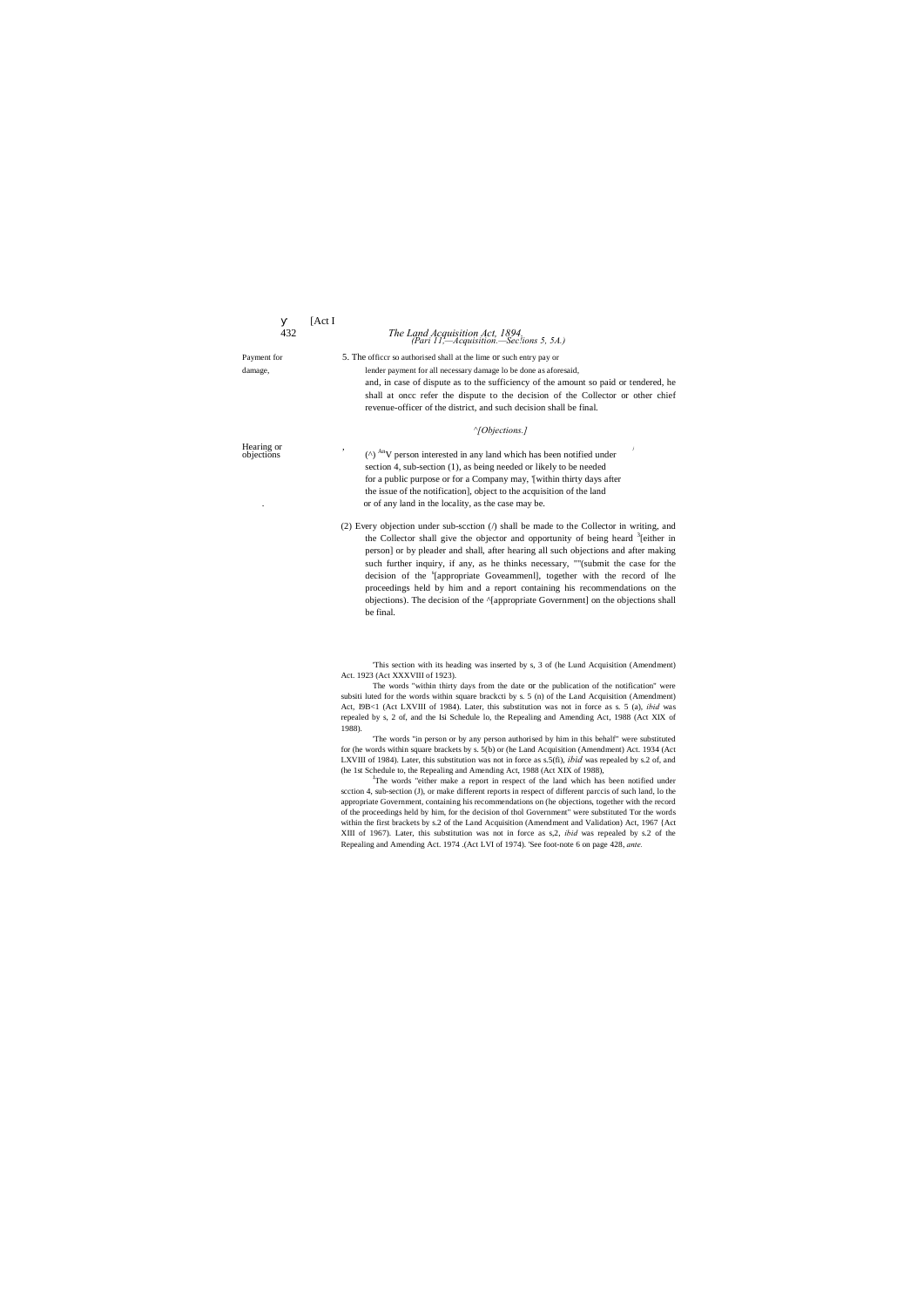Payment for damage,

5. The officcr so authorised shall at the lime or such entry pay or lender payment for all necessary damage lo be done as aforesaid, and, in case of dispute as to the sufficiency of the amount so paid or tendered, he shall at oncc refer the dispute to the decision of the Collector or other chief revenue-officer of the district, and such decision shall be final.

*^[Objections.]*

Hearing or objections

(^) [Au]V person interested in any land which has been notified under section 4, sub-section (1), as being needed or likely to be needed for a public purpose or for a Company may, '[within thirty days after the issue of the notification], object to the acquisition of the land or of any land in the locality, as the case may be.

(2) Every objection under sub-scction (/) shall be made to the Collector in writing, and the Collector shall give the objector and opportunity of being heard [3][either in person] or by pleader and shall, after hearing all such objections and after making such further inquiry, if any, as he thinks necessary, ""(submit the case for the decision of the '[appropriate Goveammenl], together with the record of lhe proceedings held by him and a report containing his recommendations on the objections). The decision of the ^[appropriate Government] on the objections shall be final.

'This section with its heading was inserted by s, 3 of (he Lund Acquisition (Amendment) Act. 1923 (Act XXXVIII of 1923).

The words "within thirty days from the date or the publication of the notification" were subsiti luted for the words within square brackcti by s. 5 (n) of the Land Acquisition (Amendment) Act, I9B<1 (Act LXVIII of 1984). Later, this substitution was not in force as s. 5 (a), *ibid* was repealed by s, 2 of, and the Isi Schedule lo, the Repealing and Amending Act, 1988 (Act XIX of 1988).

'The words "in person or by any person authorised by him in this behalf" were substituted for (he words within square brackets by s. 5(b) or (he Land Acquisition (Amendment) Act. 1934 (Act LXVIII of 1984). Later, this substitution was not in force as s.5(fi), *ibid* was repealed by s.2 of, and (he 1st Schedule to, the Repealing and Amending Act, 1988 (Act XIX of 1988),

[L]The words "either make a report in respect of the land which has been notified under scction 4, sub-section (J), or make different reports in respect of different parccis of such land, lo the appropriate Government, containing his recommendations on (he objections, together with the record of the proceedings held by him, for the decision of thol Government" were substituted Tor the words within the first brackets by s.2 of the Land Acquisition (Amendment and Validation) Act, 1967 {Act XIII of 1967). Later, this substitution was not in force as s,2, *ibid* was repealed by s.2 of the Repealing and Amending Act. 1974 .(Act LVI of 1974). 'See foot-note 6 on page 428, *ante.*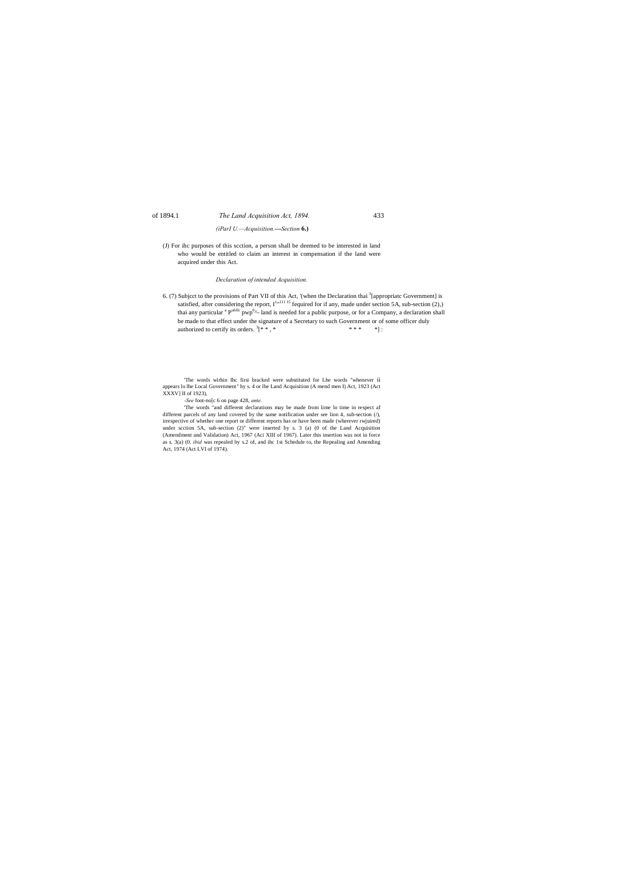*(iParI U.—Acquisition.—Section* **6.)**

(J) For ihc purposes of this scction, a person shall be deemed to be interested in land who would be entitled to claim an interest in compensation if the land were acquired under this Act.

*Declaration of intended Acquisition.*

6. (7) Subjcct to the provisions of Part VII of this Act, '(when the Declaration thai [3][appropriatc Government] is satisfied, after considering the report, I[1»111 15] fequired for if any, made under section 5A, sub-section (2),) thai any particular [a] P[ublic] pwp[0]^- land is needed for a public purpose, or for a Company, a declaration shall be made to that effect under the signature of a Secretary to such Government or of some officer duly authorized to certify its orders. [3][* * , * * * * *] :

'The words wirhin Ihc firsi bracked were substituted for Lhe words "whenever ii appears lo lhe Local Government" by s. 4 or lhe Land Acquisition (A mend men I) Act, 1923 (Act XXXV] II of 1923),

-*See* foot-no[c 6 on page 428, *ante.*

'The words "and different declarations may be made from lime lo time in respect af different parcels of any land covered by the same notification under see lion 4, sub-section (/), irrespective of whether one report or different reports has or have been made (wherever rwjuired) under scction 5A, sub-section (2)" were inserted by s. 3 (a) (0 of the Land Acquisition (Amendment and Validation) Act, 1967 (Aci XIII of 1967). Later this insertion was not in force as s. 3(a) (0. *ibid* was repealed by s.2 of, and ihc 1st Schedule to, the Repealing and Amending Act, 1974 (Act LVI of 1974).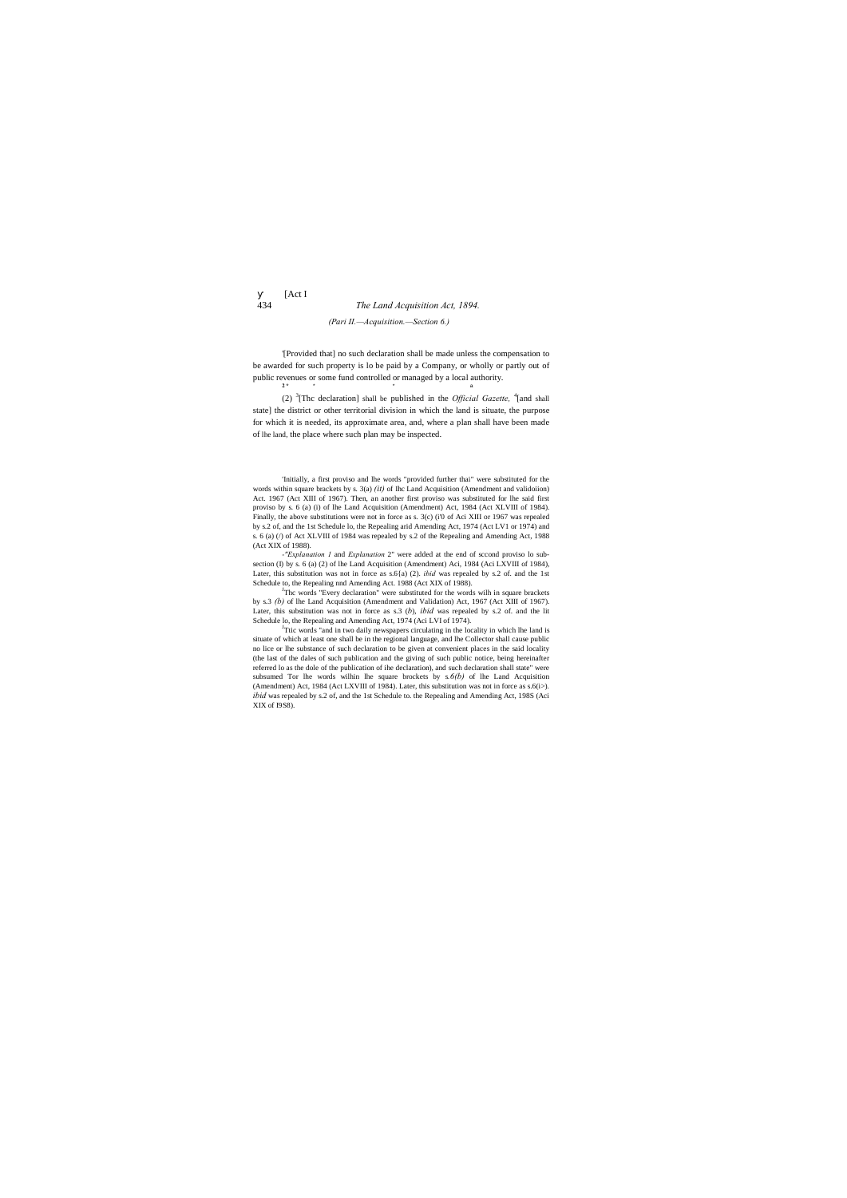*(Pari II.—Acquisition.—Section 6.)*

[1][Provided that] no such declaration shall be made unless the compensation to be awarded for such property is lo be paid by a Company, or wholly or partly out of public revenues or some fund controlled or managed by a local authority.

[2]* * * *

(2) [3][Thc declaration] shall be published in the *Official Gazette,* [4][and shall state] the district or other territorial division in which the land is situate, the purpose for which it is needed, its approximate area, and, where a plan shall have been made of lhe land, the place where such plan may be inspected.

---

[1]Initially, a first proviso and lhe words "provided further thai" were substituted for the words within square brackets by s. 3(a) *(it)* of Ihc Land Acquisition (Amendment and validoiion) Act. 1967 (Act XIII of 1967). Then, an another first proviso was substituted for lhe said first proviso by s. 6 (a) (i) of lhe Land Acquisition (Amendment) Act, 1984 (Act XLVIII of 1984). Finally, the above substitutions were not in force as s. 3(c) (i'0 of Aci XIII or 1967 was repealed by s.2 of, and the 1st Schedule lo, the Repealing arid Amending Act, 1974 (Act LV1 or 1974) and s. 6 (a) (/) of Act XLVIII of 1984 was repealed by s.2 of the Repealing and Amending Act, 1988 (Act XIX of 1988).

[2]*"Explanation 1* and *Explanation* 2" were added at the end of sccond proviso lo sub-section (I) by s. 6 (a) (2) of lhe Land Acquisition (Amendment) Aci, 1984 (Aci LXVIII of 1984), Later, this substitution was not in force as s.6{a) (2). *ibid* was repealed by s.2 of. and the 1st Schedule to, the Repealing nnd Amending Act. 1988 (Act XIX of 1988).

[3]Thc words "Every declaration" were substituted for the words wilh in square brackets by s.3 *(b)* of lhe Land Acquisition (Amendment and Validation) Act, 1967 (Act XIII of 1967). Later, this substitution was not in force as s.3 (*b*), *ibid* was repealed by s.2 of. and the lit Schedule lo, the Repealing and Amending Act, 1974 (Aci LVI of 1974).

[4]Ttic words "and in two daily newspapers circulating in the locality in which lhe land is situate of which at least one shall be in the regional language, and lhe Collector shall cause public no lice or lhe substance of such declaration to be given at convenient places in the said locality (the last of the dales of such publication and the giving of such public notice, being hereinafter referred lo as the dole of the publication of ihe declaration), and such declaration shall state" were subsumed Tor lhe words wilhin lhe square brockets by s.*6(b)* of lhe Land Acquisition (Amendment) Act, 1984 (Act LXVIII of 1984). Later, this substitution was not in force as s.6(i>). *ibid* was repealed by s.2 of, and the 1st Schedule to. the Repealing and Amending Act, 198S (Aci XIX of I9S8).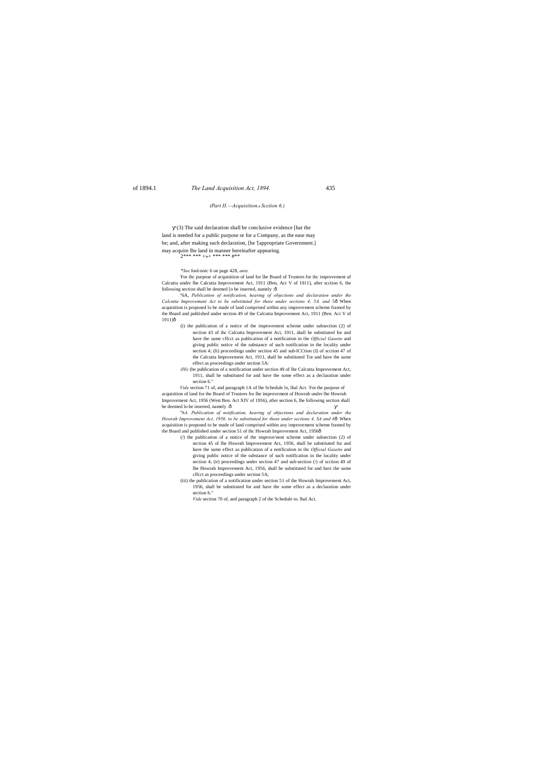*(Part II.—Acquisition.s Scction 6.)*

ÿ'(3) The said declaration shall be conclusive evidence [hat the land is needed for a public purpose or for a Company, as the ease may be; and, after making such declaration, [he '[appropriate Government.] may acquire lhe land in manner hereinafter appearing.

2*** *** +»+ *** *** #**

*\*See* fool-notc 6 on page 428, *ante.*

'For ihc purpose of acquisition of land for lhe Board of Trustees for ihc improvement uf Calcutta under lhe Calcutta Improvement Act, 1911 (Ben, Act V of 1911), after scction 6, the following section shall be deemed [o be inserted, namely :ô

"6A, *Publication of notification, hearing of objections and declaration under the Calcutta Improvement Act to be substituted for those under sections 4, 5A. and* 5ô When acquisition is proposed lo be made of land comprised within any improvement scheme framed by the Board and published under section 49 of the Calcutta Improvement Act, 1911 (Ben. Aci V of 1911)ô

(i) the publication of a notice of the improvement scheme under subsection (2) of section 43 of ihc Calcutta Improvement Aci, 1911, shall be substituted for and have the same cffcct as publication of a notification in the *Official Gazette* and giving public notice of the substance of such notification in the locality under section 4; (li) proceedings under section 45 and sub-lCCtion (I) of scction 47 of the Calcutta Improvement Act, 1911, shall be substituted Tor and have the same effect as proceedings under section 5A:

*(Hi)* (he publication of a notification under section 49 of lhe Calcutta Improvement Act, 1911, shall be substituted for and have the some effect as a declaration under section 6."

*Vide* section 71 of, and paragraph 1A of lhe Schedule lo, lhal Act. 'For the purpose of acquisition of land for the Board of Trustees for lhe improvement of Howrah under lhe Howrah Improvement Act, 1956 (West Ben. Act XIV of 1956), afier section 6, lhe following section shall be deemed lo be inserted, namely :ô ÿ'

*"6A. Publication of notification, hearing of objections and declaration under the Howrah Improvement Act, 1956. to be substituted for those under sections 4, SA and 6*ô When acquisition is proposed to be made of land comprised within any improvement scheme framed by the Board and published under section 51 of ihc Howrah Improvement Act, 1956ô

(/) the publication of a notice of the improve/nent scheme under subsection (2) of section 45 of lhe Howrah Improvement Act, 1956, shall be substituted for and have the same effect as publication of a notification in ihc *Official Gazette* and giving public notice of the substance of such notification in the locality under section 4; (ir) proceedings under section 47 and sub-section (/) of scction 49 of lhe Howrah Improvement Act, 1956, shall be substituted for and havt the same cffcct as proceedings under section 5A;

(iii) the publication of a notification under section 51 of the Howrah Improvement Act, 1956, shall be substituted for and have the some effect as a declaration under section 6."

*Vide* section 70 of, and paragraph 2 of the Schedule to. lhal Act.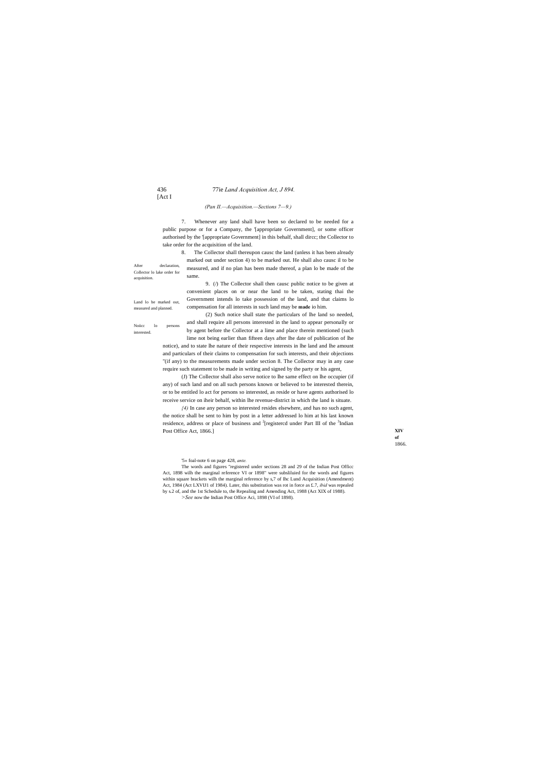*(Part II.—Acquisition.—Sections 7—9.)*

After declaration, Collector lo lake order for acquisition.

7. Whenever any land shall have been so declared to be needed for a public purpose or for a Company, the '[appropriate Government], or some officer authorised by the '[appropriate Government] in this behalf, shall dircc; the Collector to take order for the acquisition of the land.

Land lo be marked out, measured and planned.

8. The Collector shall thereupon causc the land (unless it has been already marked out under section 4) to be marked out. He shall also causc il to be measured, and if no plan has been made thereof, a plan lo be made of the same.

Noiicc lo persons interested.

9. (*l*) The Collector shall then causc public notice to be given at convenient places on or near the land to be taken, stating thai the Government intends lo take possession of the land, and that claims lo compensation for all interests in such land may be **made** io him.

(2) Such notice shall state the particulars of lhe land so needed, and shall require all persons interested in the land to appear personally or by agent before the Collector at a lime and place therein mentioned (such lime not being earlier than fifteen days after lhe date of publication of lhe notice), and to state lhe nature of their respective interests in lhe land and lhe amount and particulars of their claims to compensation for such interests, and their objections "(if any) to the measurements made under section 8. The Collector may in any case require such statement to be made in writing and signed by the party or his agent,

(J) The Collector shall also serve notice to lhe same effect on lhe occupier (if any) of such land and on all such persons known or believed to be interested therein, or to be entitled lo act for persons so interested, as reside or have agents authorised lo receive service on iheir behalf, within lhe revenue-district in which the land is situate.

*{4)* In case any person so interested resides elsewhere, and has no such agent, the notice shall be sent to him by post in a letter addressed lo him at his last known residence, address or place of business and [2][registercd under Part III of the [3]Indian Post Office Act, 1866.]

**XIV of** 1866.

'5« foal-note 6 on page 428, *ante.*

The words and figures "registered under sections 28 and 29 of the Indian Post Officc Act, 1898 wilh the marginal reference VI or 1898" were subsliluied for the words and figures within square brackets wilh the marginal reference by s,7 of Ihc Lund Acquisition (Amendment) Act, 1984 (Act LXVIJ1 of 1984). Later, this substitution was rot in force as £.7, *ibid* was repealed by s.2 of, and the 1st Schedule to, the Repealing and Amending Act, 1988 (Act XIX of 1988).

>*See* now the Indian Post Office Aci, 1898 (VI of 1898).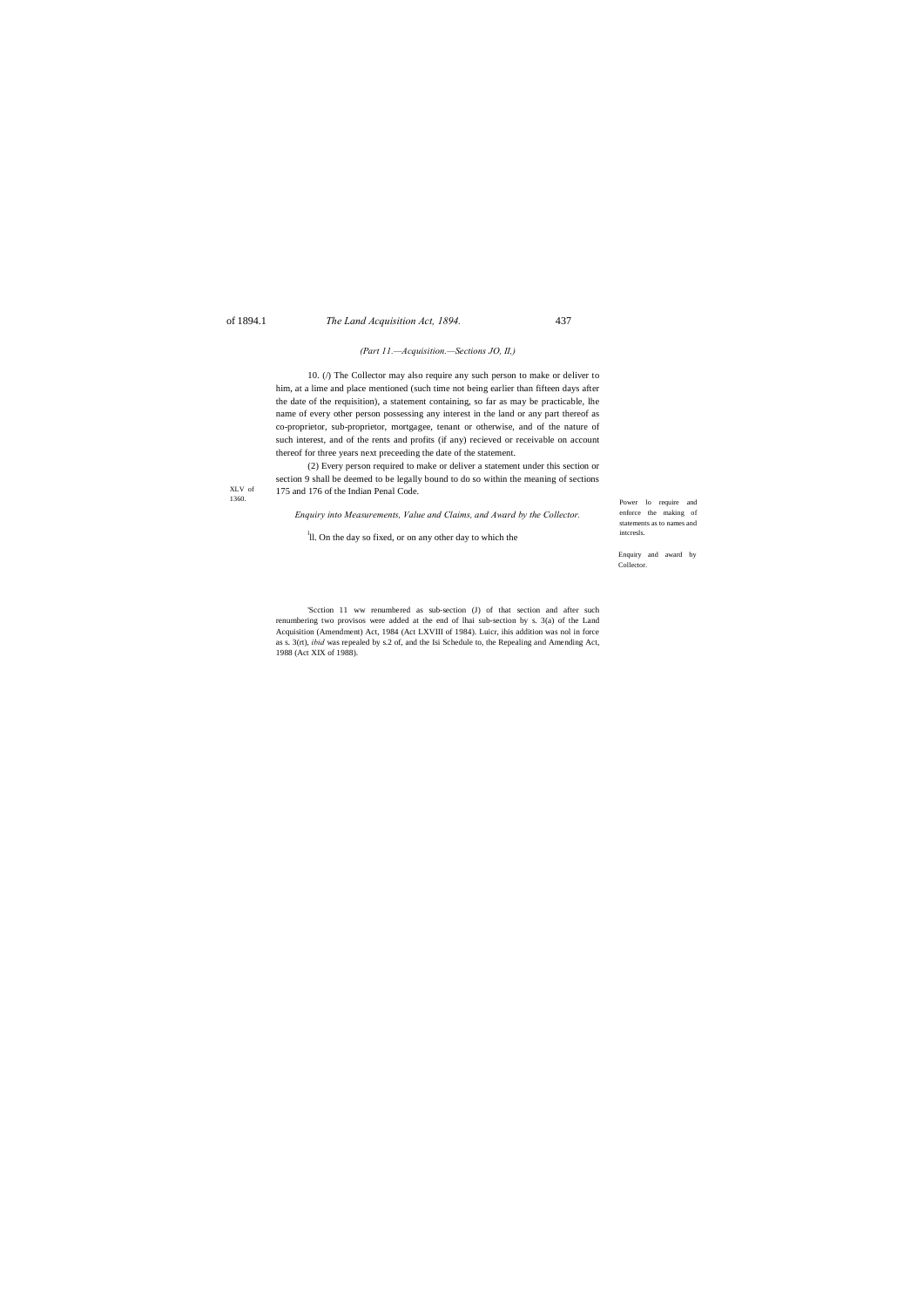*(Part 11.—Acquisition.—Sections JO, II,)*

10. (/) The Collector may also require any such person to make or deliver to him, at a lime and place mentioned (such time not being earlier than fifteen days after the date of the requisition), a statement containing, so far as may be practicable, lhe name of every other person possessing any interest in the land or any part thereof as co-proprietor, sub-proprietor, mortgagee, tenant or otherwise, and of the nature of such interest, and of the rents and profits (if any) recieved or receivable on account thereof for three years next preceeding the date of the statement.

Power lo require and enforce the making of statements as to names and intcresls.

(2) Every person required to make or deliver a statement under this section or section 9 shall be deemed to be legally bound to do so within the meaning of sections 175 and 176 of the Indian Penal Code.

XLV of 1360.

*Enquiry into Measurements, Value and Claims, and Award by the Collector.*

[1]ll. On the day so fixed, or on any other day to which the

Enquiry and award by Collector.

'Scction 11 ww renumbered as sub-section (J) of that section and after such renumbering two provisos were added at the end of lhai sub-section by s. 3(a) of the Land Acquisition (Amendment) Act, 1984 (Act LXVIII of 1984). Luicr, ihis addition was nol in force as s. 3(rt), *ibid* was repealed by s.2 of, and the Isi Schedule to, the Repealing and Amending Act, 1988 (Act XIX of 1988).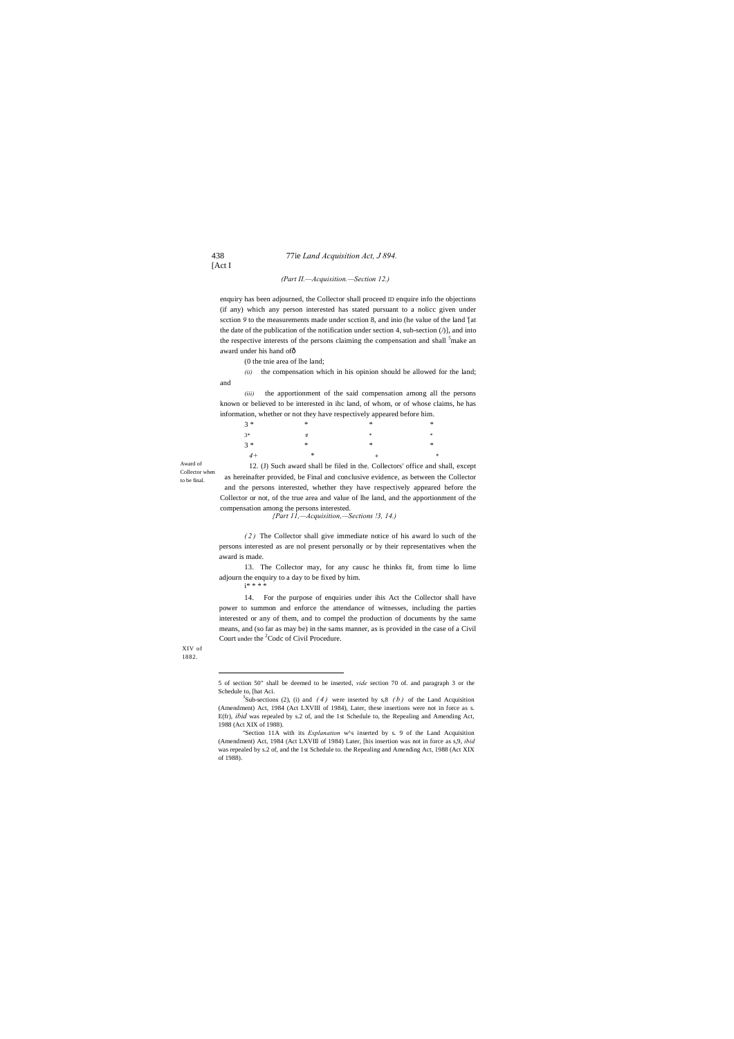*(Part II.—Acquisition.—Section 12.)*

enquiry has been adjourned, the Collector shall proceed ID enquire info the objections (if any) which any person interested has stated pursuant to a nolicc given under scction *9* to the measurements made under scction 8, and inio (he value of the land '[at the date of the publication of the notification under section 4, sub-section (/)], and into the respective interests of the persons claiming the compensation and shall [5]make an award under his hand ofô

(0 the tnie area of lhe land;

*(ii)* the compensation which in his opinion should be allowed for the land; and

*(iii)* the apportionment of the said compensation among all the persons known or believed to be interested in ihc land, of whom, or of whose claims, he has information, whether or not they have respectively appeared before him.

3 * * * *

3* # * *

3 * * * *

*4+* * + *

Award of Collector when to be final.

12. (J) Such award shall be filed in the. Collectors' office and shall, except as hereinafter provided, be Final and conclusive evidence, as between the Collector and the persons interested, whether they have respectively appeared before the Collector or not, of the true area and value of lhe land, and the apportionment of the compensation among the persons interested.

*{Part 11,—Acquisition,—Sections !3, 14.)*

*(2)* The Collector shall give immediate notice of his award lo such of the persons interested as are nol present personally or by their representatives when the award is made.

13. The Collector may, for any causc he thinks fit, from time lo lime adjourn the enquiry to a day to be fixed by him.

i* * * *

14. For the purpose of enquiries under ihis Act the Collector shall have power to summon and enforce the attendance of witnesses, including the parties interested or any of them, and to compel the production of documents by the same means, and (so far as may be) in the sams manner, as is provided in the case of a Civil Court under the [2]Codc of Civil Procedure.

XIV of 1882.

---

5 of section 50" shall be deemed to be inserted, *vide* section 70 of. and paragraph 3 or the Schedule to, [hat Aci.

[3]Sub-sections (2), (i) and *(4)* were inserted by s,8 *(b)* of the Land Acquisition (Amendment) Act, 1984 (Act LXVIII of 1984), Later, these insertions were not in force as s. E(fr), *ibid* was repealed by s.2 of, and the 1st Schedule to, the Repealing and Amending Act, 1988 (Act XIX of 1988).

"Section 11A with its *Explanation* w^s inserted by s. 9 of the Land Acquisition (Amendment) Act, 1984 (Act LXVIIl of 1984) Later, [his insertion was not in force as s,9, *ibid* was repealed by s.2 of, and the 1st Schedule to. the Repealing and Amending Act, 1988 (Act XIX of 1988).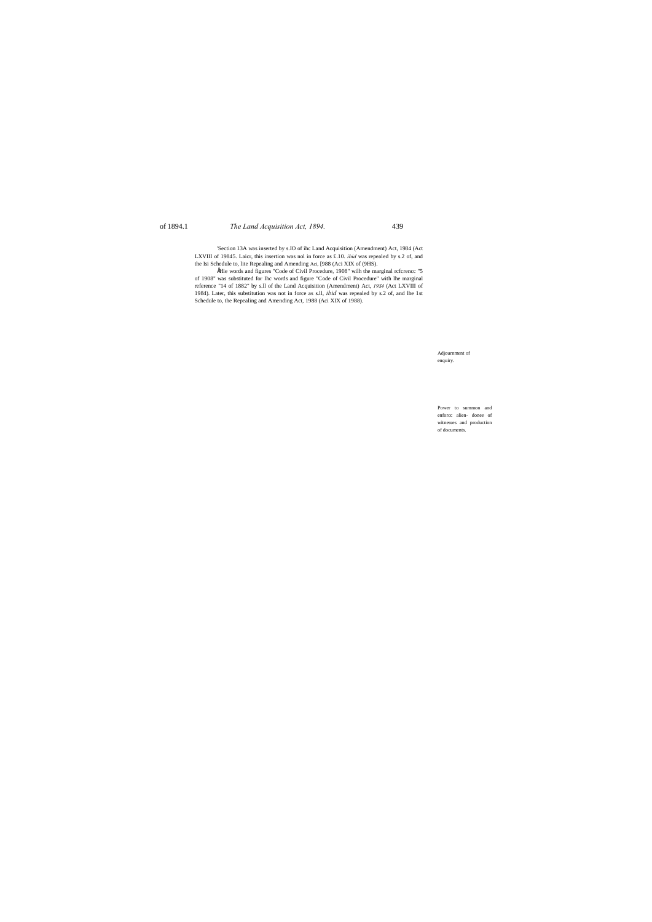'Section 13A was inserted by s.IO of ihc Land Acquisition (Amendment) Act, 1984 (Act LXVIII of 19845. Laicr, this insertion was nol in force as £.10. *ibid* was repealed by s.2 of, and the Isi Schedule to, lite Repealing and Amending Aci, [988 (Aci XIX of (9HS).

ÂHie words and figures "Code of Civil Procedure, 1908" wilh the marginal rcfcrencc "5 of 1908" was substituted for lhc words and figure "Code of Civil Procedure" with lhe marginal reference "14 of 1882" by s.ll of the Land Acquisition (Amendment) Act, *1984* (Act LXVIII of 1984). Later, this substitution was not in force as s.ll, *ibid* was repealed by s.2 of, and lhe 1st Schedule to, the Repealing and Amending Act, 1988 (Aci XIX of 1988).

Adjournment of enquiry.

Power to summon and enforcc alien- donee of witnesses and production of documents.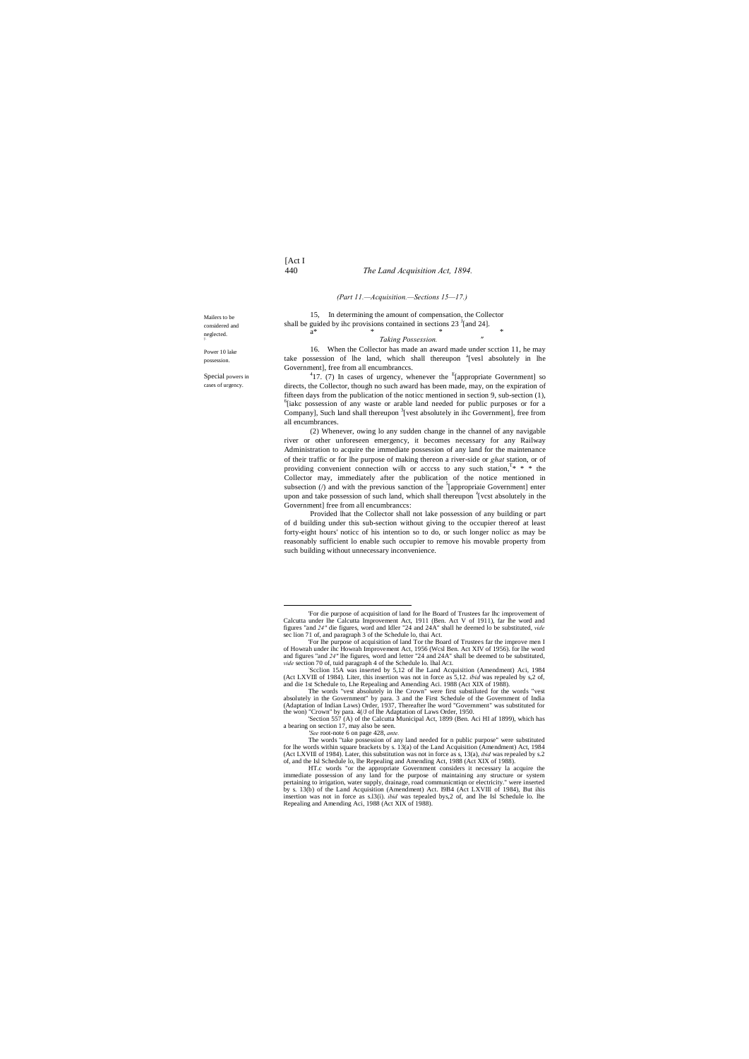*(Part II.—Acquisition.—Sections 15—17.)*

Matters to be considered and neglected.

15. In determining the amount of compensation, the Collector shall be guided by the provisions contained in sections 23 [1][and 24].

[2]* * * *

*Taking Possession.*

Power to take possession.

16. When the Collector has made an award made under section 11, he may take possession of the land, which shall thereupon [3][vest absolutely in the Government], free from all encumbrances.

Special powers in cases of urgency.

[4]17. (1) In cases of urgency, whenever the [5][appropriate Government] so directs, the Collector, though no such award has been made, may, on the expiration of fifteen days from the publication of the notice mentioned in section 9, sub-section (1), [6][take possession of any waste or arable land needed for public purposes or for a Company], Such land shall thereupon [3][vest absolutely in the Government], free from all encumbrances.

(2) Whenever, owing to any sudden change in the channel of any navigable river or other unforeseen emergency, it becomes necessary for any Railway Administration to acquire the immediate possession of any land for the maintenance of their traffic or for the purpose of making thereon a river-side or *ghat* station, or of providing convenient connection with or access to any such station,[7]* * * the Collector may, immediately after the publication of the notice mentioned in subsection (1) and with the previous sanction of the [5][appropriate Government] enter upon and take possession of such land, which shall thereupon [3][vest absolutely in the Government] free from all encumbrances.

Provided that the Collector shall not take possession of any building or part of a building under this sub-section without giving to the occupier thereof at least forty-eight hours' notice of his intention so to do, or such longer notice as may be reasonably sufficient to enable such occupier to remove his movable property from such building without unnecessary inconvenience.

---

[1]For the purpose of acquisition of land for the Board of Trustees for the improvement of Calcutta under the Calcutta Improvement Act, 1911 (Ben. Act V of 1911), for the word and figures "and *24"* the figures, word and letter "24 and 24A" shall be deemed to be substituted, *vide* section 71 of, and paragraph 3 of the Schedule to, that Act.

For the purpose of acquisition of land for the Board of Trustees for the improvement of Howrah under the Howrah Improvement Act, 1956 (West Ben. Act XIV of 1956). for the word and figures "and *24"* the figures, word and letter "24 and 24A" shall be deemed to be substituted, *vide* section 70 of, and paragraph 4 of the Schedule to, that Act.

[2]Section 15A was inserted by s.12 of the Land Acquisition (Amendment) Act, 1984 (Act LXVIII of 1984). Later, this insertion was not in force as s.12. *ibid* was repealed by s.2 of, and the 1st Schedule to, the Repealing and Amending Act. 1988 (Act XIX of 1988).

[3]The words "vest absolutely in the Crown" were first substituted for the words "vest absolutely in the Government" by para. 3 and the First Schedule of the Government of India (Adaptation of Indian Laws) Order, 1937, Thereafter the word "Government" was substituted for the word "Crown" by para. 4(1) of the Adaptation of Laws Order, 1950.

[4]Section 557 (A) of the Calcutta Municipal Act, 1899 (Ben. Act III of 1899), which has a bearing on section 17, may also be seen.

[5]*See* foot-note 6 on page 428, *ante.*

[6]The words "take possession of any land needed for a public purpose" were substituted for the words within square brackets by s. 13(a) of the Land Acquisition (Amendment) Act, 1984 (Act LXVIII of 1984). Later, this substitution was not in force as s. 13(a), *ibid* was repealed by s.2 of, and the 1st Schedule to, the Repealing and Amending Act, 1988 (Act XIX of 1988).

[7]The words "or the appropriate Government considers it necessary to acquire the immediate possession of any land for the purpose of maintaining any structure or system pertaining to irrigation, water supply, drainage, road communication or electricity." were inserted by s. 13(b) of the Land Acquisition (Amendment) Act. 1984 (Act LXVIII of 1984), But this insertion was not in force as s.13(b). *ibid* was repealed by s.2 of, and the 1st Schedule to, the Repealing and Amending Act, 1988 (Act XIX of 1988).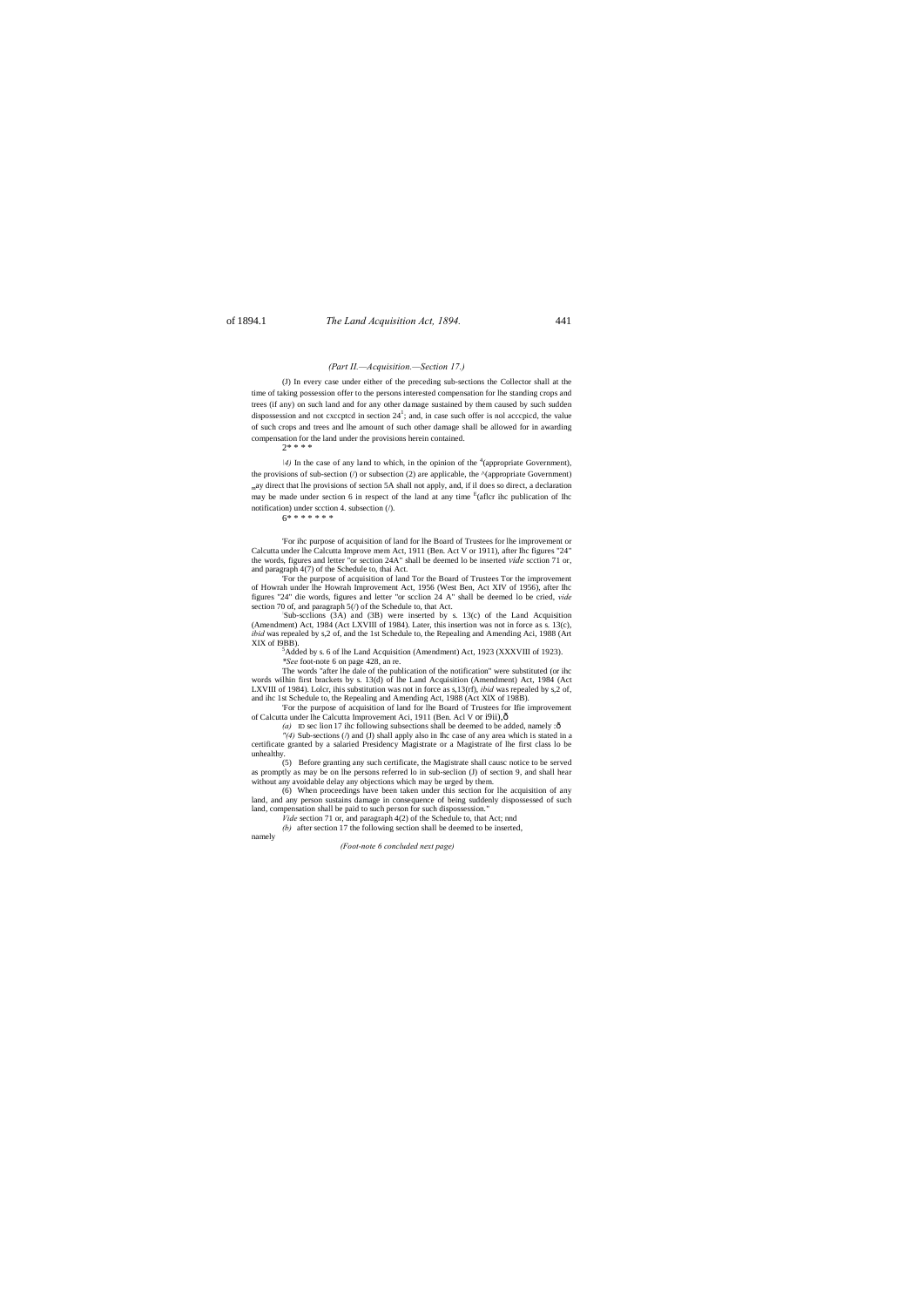*(Part II.—Acquisition.—Section 17.)*

(J) In every case under either of the preceding sub-sections the Collector shall at the time of taking possession offer to the persons interested compensation for lhe standing crops and trees (if any) on such land and for any other damage sustained by them caused by such sudden dispossession and not cxccptcd in section 24[1]; and, in case such offer is not acccpicd, the value of such crops and trees and lhe amount of such other damage shall be allowed for in awarding compensation for the land under the provisions herein contained.

2* * * *

[3]*4)* In the case of any land to which, in the opinion of the [4](appropriate Government), the provisions of sub-section (/) or subsection (2) are applicable, the ^(appropriate Government) „ay direct that lhe provisions of section 5A shall not apply, and, if il does so direct, a declaration may be made under section 6 in respect of the land at any time [E](aflcr ihc publication of lhc notification) under scction 4. subsection (/).

6* * * * * * *

'For ihc purpose of acquisition of land for lhe Board of Trustees for lhe improvement or Calcutta under lhe Calcutta Improve mem Act, 1911 (Ben. Act V or 1911), after lhc figures "24" the words, figures and letter "or section 24A" shall be deemed lo be inserted *vide* scction 71 or, and paragraph 4(7) of the Schedule to, thai Act.

'For the purpose of acquisition of land Tor the Board of Trustees Tor the improvement of Howrah under lhe Howrah Improvement Act, 1956 (West Ben, Act XIV of 1956), after lhc figures "24" die words, figures and letter "or scclion 24 A" shall be deemed lo be cried, *vide* section 70 of, and paragraph 5(/) of the Schedule to, that Act.

'Sub-scclions (3A) and (3B) were inserted by s. 13(c) of the Land Acquisition (Amendment) Act, 1984 (Act LXVIII of 1984). Later, this insertion was not in force as s. 13(c), *ibid* was repealed by s,2 of, and the 1st Schedule to, the Repealing and Amending Aci, 1988 (Art XIX of I9BB).

[5]Added by s. 6 of lhe Land Acquisition (Amendment) Act, 1923 (XXXVIII of 1923).

*\*See* foot-note 6 on page 428, an re.

The words "after lhe dale of the publication of the notification" were substituted (or ihc words wilhin first brackets by s. 13(d) of lhe Land Acquisition (Amendment) Act, 1984 (Act LXVIII of 1984). Lolcr, ihis substitution was not in force as s,13(rf), *ibid* was repealed by s,2 of, and ihc 1st Schedule to, the Repealing and Amending Act, 1988 (Act XIX of 198B).

'For the purpose of acquisition of land for lhe Board of Trustees for Ifie improvement of Calcutta under lhe Calcutta Improvement Aci, 1911 (Ben. Acl V or i9ii),—

*(a)* ID sec lion 17 ihc following subsections shall be deemed to be added, namely :—

*"(4)* Sub-sections (/) and (J) shall apply also in lhc case of any area which is stated in a certificate granted by a salaried Presidency Magistrate or a Magistrate of lhe first class lo be unhealthy.

(5) Before granting any such certificate, the Magistrate shall causc notice to be served as promptly as may be on lhe persons referred lo in sub-seclion (J) of section 9, and shall hear without any avoidable delay any objections which may be urged by them.

(6) When proceedings have been taken under this section for lhe acquisition of any land, and any person sustains damage in consequence of being suddenly dispossessed of such land, compensation shall be paid to such person for such dispossession."

*Vide* section 71 or, and paragraph 4(2) of the Schedule to, that Act; nnd

*(b)* after section 17 the following section shall be deemed to be inserted, namely

*(Foot-note 6 concluded next page)*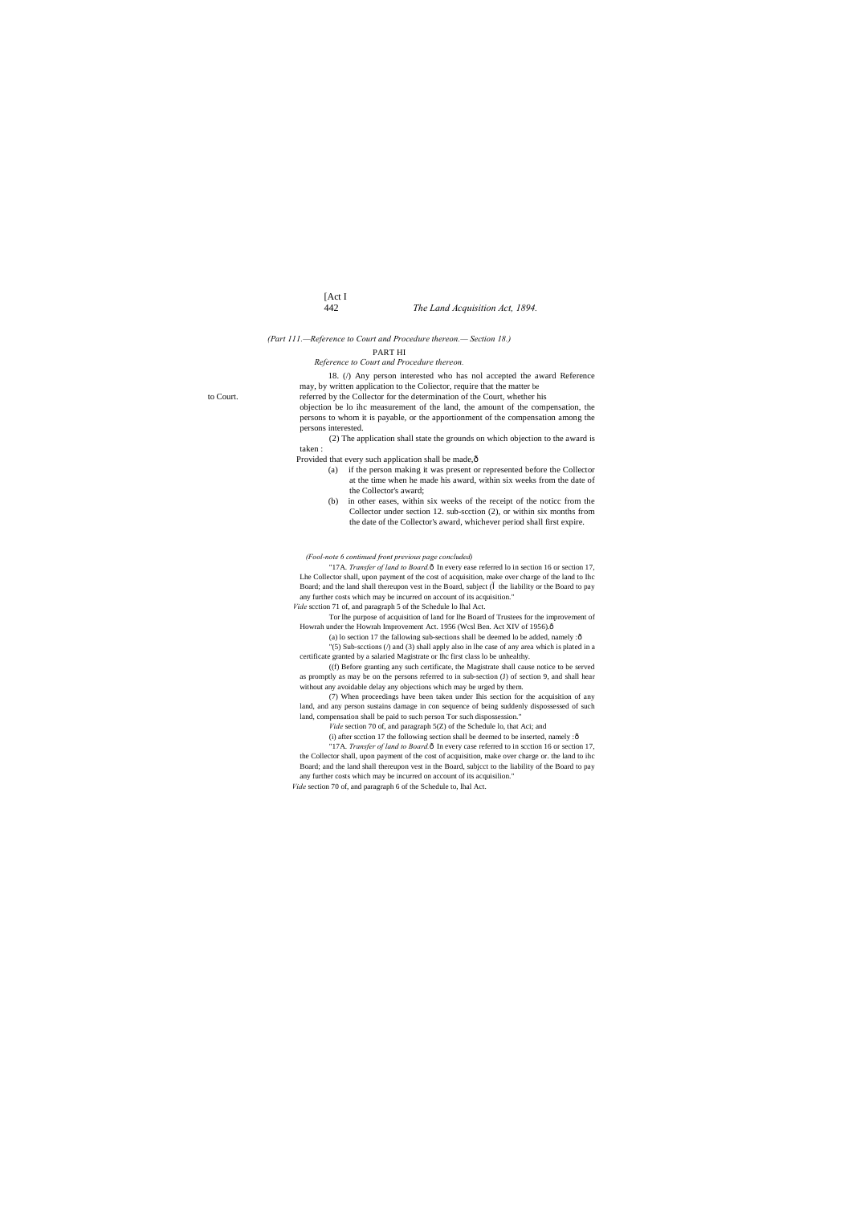*(Part 111.—Reference to Court and Procedure thereon.— Section 18.)*

## PART HI

*Reference to Court and Procedure thereon.*

Reference to Court.

18. (/) Any person interested who has nol accepted the award may, by written application to the Coiiector, require that the matter be referred by the Collector for the determination of the Court, whether his objection be lo ihc measurement of the land, the amount of the compensation, the persons to whom it is payable, or the apportionment of the compensation among the persons interested.

(2) The application shall state the grounds on which objection to the award is taken :

Provided that every such application shall be made,ô

(a) if the person making it was present or represented before the Collector at the time when he made his award, within six weeks from the date of the Collector's award;

(b) in other eases, within six weeks of the receipt of the noticc from the Collector under section 12. sub-scction (2), or within six months from the date of the Collector's award, whichever period shall first expire.

*(Fool-note 6 continued front previous page concluded)*

"17A. *Transfer of land to Board.*ô In every ease referred lo in section 16 or section 17, Lhe Collector shall, upon payment of the cost of acquisition, make over charge of the land to lhc Board; and the land shall thereupon vest in the Board, subject (Î the liability or the Board to pay any further costs which may be incurred on account of its acquisition."

*Vide* scction 71 of, and paragraph 5 of the Schedule lo lhal Act.

Tor lhe purpose of acquisition of land for lhe Board of Trustees for the improvement of Howrah under the Howrah Improvement Act. 1956 (Wcsl Ben. Act XIV of 1956).ô

(a) lo section 17 the fallowing sub-sections shall be deemed lo be added, namely :ô

"(5) Sub-scctions (/) and (3) shall apply also in lhe case of any area which is plated in a certificate granted by a salaried Magistrate or Ihc first class lo be unhealthy.

((f) Before granting any such certificate, the Magistrate shall cause notice to be served as promptly as may be on the persons referred to in sub-section (J) of section 9, and shall hear without any avoidable delay any objections which may be urged by them.

(7) When proceedings have been taken under lhis section for the acquisition of any land, and any person sustains damage in con sequence of being suddenly dispossessed of such land, compensation shall be paid to such person Tor such dispossession."

*Vide* section 70 of, and paragraph 5(Z) of the Schedule lo, that Aci; and

(i) after scction 17 the following section shall be deemed to be inserted, namely :ô

"17A. *Transfer of land to Board.*ô In every case referred to in scction 16 or section 17, the Collector shall, upon payment of the cost of acquisition, make over charge or. the land to ihc Board; and the land shall thereupon vest in the Board, subjcct to the liability of the Board to pay any further costs which may be incurred on account of its acquisilion."

*Vide* section 70 of, and paragraph 6 of the Schedule to, lhal Act.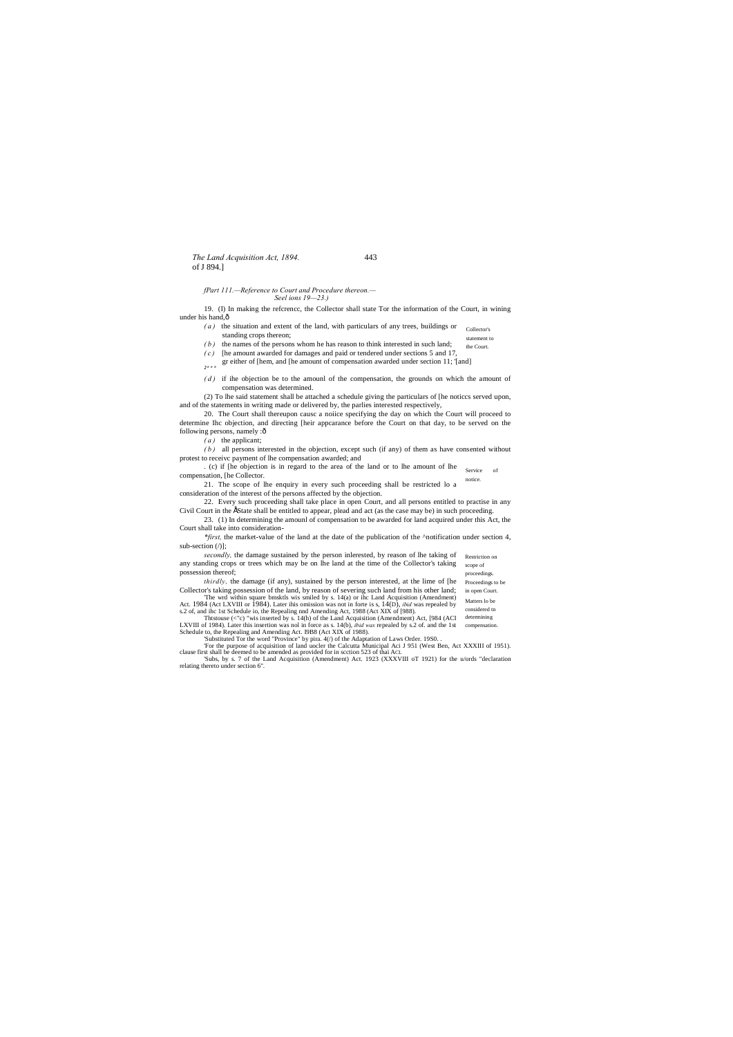*fPart 111.—Reference to Court and Procedure thereon.— Seel ions 19—23.)*

19. (I) In making the refcrencc, the Collector shall state Tor the information of the Court, in wining under his hand,ô

*(a)* the situation and extent of the land, with particulars of any trees, buildings or standing crops thereon;

*(b)* the names of the persons whom he has reason to think interested in such land;

*(c)* [he amount awarded for damages and paid or tendered under sections 5 and 17, gr either of [hem, and [he amount of compensation awarded under section 11; '[and] 2***

*(d)* if ihe objection be to the amounl of the compensation, the grounds on which the amount of compensation was determined.

Collector's statement to the Court.

(2) To lhe said statement shall be attached a schedule giving the particulars of [he noticcs served upon, and of the statements in writing made or delivered by, the parlies interested respectively,

20. The Court shall thereupon causc a noiice specifying the day on which the Court will proceed to determine Ihc objection, and directing [heir appcarance before the Court on that day, to be served on the following persons, namely :ô

*(a)* the applicant;

*(b)* all persons interested in the objection, except such (if any) of them as have consented without protest to receivc payment of lhe compensation awarded; and

. (c) if [he objection is in regard to the area of the land or to lhe amount of lhe compensation, [he Collector.

Service of notice.

21. The scope of lhe enquiry in every such proceeding shall be restricted lo a consideration of the interest of the persons affected by the objection.

Restriction on scope of proceedings.

22. Every such proceeding shall take place in open Court, and all persons entitled to practise in any Civil Court in the ÅState shall be entitled to appear, plead and act (as the case may be) in such proceeding.

Proceedings to be in open Court.

23. (1) In determining the amounl of compensation to be awarded for land acquired under this Act, the Court shall take into consideration-

Matters lo be considered tn determining compensation.

*\*first,* the market-value of the land at the date of the publication of the ^notification under section 4, sub-section (/)];

*secondly,* the damage sustained by the person inlerested, by reason of lhe taking of any standing crops or trees which may be on lhe land at the time of the Collector's taking possession thereof;

*thirdly,* the damage (if any), sustained by the person interested, at the lime of [he Collector's taking possession of the land, by reason of severing such land from his other land;

'The wrd within square bmsktls wis smiled by s. 14(a) or ihc Land Acquisition (Amendment) Act. 1984 (Act LXVIII or 1984). Later ihis omission was not in forte is s, 14(D), *ibid* was repealed by s.2 of, and ihc 1st Schedule io, the Repealing nnd Amending Act, 1988 (Act XIX of [988).

Thtstouse (<"c) "wis inserted by s. 14(b) of the Land Acquisition (Amendment) Act, [984 (ACI LXVIII of 1984). Later this insertion was nol in force as s. 14(b), *ibid was* repealed by s.2 of. and the 1st Schedule to, the Repealing and Amending Act. I9B8 (Act XIX of 1988).

'Substituted Tor the word "Province" by pira. 4(/) of the Adaptation of Laws Order. 19S0. .

'For the purpose of acquisition of land uocler the Calcutta Municipal Aci J 951 (West Ben, Act XXXIII of 1951). clause first shall be deemed to be amended as provided for in scction 523 of thai ACL

'Subs, by s. 7 of the Land Acquisition (Amendment) Act. 1923 (XXXVIII oT 1921) for the u/ords "declaration relating thereto under section 6".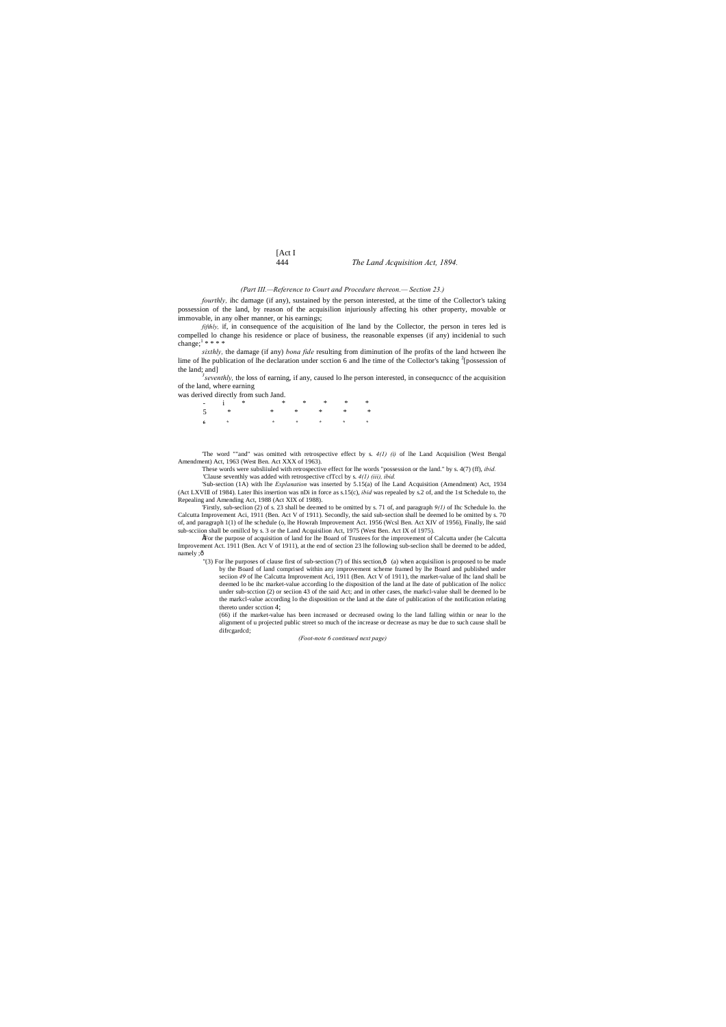*(Part III.—Reference to Court and Procedure thereon.— Section 23.)*

*fourthly,* ihc damage (if any), sustained by the person interested, at the time of the Collector's taking possession of the land, by reason of the acquisilion injuriously affecting his other property, movable or immovable, in any olher manner, or his earnings;

*fifthly,* if, in consequence of the acquisition of lhe land by the Collector, the person in teres led is compelled lo change his residence or place of business, the reasonable expenses (if any) incidenial to such change;[1] * * * *

*sixthly,* the damage (if any) *bona fide* resulting from diminution of lhe profits of the land hctween lhe lime of lhe publication of lhe declaration under scction 6 and lhe time of the Collector's taking [2][possession of the land; and]

[3]*seventhly,* the loss of earning, if any, caused lo lhe person interested, in consequcncc of the acquisition of the land, where earning was derived directly from such Jand.

- i * * * * * * *

5 * * * * * *

6 * * * * * *

---

[1]The word ""and" was omitted with retrospective effect by s. *4(1) (i)* of lhe Land Acquisilion (West Bengal Amendment) Act, 1963 (West Ben. Act XXX of 1963).

[2]These words were subsliiuled with retrospective effect for lhe words "possession or the land." by s. 4(7) (ff), *ibid.*

[3]Clause seventhly was added with retrospective cfTccl by s. *4(1) (iii), ibid.*

[4]Sub-section (1A) with lhe *Explanation* was inserted by 5.15(a) of lhe Land Acquisition (Amendment) Act, 1934 (Act LXVIIl of 1984). Later Ihis insertion was nDi in force as s.15(c), *ibid* was repealed by s.2 of, and the 1st Schedule to, the Repealing and Amending Act, 1988 (Act XIX of 1988).

[5]Firstly, sub-seclion (2) of s. 23 shall be deemed to be omitted by s. 71 of, and paragraph *9(1)* of Ihc Schedule lo. the Calcutta Improvement Aci, 1911 (Ben. Act V of 1911). Secondly, the said sub-section shall be deemed lo be omitted by s. 70 of, and paragraph 1(1) of lhe schedule (o, lhe Howrah Improvement Act. 1956 (Wcsl Ben. Act XIV of 1956), Finally, lhe said sub-scciion shall be omillcd by s. 3 or the Land Acquisilion Act, 1975 (West Ben. Act IX of 1975).

[6]For the purpose of acquisition of land for lhe Board of Trustees for the improvement of Calcutta under (he Calcutta Improvement Act. 1911 (Ben. Act V of 1911), at the end of section 23 lhe following sub-seclion shall be deemed to be added, namely ;—

"(3) For lhe purposes of clause first of sub-section (7) of Ihis section,— (a) when acquisilion is proposed to be made by the Board of land comprised within any improvement scheme framed by lhe Board and published under seciion *49* of lhe Calcutta Improvement Aci, 1911 (Ben. Act V of 1911), the market-value of lhc land shall be deemed lo be ihc market-value according lo the disposition of the land at lhe date of publication of lhe nolicc under sub-scction (2) or seciion 43 of the said Act; and in other cases, the markcl-value shall be deemed lo be the markcl-value according lo the disposition or the land at the date of publication of the notification relating thereto under scction 4;

(66) if the market-value has been increased or decreased owing lo the land falling within or near lo the alignment of u projected public street so much of the increase or decrease as may be due to such cause shall be difrcgardcd;

*(Foot-note 6 continued next page)*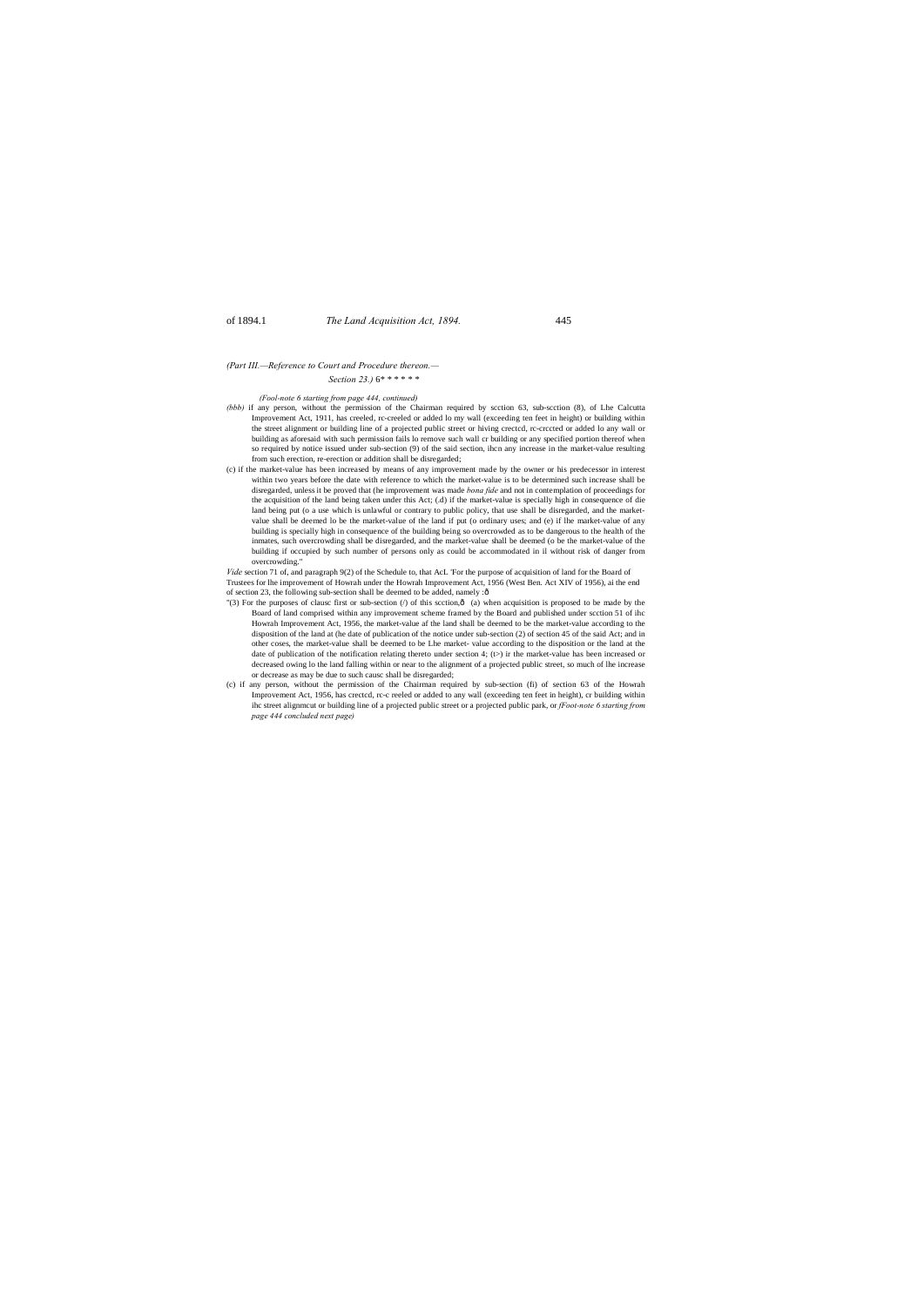*(Part III.—Reference to Court and Procedure thereon.—*

*Section 23.)* 6* * * * * *

*(Fool-note 6 starting from page 444, continued)*

*(bbb)* if any person, without the permission of the Chairman required by scction 63, sub-scction (8), of Lhe Calcutta Improvement Act, 1911, has creeled, rc-creeled or added lo my wall (exceeding ten feet in height) or building within the street alignment or building line of a projected public street or hiving crectcd, rc-crccted or added lo any wall or building as aforesaid with such permission fails lo remove such wall cr building or any specified portion thereof when so required by notice issued under sub-section (9) of the said section, ihcn any increase in the market-value resulting from such erection, re-erection or addition shall be disregarded;

(c) if the market-value has been increased by means of any improvement made by the owner or his predecessor in interest within two years before the date with reference to which the market-value is to be determined such increase shall be disregarded, unless it be proved that (he improvement was made *bona fide* and not in contemplation of proceedings for the acquisition of the land being taken under this Act; (.d) if the market-value is specially high in consequence of die land being put (o a use which is unlawful or contrary to public policy, that use shall be disregarded, and the market-value shall be deemed lo be the market-value of the land if put (o ordinary uses; and (e) if lhe market-value of any building is specially high in consequence of the building being so overcrowded as to be dangerous to the health of the inmates, such overcrowding shall be disregarded, and the market-value shall be deemed (o be the market-value of the building if occupied by such number of persons only as could be accommodated in il without risk of danger from overcrowding."

*Vide* section 71 of, and paragraph 9(2) of the Schedule to, that AcL 'For the purpose of acquisition of land for the Board of Trustees for lhe improvement of Howrah under the Howrah Improvement Act, 1956 (West Ben. Act XIV of 1956), ai the end of section 23, the following sub-section shall be deemed to be added, namely :ô

"(3) For the purposes of clausc first or sub-section (/) of this scction,ô (a) when acquisition is proposed to be made by the Board of land comprised within any improvement scheme framed by the Board and published under scction 51 of ihc Howrah Improvement Act, 1956, the market-value af the land shall be deemed to be the market-value according to the disposition of the land at (he date of publication of the notice under sub-section (2) of section 45 of the said Act; and in other coses, the market-value shall be deemed to be Lhe market- value according to the disposition or the land at the date of publication of the notification relating thereto under section 4; (t>) ir the market-value has been increased or decreased owing lo the land falling within or near to the alignment of a projected public street, so much of lhe increase or decrease as may be due to such causc shall be disregarded;

(c) if any person, without the permission of the Chairman required by sub-section (fi) of section 63 of the Howrah Improvement Act, 1956, has crectcd, rc-c reeled or added to any wall (exceeding ten feet in height), cr building within ihc street alignmcut or building line of a projected public street or a projected public park, or *fFoot-note 6 starting from page 444 concluded next page)*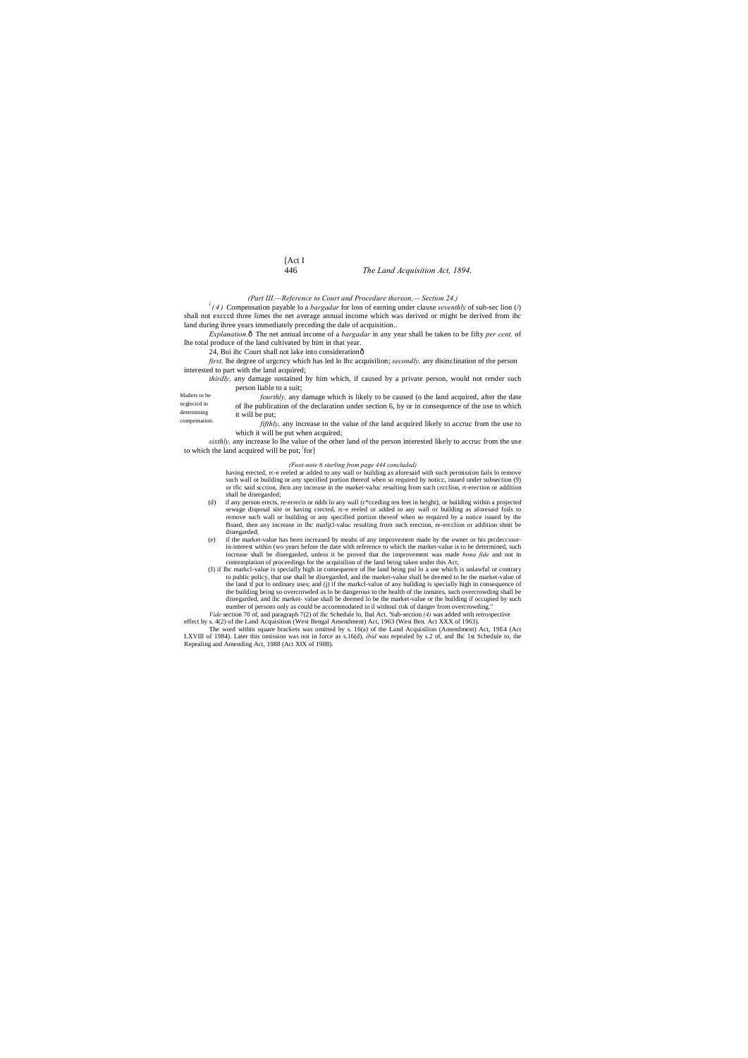(Part III.—Reference to Court and Procedure thereon,— Section 24.)

[1](4) Compensation payable lo a *bargadar* for loss of earning under clause *seventhly* of sub-sec lion (/) shall not excccd three limes the net average annual income which was derived or might be derived from ihc land during ihree years immediately preceding the dale of acquisition..

*Explanation.*ô The net annual income of a *bargadar* in any year shall be taken to be fifty *per cent.* of lhe total produce of the land cultivated by him in that year.

Mailers to be ncglecicd in determining compensation.

24, Bui ihc Court shall not lake into considerationô

*first,* lhe degree of urgcncy which has led lo Ihc acquisilion; *secondly,* any disinclination of the person interested to part with the land acquired;

*thirdly,* any damage sustained by him which, if caused by a private person, would not render such person liable to a suit;

*fourthly,* any damage which is likely to be caused (o the land acquired, after the date of lhe publication of the declaration under section 6, by or in consequence of the use to which it will be put;

*fifthly,* any increase to the value of the land acquired likely to accruc from the use to which it will be put when acquired;

*sixthly,* any increase lo lhe value of the other land of the person interested likely to accruc from the use to which the land acquired will be put; [1]for]

*(Foot-note 6 starling from page 444 concluded)*

having erected, rc-e reeled ar added to any wall or building as aforesaid with such permission fails lo remove such wall or building or any specified portion thereof when so required by noticc, issued under subsection (9) or tfic said scction, ihcn any increase in the market-vaJuc resulting from such crcclion, rt-erection or addition shall be disregarded;

(d) if any person erects, re-errecis or ndds lo any wall (c*cceding ten feet in height), or building within a projected sewage disposal site or having crected, rc-e reeled or added to any wall or building as aforesaid foils to remove sucb wall or building or any specified portion thereof when so required by a notice issued by the Board, then any increase in Ihc marljcl-valuc resulting from such erection, re-ercclion or addition shnit be disregarded;

(e) if the market-value has been increased by meahs of any improvement made by the owner or his prcdeccssor-in-interest within (wo years before the date with reference to which the market-value is to be determined, such increase shall be disregarded, unless it be proved that the improvement was made *bona fide* and not in contemplation of proceedings for the acquisilion of the land being taken under this Act;

(J) if Ihc markcl-value is specially high in consequence of lhe land being pul lo a use which is unlawful or contrary to public policy, that use shall be disregarded, and the market-value shall be deemed to be the market-value of the land if put lo ordinary uses; and (j) if the markcl-value of any building is specially high in consequence of the building being so overcrowded as lo be dangerous to the health of the inmates, such overcrowding shall be disregarded, and ihc market- value shall be deemed lo be the market-value or the building if occupied by such number of persons only as could be accommodated in il withoul risk of danger from overcrowding."

*Vide* section 70 of, and paragraph 7(2) of ihc Schedule lo, lhal Act. 'Sub-section *(4)* was added with retrospective effect by s. 4(2) of the Land Acquisition (West Bengal Amendment) Act, 1963 (West Ben. Act XXX of 1963).

The word within square brackets was omitted by s. 16(a) of the Land Acquisilion (Amendment) Act, 19E4 (Act LXVIll of 1984). Later this omission was not in force as s.16(d), *ibid* was repealed by s.2 of, and Ihc 1st Schedule to, the Repealing and Amending Act, 1988 (Act XIX of 1988).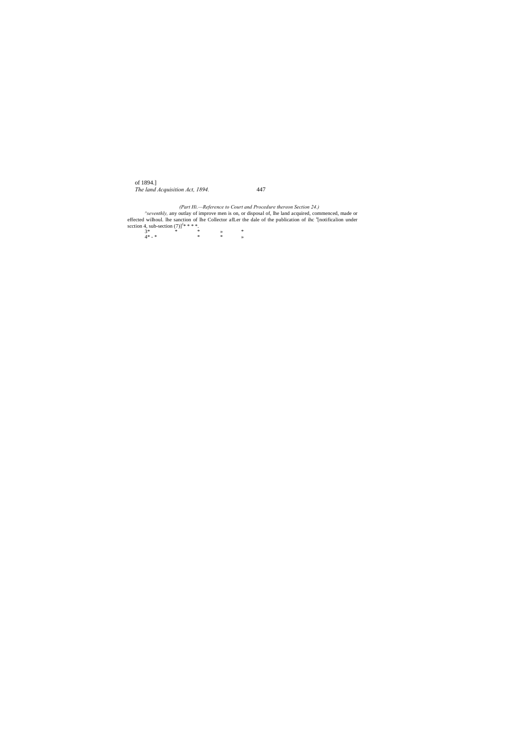*(Part Hi.—Reference to Court and Procedure thereon Section 24.)*

^*seventhly,* any outlay of improve men is on, or disposal of, lhe land acquired, commenced, made or effected wilhoul. lhe sanction of lhe Collector afLer the dale of the publication of ihc [5][notificalion under scction 4, sub-section (7)][1]* * * *.

3* * * » *

4* - * * * »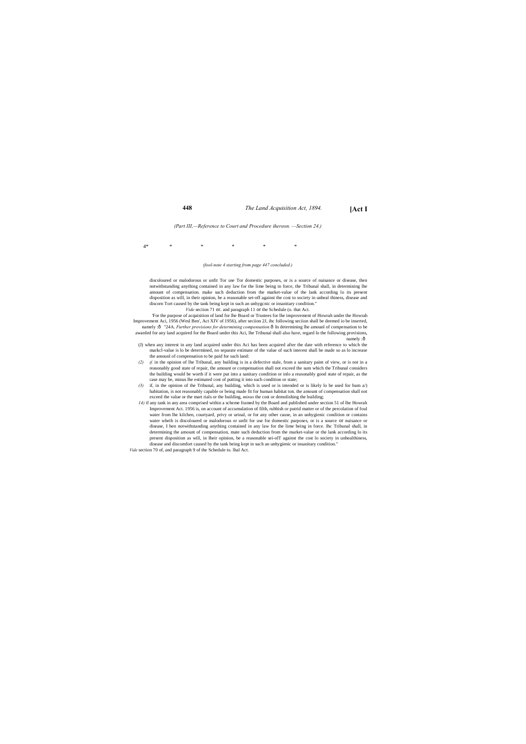*(Part III,—Reference to Court and Procedure ihereon. —Section 24.)*

4* * * * * *

*(fool-note 4 starting from page 447 concluded.)*

discoloured or malodorous or unfit Tor use Tor domestic purposes, or is a source of nuisance or disease, then notwithstanding anything contained in any law for the lime being in force, the Tribunal shall, in determining lhe amount of compensation. make such deduction from the market-value of the lank according lo its present disposition as will, in their opinion, be a reasonable set-off against the cost to society in unheal thiness, disease and discorn Tort caused by the tank being kept in such an unhygcnic or insanitary condition."

*Vide* seciion 71 or. and paragraph 11 or the Schedule (o. that Act.

'For the purpose of acquisition of land for lhe Board or Trustees for lhe improvement of Howrah under the Howrah Improvement Aci, 1956 (Wesl Ben', Act XIV of 1956), after seciion 2J, ihc following seciion shall be deemed io be inserted, namely :ô "24A. *Further provisions for determining compensation.*ô In determining lhe amounl of compensation to be awarded for any land acquired for the Board under this Aci, lhe Tribunal shall also have, regard lo the following provisions, namely :ô

(J) when any interest in any land acquired under this Aci has been acquired after the date with reference to which the markcl-value is lo be determined, no separate estimate of the value of such interest shall be made so as lo increase the amounl of compensation to be paid for such land:

*(2)* *if.* in the opinion of lhe Tribunal, any building is in a defective stale, from a sanitary paint of view, or is not in a reasonably good state of repair, the amount or compensation shall not exceed the sum which the Tribunal considers the building would be worth if it were put into a sanitary condition or inlo a reasonably good state of repair, as the case may be, minus lhe estimated cost of putting it into such condition or state;

*(3)* if, in the opinion of the Tribunal, any building, which is used or is intended or is likely lo be used for hum a/) habitation, is not reasonably capable or being made fit for human habitat ton. the amount of compensation shall not exceed the value or the mart rials or the building, *minus* the cost or demolishing the building;

*14)* if any tank in any area comprised within a scheme framed by the Board and published under section 51 of lhe Howrah Improvement Act. 1956 is, on account of accumulation of filth, rubbish or putrid matter or of the percolation of foul water from lhe kilchen, courtyard, privy or urinal, or for any other cause, in an unhygienic condition or contains water wheih is discoloured or malodorous or unfit for use for domestic purposes, or is a source or nuisance or disease, I hen notwithstanding anything contained in any law for the lime being in force. lhc Tribunal shall, in determining the amount of compensation, mate such deduction from the market-value or the lank according lo its present disposition as will, in lheir opinion, be a reasonable sei-olT against the cost lo society in unhealthiness, disease and discomfort caused by the tank being kept in such an unhygienic or insanitary condition."

*Vide* section 70 of, and paragraph 9 of the Schedule to. lhal Act.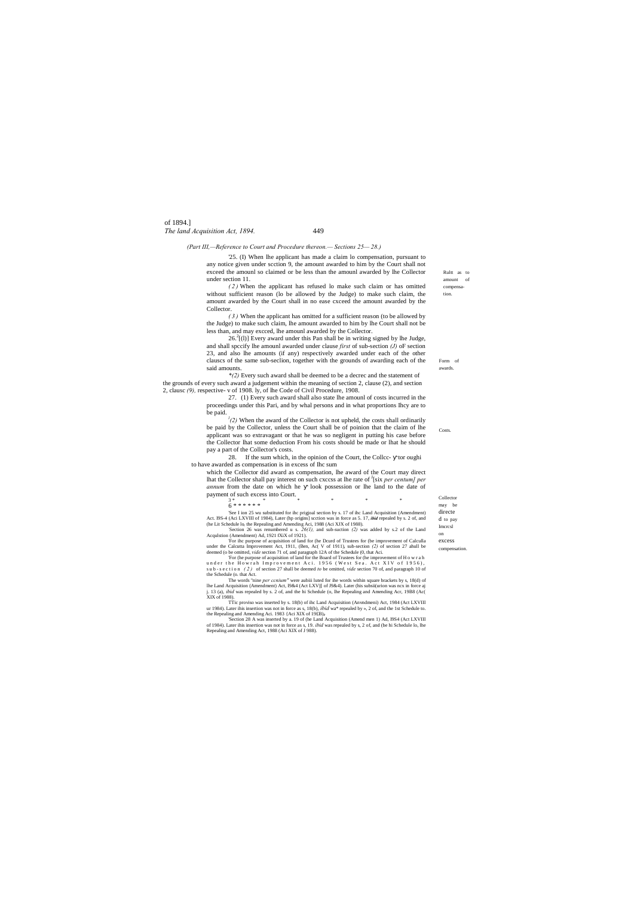*(Part III,—Reference to Court and Procedure thereon.— Sections 25— 28.)*

Rult as to amount of compensation.

[1]25. (I) When lhe applicant has made a claim lo compensation, pursuant to any notice given under scction 9, the amount awarded to him by the Court shall not exceed the amounl so claimed or be less than the amounl awarded by lhe Collector under section 11.

*(2)* When the applicant has refused lo make such claim or has omitted without sufficient reason (lo be allowed by the Judge) to make such claim, the amount awarded by the Court shall in no ease cxceed the amount awarded by the Collector.

*(3)* When the applicant has omitted for a sufficient reason (to be allowed by the Judge) to make such claim, lhe amount awarded to him by lhe Court shall not be less than, and may excced, lhe amounl awarded by the Collector.

Form of awards.

26.[2][(l)] Every award under this Pan shall be in writing signed by lhe Judge, and shall spccify lhe amounl awarded under clause *first* of sub-section *(J)* oF section 23, and also lhe amounts (if any) respectively awarded under each of the other clauscs of the same sub-seclion, together with the grounds of awarding each of the said amounts.

*(2)* Every such award shall be deemed to be a decrec and the statement of the grounds of every such award a judgement within the meaning of section 2, clause (2), and section 2, clausc *(9),* respective- v of 1908. ly, of lhe Code of Civil Procedure, 1908.

Costs.

27. (1) Every such award shall also state lhe amounl of costs incurred in the proceedings under this Pari, and by whal persons and in what proportions lhcy are to be paid.

[3](2) When the award of the Collector is not upheld, the costs shall ordinarily be paid by the Collector, unless the Court shall be of poinion that the claim of lhe applicant was so extravagant or that he was so negligent in putting his case before the Collector lhat some deduction From his costs should be made or lhat he should pay a part of the Collector's costs.

Collector may be directed to pay Imcrcsl on excess compensation.

28. If the sum which, in the opinion of the Court, the Collcc- tor oughi to have awarded as compensation is in excess of Ihc sum which the Collector did award as compensation, lhe award of the Court may direct lhat the Collector shall pay interest on such cxccss at lhe rate of [5][six *per centum] per annum* from the date on which he look possession or lhe land to the date of payment of such excess into Court.

[3]* * * * * *

[6]* * * * * *

---

[1]See I ion 25 wu substituted for ihc prigioal section by s. 17 of ihc Land Acquisition (Amendment) Act. I9S-4 (Aci LXVIII of 1984), Later (hp origins] scction was in force as 5. 17, *ibid* repealed by s. 2 of, and (he Lit Schedule lo, the Repealing and Amending Aci, 1988 (Aci XJX of 1988).

[2]Section 26 was renumbered u s. 26*(1),* and sub-suction *(2)* was added by s.2 of the Land Acqulstion (Amendment) Ad, 1921 fXiX of 1921).

[3]For ihc purpose of acquisition of land for (he Dcurd of Trustees for (be improvement of Calculla under the Calcutta Improvement Act, 1911, (Ben, Ac( V of 1911), sub-section *(2)* of section 27 ahull be deemed (o be omitted, *vide* section 71 of, and paragraph 12A of the Schedule (0, that Aci.

[4]For (he purpose of acquisition of land for the Board of Trustees for (he improvement of Howrah under the Howrah Improvement Aci. 1956 (West Sea. Act XIV of 1956), sub-section *(2)* of section 27 shall be deemed *to* be omitted, *vide* section 70 of, and paragraph 10 of the Schedule (o. that Act.

[5]The words "nine *per ccnium"* were aubiii luted for ihe words within square brackets by s, 18(d) of lhe Land Acquisition (Amendment) Act, I9&4 (Act LXV|[ of J9&4). Later (his subsii(urion was ncx in force aj j. 13 (a), *ibid* was repealed by s. 2 of, and the hi Schedule (o, lhe Repealing and Amending Acr, 19B8 (Ac( XIX of 1988).

TTic proviso was inserted by s. 18(b) of ihc Land Acquisition (Anvndmeni) Act, 1984 (Act LXVIII ur 1984). Later ihis insertion was not in force as s, 18(b), *ibid* wa* repealed by », 2 of, and the 1st Schedule to. the Repealing and Amending Aci. 1983 {Act XIX of 19£B}.

[6]Section 28 A was inserted by a. 19 of (he Land Acquisition (Amend men 1) Ad, I9S4 (Act LXVIII of 1984). Later ihis insertion was not in force as s, 19. *ibid* was repealed by s, 2 of, and (he hi Schedule lo, lhe Repealing and Amending Act, 1988 (Aci XIX of J 988).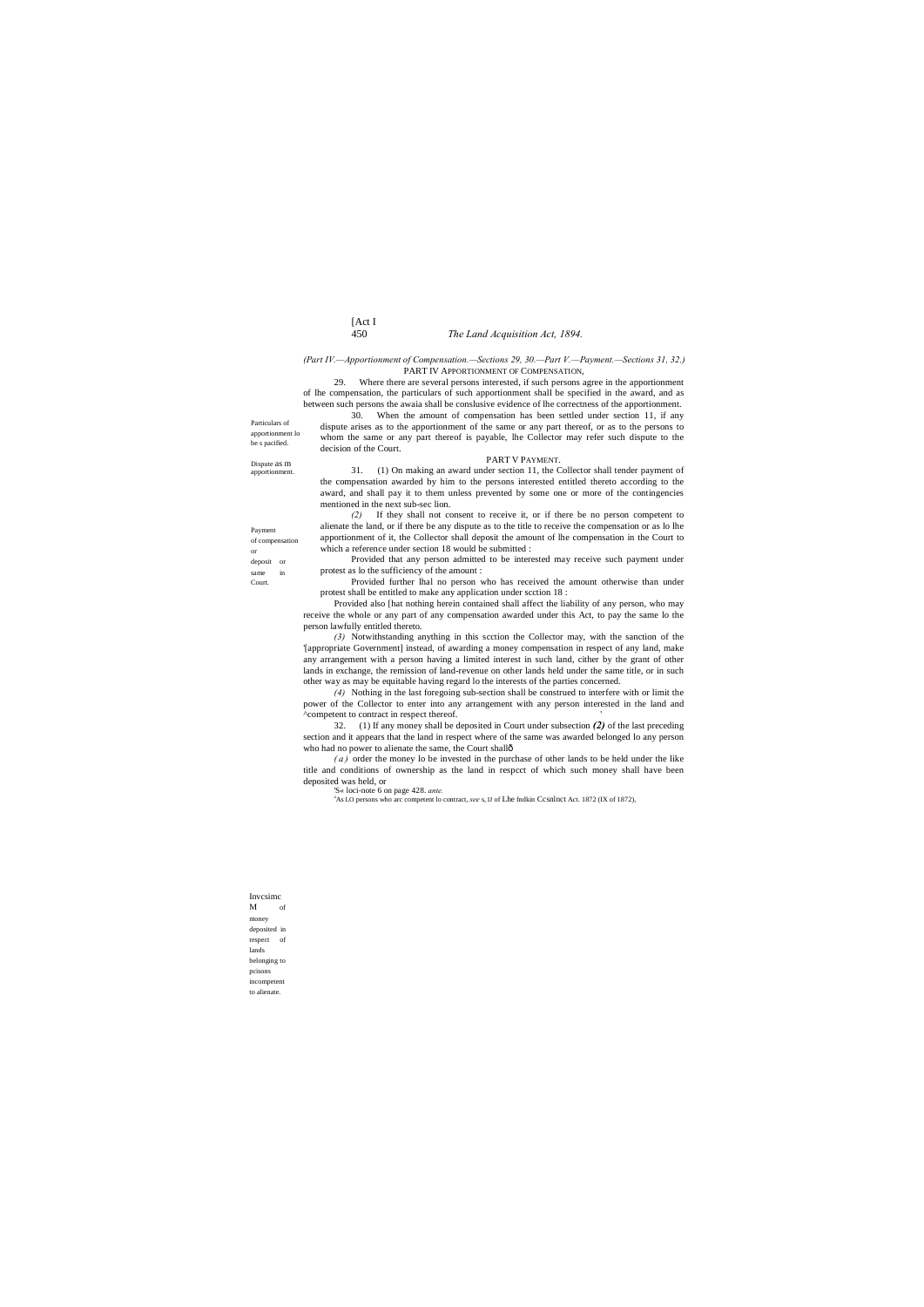*(Part IV.—Apportionment of Compensation.—Sections 29, 30.—Part V.—Payment.—Sections 31, 32.)*

## PART IV APPORTIONMENT OF COMPENSATION,

Particulars of apportionment lo be s pacified.

29. Where there are several persons interested, if such persons agree in the apportionment of lhe compensation, the particulars of such apportionment shall be specified in the award, and as between such persons the awaia shall be conslusive evidence of lhe correctness of the apportionment.

Dispute as m apportionment.

30. When the amount of compensation has been settled under section 11, if any dispute arises as to the apportionment of the same or any part thereof, or as to the persons to whom the same or any part thereof is payable, lhe Collector may refer such dispute to the decision of the Court.

## PART V PAYMENT.

Payment of compensation or deposit or same in Court.

31. (1) On making an award under section 11, the Collector shall tender payment of the compensation awarded by him to the persons interested entitled thereto according to the award, and shall pay it to them unless prevented by some one or more of the contingencies mentioned in the next sub-sec lion.

*(2)* If they shall not consent to receive it, or if there be no person competent to alienate the land, or if there be any dispute as to the title to receive the compensation or as lo lhe apportionment of it, the Collector shall deposit the amount of lhe compensation in the Court to which a reference under section 18 would be submitted :

Provided that any person admitted to be interested may receive such payment under protest as lo the sufficiency of the amount :

Provided further lhal no person who has received the amount otherwise than under protest shall be entitled to make any application under scction 18 :

Provided also [hat nothing herein contained shall affect the liability of any person, who may receive the whole or any part of any compensation awarded under this Act, to pay the same lo the person lawfully entitled thereto.

*(3)* Notwithstanding anything in this scction the Collector may, with the sanction of the '[appropriate Government] instead, of awarding a money compensation in respect of any land, make any arrangement with a person having a limited interest in such land, cither by the grant of other lands in exchange, the remission of land-revenue on other lands held under the same title, or in such other way as may be equitable having regard lo the interests of the parties concerned.

*(4)* Nothing in the last foregoing sub-section shall be construed to interfere with or limit the power of the Collector to enter into any arrangement with any person interested in the land and ^competent to contract in respect thereof.

Invcsimc M of money deposited in respect of lands belonging to pcisons incompetent to alienate.

32. (1) If any money shall be deposited in Court under subsection ***(2)*** of the last preceding section and it appears that the land in respect where of the same was awarded belonged lo any person who had no power to alienate the same, the Court shallô

*(a)* order the money lo be invested in the purchase of other lands to be held under the like title and conditions of ownership as the land in respcct of which such money shall have been deposited was held, or

'Sw loci-note 6 on page 428. *ante.*

[2]As LO persons who arc competent lo contract, *see* s, IJ of Lhe fndkin Ccsnlnct Act. 1872 (IX of 1872),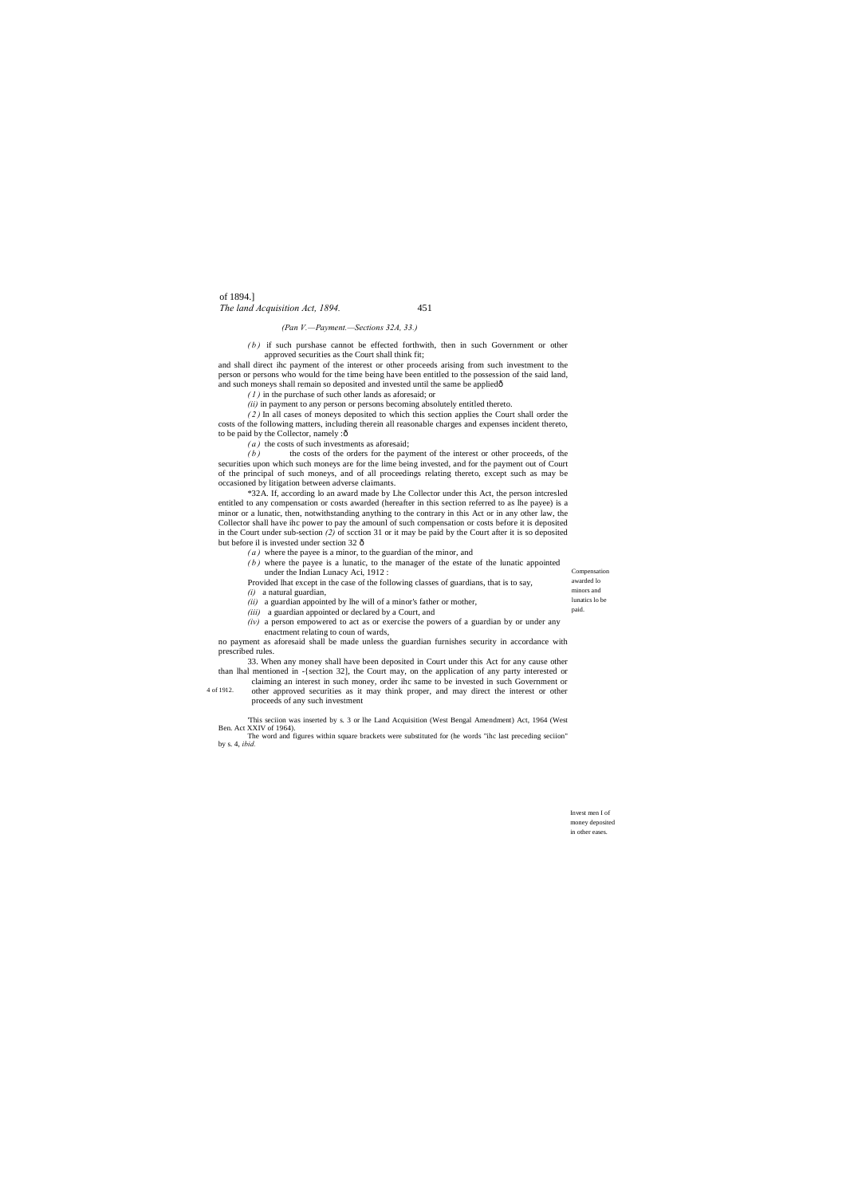*(Part V.—Payment.—Sections 32A, 33.)*

*(b)* if such purshase cannot be effected forthwith, then in such Government or other approved securities as the Court shall think fit;

and shall direct ihc payment of the interest or other proceeds arising from such investment to the person or persons who would for the time being have been entitled to the possession of the said land, and such moneys shall remain so deposited and invested until the same be appliedô

*(1)* in the purchase of such other lands as aforesaid; or

*(ii)* in payment to any person or persons becoming absolutely entitled thereto.

*(2)* In all cases of moneys deposited to which this section applies the Court shall order the costs of the following matters, including therein all reasonable charges and expenses incident thereto, to be paid by the Collector, namely :ô

*(a)* the costs of such investments as aforesaid;

*(b)* the costs of the orders for the payment of the interest or other proceeds, of the securities upon which such moneys are for the lime being invested, and for the payment out of Court of the principal of such moneys, and of all proceedings relating thereto, except such as may be occasioned by litigation between adverse claimants.

Compensation awarded lo minors and lunatics lo be paid.

*32A. If, according lo an award made by Lhe Collector under this Act, the person intcresled entitled to any compensation or costs awarded (hereafter in this section referred to as lhe payee) is a minor or a lunatic, then, notwithstanding anything to the contrary in this Act or in any other law, the Collector shall have ihc power to pay the amounl of such compensation or costs before it is deposited in the Court under sub-section *(2)* of scction 31 or it may be paid by the Court after it is so deposited but before il is invested under section 32 ô

*(a)* where the payee is a minor, to the guardian of the minor, and

*(b)* where the payee is a lunatic, to the manager of the estate of the lunatic appointed under the Indian Lunacy Aci, 1912 :

Provided lhat except in the case of the following classes of guardians, that is to say,

*(i)* a natural guardian,

*(ii)* a guardian appointed by lhe will of a minor's father or mother,

*(iii)* a guardian appointed or declared by a Court, and

*(iv)* a person empowered to act as or exercise the powers of a guardian by or under any enactment relating to coun of wards,

no payment as aforesaid shall be made unless the guardian furnishes security in accordance with prescribed rules.

4 of 1912.

Invest men I of money deposited in other eases.

33. When any money shall have been deposited in Court under this Act for any cause other than lhal mentioned in -[section 32], the Court may, on the application of any party interested or claiming an interest in such money, order ihc same to be invested in such Government or other approved securities as it may think proper, and may direct the interest or other proceeds of any such investment

'This seciion was inserted by s. 3 or lhe Land Acquisition (West Bengal Amendment) Act, 1964 (West Ben. Act XXIV of 1964).

The word and figures within square brackets were substituted for (he words "ihc last preceding seciion" by s. 4, *ibid.*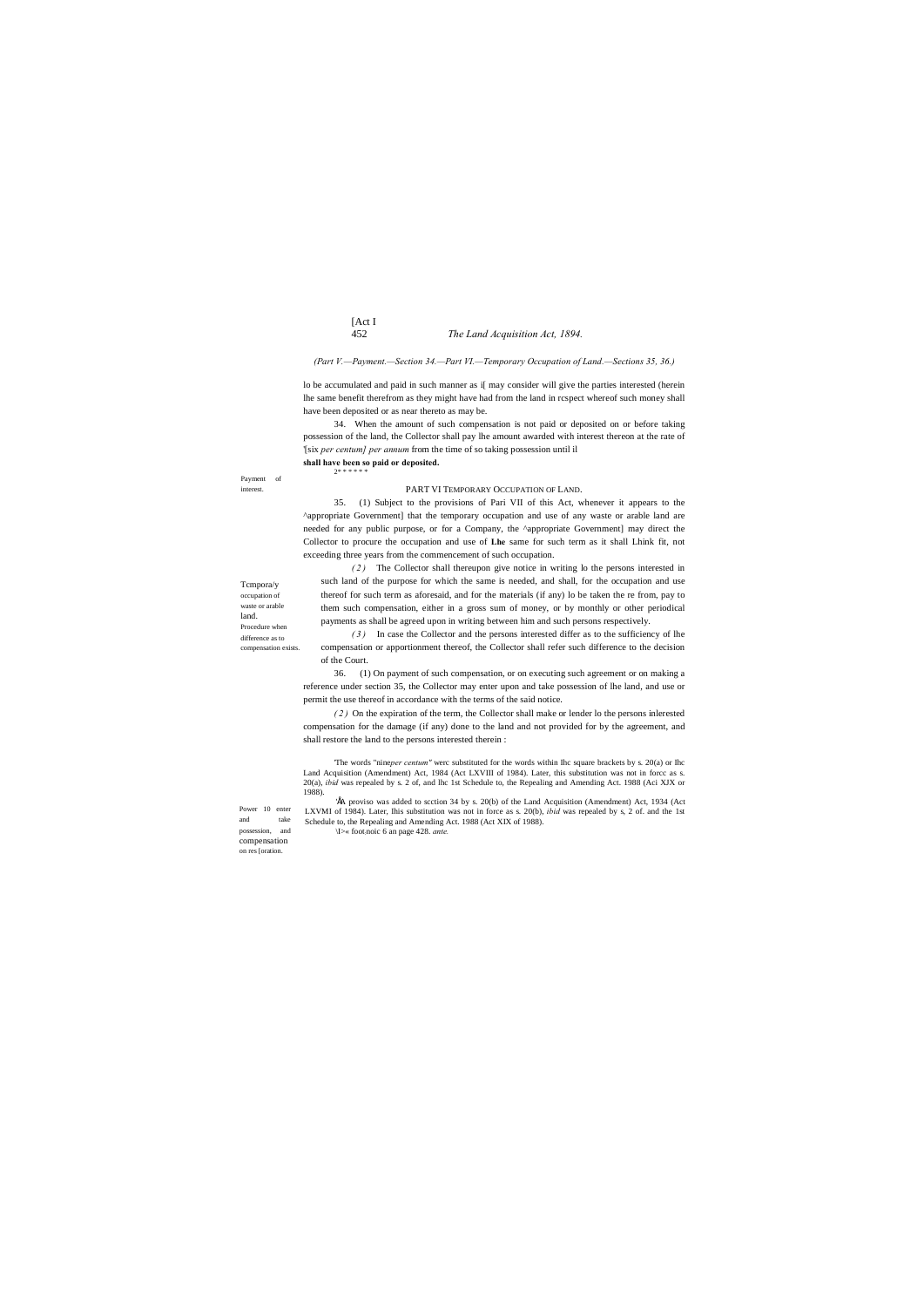*(Part V.—Payment.—Section 34.—Part VI.—Temporary Occupation of Land.—Sections 35, 36.)*

lo be accumulated and paid in such manner as i[ may consider will give the parties interested (herein lhe same benefit therefrom as they might have had from the land in rcspect whereof such money shall have been deposited or as near thereto as may be.

Payment of interest.

34. When the amount of such compensation is not paid or deposited on or before taking possession of the land, the Collector shall pay lhe amount awarded with interest thereon at the rate of '[six *per centum] per annum* from the time of so taking possession until il **shall have been so paid or deposited.**

2\* \* \* \* \* \*

## PART VI TEMPORARY OCCUPATION OF LAND.

Tcmpora/y occupation of waste or arable land.

35. (1) Subject to the provisions of Pari VII of this Act, whenever it appears to the ^appropriate Government] that the temporary occupation and use of any waste or arable land are needed for any public purpose, or for a Company, the ^appropriate Government] may direct the Collector to procure the occupation and use of **Lhe** same for such term as it shall Lhink fit, not exceeding three years from the commencement of such occupation.

*(2)* The Collector shall thereupon give notice in writing lo the persons interested in such land of the purpose for which the same is needed, and shall, for the occupation and use thereof for such term as aforesaid, and for the materials (if any) lo be taken the re from, pay to them such compensation, either in a gross sum of money, or by monthly or other periodical payments as shall be agreed upon in writing between him and such persons respectively.

Procedure when difference as to compensation exists.

*(3)* In case the Collector and the persons interested differ as to the sufficiency of lhe compensation or apportionment thereof, the Collector shall refer such difference to the decision of the Court.

Power 10 enter and take possession, and compensation on res [oration.

36. (1) On payment of such compensation, or on executing such agreement or on making a reference under section 35, the Collector may enter upon and take possession of lhe land, and use or permit the use thereof in accordance with the terms of the said notice.

*(2)* On the expiration of the term, the Collector shall make or lender lo the persons inlerested compensation for the damage (if any) done to the land and not provided for by the agreement, and shall restore the land to the persons interested therein :

'The words "nine*per centum"* werc substituted for the words within lhc square brackets by s. 20(a) or lhc Land Acquisition (Amendment) Act, 1984 (Act LXVIII of 1984). Later, this substitution was not in forcc as s. 20(a), *ibid* was repealed by s. 2 of, and lhc 1st Schedule to, the Repealing and Amending Act. 1988 (Aci XJX or 1988).

'A proviso was added to scction 34 by s. 20(b) of the Land Acquisition (Amendment) Act, 1934 (Act LXVMI of 1984). Later, lhis substitution was not in force as s. 20(b), *ibid* was repealed by s, 2 of. and the 1st Schedule to, the Repealing and Amending Act. 1988 (Act XIX of 1988).

\I>« foot.noic 6 an page 428. *ante.*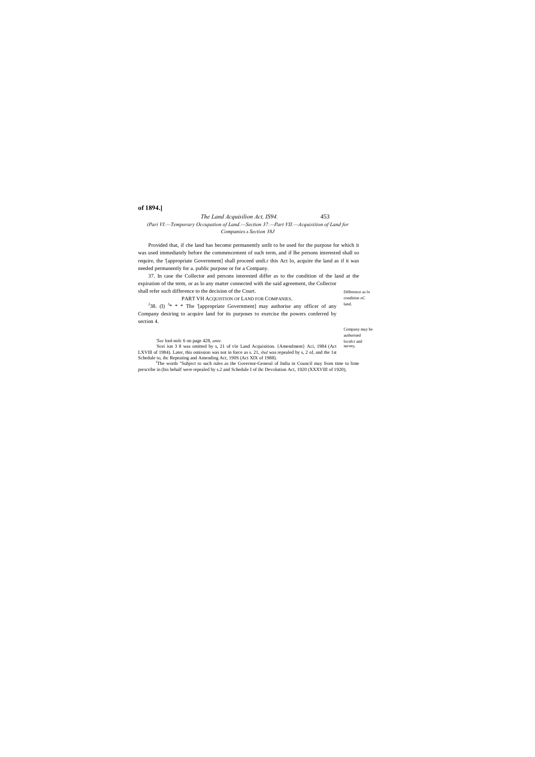**of 1894.]**

*(Pari VI.—Temporary Occupation of Land.—Section 37.—Part VII.—Acquisition of Land for Companies.s Section 38J*

Provided that, if che land has become permanently unfit to be used for the purpose for which it was used immediately before the commencement of such term, and if lhe persons interested shall so require, the '[appropriate Government] shall proceed undi.r this Act lo, acquire the land as if it was needed permanently for a. public purpose or for a Company.

Difference as lo condition oC land.

37. In case the Collector and persons interested differ as to the condition of the land at the expiration of the term, or as lo any matter connected with the said agreement, the Collector shall refer such difference to the decision of the Court.

PART VH ACQUISTION OF LAND FOR COMPANIES.

Company may be authorised locnlcr and survey,

[2]38. (I) [3]* * * The '[appropriate Government] may authorise any officer of any Company desiring to acquire land for its purposes to exercise the powers conferred by section 4.

'*See* lool-nolc 6 on page 428, *ante.*

:Scei ion 3 8 was omitted by s, 21 of t/ie Land Acquisition. {Amendment} Aci, 1984 (Act LXVIIl of 1984). Later, this omission was not in force as s. 21, *ibid* was repealed by s, 2 of, and the 1st Schedule to, ihc Repeating and Amending Act, 190S (Act XIX of 1988).

[3]The words "Subject to such rules as the Governor-General of India in Council may from time to lime prescribe in (his behalf were repealed by s.2 and Schedule I of ihc Devolution Act, 1920 (XXXVIII of 1920),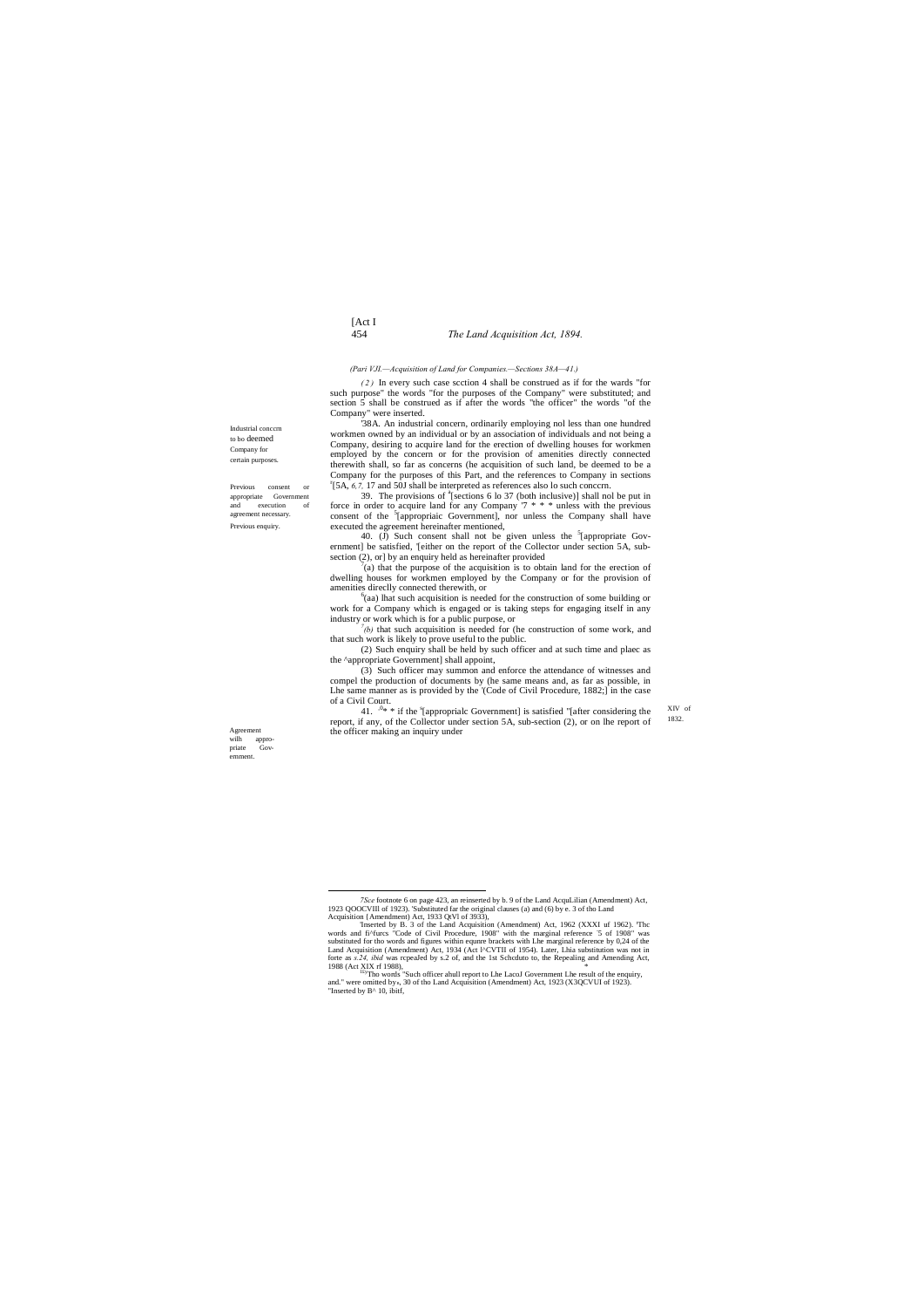*(Pari VJI.—Acquisition of Land for Companies.—Sections 38A—41.)*

*(2)* In every such case scction 4 shall be construed as if for the wards "for such purpose" the words "for the purposes of the Company" were substituted; and section 5 shall be construed as if after the words "the officer" the words "of the Company" were inserted.

Industrial conccrn to bo deemed Company for certain purposes.

'38A. An industrial concern, ordinarily employing nol less than one hundred workmen owned by an individual or by an association of individuals and not being a Company, desiring to acquire land for the erection of dwelling houses for workmen employed by the concern or for the provision of amenities directly connected therewith shall, so far as concerns (he acquisition of such land, be deemed to be a Company for the purposes of this Part, and the references to Company in sections [3][5A, *6, 7,* 17 and 50J shall be interpreted as references also lo such conccrn.

Previous consent or appropriate Government and execution of agreement necessary.

39. The provisions of [4][sections 6 lo 37 (both inclusive)] shall nol be put in force in order to acquire land for any Company '7 * * * unless with the previous consent of the [5][appropriaic Government], nor unless the Company shall have executed the agreement hereinafter mentioned,

Previous enquiry.

40. (J) Such consent shall not be given unless the [5][appropriate Government] be satisfied, '[either on the report of the Collector under section 5A, sub-section (2), or] by an enquiry held as hereinafter provided

[7](a) that the purpose of the acquisition is to obtain land for the erection of dwelling houses for workmen employed by the Company or for the provision of amenities direclly connected therewith, or

[8](aa) lhat such acquisition is needed for the construction of some building or work for a Company which is engaged or is taking steps for engaging itself in any industry or work which is for a public purpose, or

[7]*(b)* that such acquisition is needed for (he construction of some work, and that such work is likely to prove useful to the public.

(2) Such enquiry shall be held by such officer and at such time and plaec as the ^appropriate Government] shall appoint,

(3) Such officer may summon and enforce the attendance of witnesses and compel the production of documents by (he same means and, as far as possible, in Lhe same manner as is provided by the '(Code of Civil Procedure, 1882;] in the case of a Civil Court.

XIV of 1832.

Agreement wilh appropriate Government.

41. [i0]* * if the [5][approprialc Government] is satisfied "[after considering the report, if any, of the Collector under section 5A, sub-section (2), or on lhe report of the officer making an inquiry under

---

*7Sce* footnote 6 on page 423, an reinserted by b. 9 of the Land AcquLilian (Amendment) Act, 1923 QOOCVIII of 1923). 'Substituted far the original clauses (a) and (6) by e. 3 of tho Land Acquisition {Amendment) Act, 1933 QtVl of 3933),

'Inserted by B. 3 of the Land Acquisition (Amendment) Act, 1962 (XXXI uf 1962). 'Thc words and fi^furcs "Code of Civil Procedure, 1908" with the marginal reference `5 of 1908" was substituted for tho words and figures within equnre brackets with Lhe marginal reference by 0,24 of the Land Acquisition (Amendment) Act, 1934 (Act I^CVTII of 1954). Later, Lhia substitution was not in forte as *s.24, ibid* was rcpealed by s.2 of, and the 1st Schcduto to, the Repealing and Amending Act, 1988 (Act XIX rf 1988),

[IO]"Tho words "Such officer ahull report to Lhe LacoJ Government Lhe result of the enquiry, and." were omitted by-, 30 of tho Land Acquisition (Amendment) Act, 1923 (X3QCVUI of 1923). "Inserted by B^ 10, ibitf,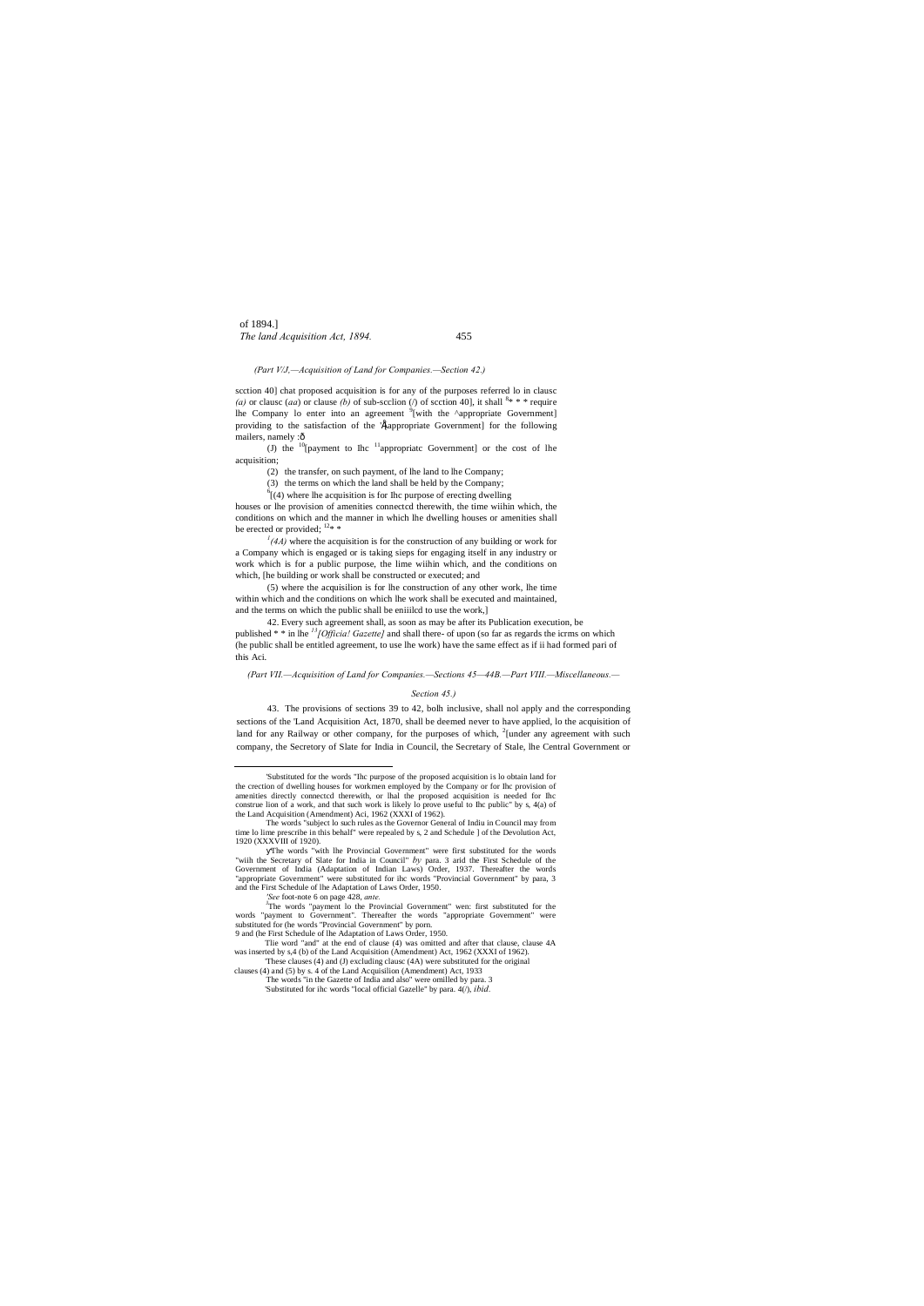(Part V/J.—Acquisition of Land for Companies.—Section 42.)

scction 40] chat proposed acquisition is for any of the purposes referred lo in clausc *(a)* or clausc (*aa*) or clause *(b)* of sub-scclion (*l*) of scction 40], it shall [8]* * * require lhe Company lo enter into an agreement [9][with the ^appropriate Government] providing to the satisfaction of the '[appropriate Government] for the following mailers, namely :—

(J) the [10][payment to Ihc [11]appropriatc Government] or the cost of lhe acquisition;

(2) the transfer, on such payment, of lhe land to lhe Company;

(3) the terms on which the land shall be held by the Company;

[6][(4) where lhe acquisition is for Ihc purpose of erecting dwelling houses or lhe provision of amenities connectcd therewith, the time wiihin which, the conditions on which and the manner in which lhe dwelling houses or amenities shall be erected or provided; [12]* *

[1]*(4A)* where the acquisition is for the construction of any building or work for a Company which is engaged or is taking sieps for engaging itself in any industry or work which is for a public purpose, the lime wiihin which, and the conditions on which, [he building or work shall be constructed or executed; and

(5) where the acquisilion is for lhe construction of any other work, lhe time within which and the conditions on which lhe work shall be executed and maintained, and the terms on which the public shall be eniiilcd to use the work,]

42. Every such agreement shall, as soon as may be after its Publication execution, be published * * in lhe [13]*[Officia! Gazette]* and shall there- of upon (so far as regards the icrms on which (he public shall be entitled agreement, to use lhe work) have the same effect as if ii had formed pari of this Aci.

(Part VII.—Acquisition of Land for Companies.—Sections 45—44B.—Part VIII.—Miscellaneous.—

Section 45.)

43. The provisions of sections 39 to 42, bolh inclusive, shall nol apply and the corresponding sections of the 'Land Acquisition Act, 1870, shall be deemed never to have applied, lo the acquisition of land for any Railway or other company, for the purposes of which, [2][under any agreement with such company, the Secretory of Slate for India in Council, the Secretary of Stale, lhe Central Government or

---

'Substituted for the words "Ihc purpose of the proposed acquisition is lo obtain land for the crection of dwelling houses for workmen employed by the Company or for Ihc provision of amenities directly connectcd therewith, or lhal the proposed acquisition is needed for Ihc construe lion of a work, and that such work is likely lo prove useful to Ihc public" by s, 4(a) of the Land Acquisition (Amendment) Aci, 1962 (XXXI of 1962).

The words "subject lo such rules as the Governor General of Indiu in Council may from time lo lime prescribe in this behalf" were repealed by s, 2 and Schedule ] of the Devolution Act, 1920 (XXXVIII of 1920).

yThe words "with lhe Provincial Government" were first substituted for the words "wiih the Secretary of Slate for India in Council" *by* para. 3 arid the First Schedule of the Government of India (Adaptation of Indian Laws) Order, 1937. Thereafter the words "appropriate Government" were substituted for ihc words "Provincial Government" by para, 3 and the First Schedule of lhe Adaptation of Laws Order, 1950.

*'See* foot-note 6 on page 428, *ante.*

[5]The words "payment lo the Provincial Government" wen: first substituted for the words "payment to Government". Thereafter the words "appropriate Government" were substituted for (he words "Provincial Government" by porn. 9 and (he First Schedule of lhe Adaptation of Laws Order, 1950.

Tlie word "and" at the end of clause (4) was omitted and after that clause, clause 4A was inserted by s,4 (b) of the Land Acquisition (Amendment) Act, 1962 (XXXI of 1962).

'These clauses (4) and (J) excluding clausc (4A) were substituted for the original clauses (4) and (5) by s. 4 of the Land Acquisilion (Amendment) Act, 1933

The words "in the Gazette of India and also" were omilled by para. 3

'Substituted for ihc words "local official Gazelle" by para. 4(*/*), *ibid*.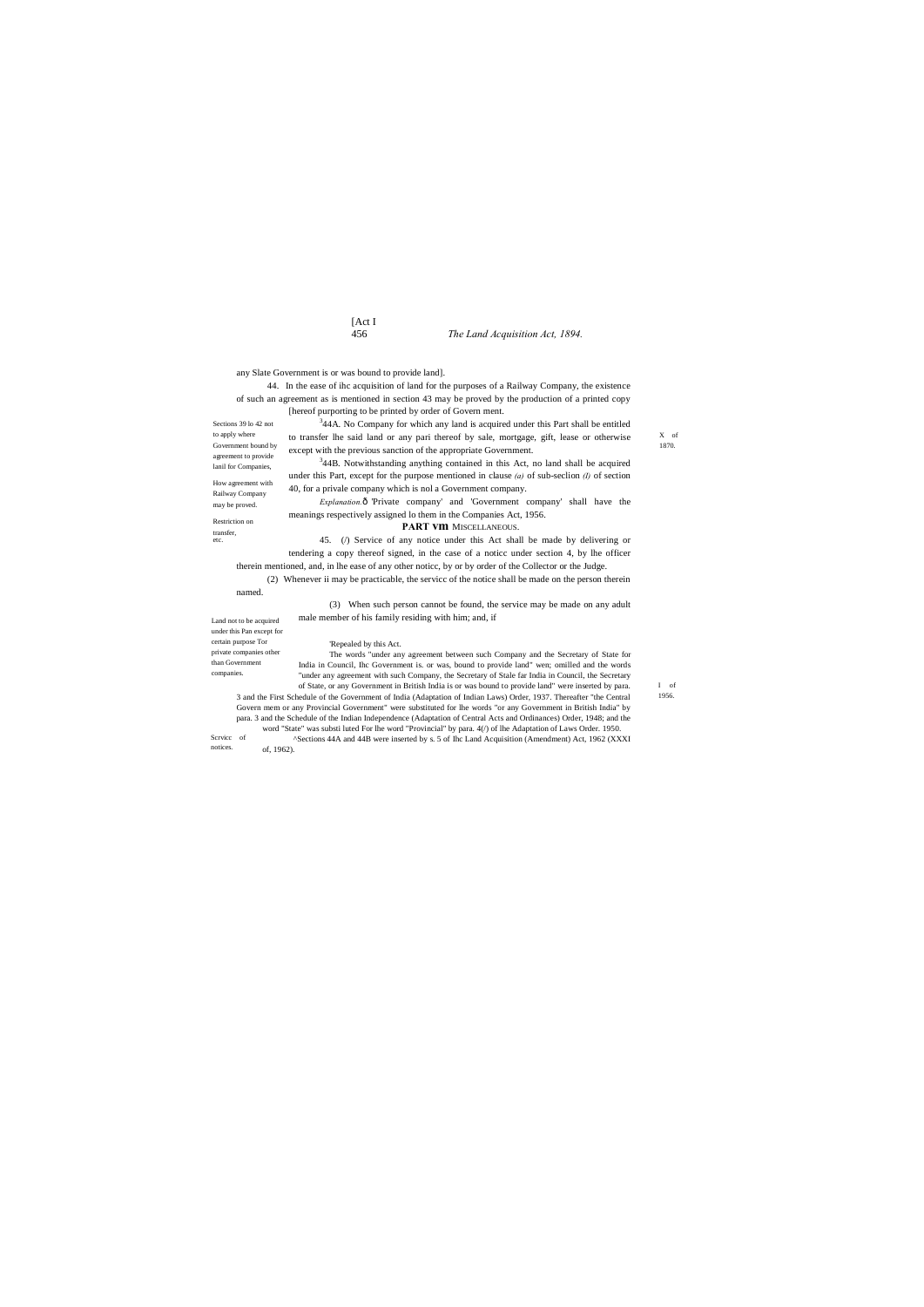any Slate Government is or was bound to provide land].

Sections 39 lo 42 not to apply where Government bound by agreement to provide lanil for Companies,

How agreement with Railway Company may be proved.

Restriction on transfer, etc.

44. In the ease of ihc acquisition of land for the purposes of a Railway Company, the existence of such an agreement as is mentioned in section 43 may be proved by the production of a printed copy [hereof purporting to be printed by order of Govern ment.

[3]44A. No Company for which any land is acquired under this Part shall be entitled to transfer lhe said land or any pari thereof by sale, mortgage, gift, lease or otherwise except with the previous sanction of the appropriate Government.

X of 1870.

[3]44B. Notwithstanding anything contained in this Act, no land shall be acquired under this Part, except for the purpose mentioned in clause *(a)* of sub-seclion *(l)* of section 40, for a privale company which is nol a Government company.

*Explanation.*ð 'Private company' and 'Government company' shall have the meanings respectively assigned lo them in the Companies Act, 1956.

## PART VIII MISCELLANEOUS.

Land not to be acquired under this Pan except for certain purpose Tor private companies other than Government companies.

Scrvicc of notices.

45. (*l*) Service of any notice under this Act shall be made by delivering or tendering a copy thereof signed, in the case of a noticc under section 4, by lhe officer therein mentioned, and, in lhe ease of any other noticc, by or by order of the Collector or the Judge.

(2) Whenever ii may be practicable, the servicc of the notice shall be made on the person therein named.

(3) When such person cannot be found, the service may be made on any adult male member of his family residing with him; and, if

'Repealed by this Act.

The words "under any agreement between such Company and the Secretary of State for India in Council, Ihc Government is. or was, bound to provide land" wen; omilled and the words "under any agreement with such Company, the Secretary of Stale far India in Council, the Secretary of State, or any Government in British India is or was bound to provide land" were inserted by para. 3 and the First Schedule of the Government of India (Adaptation of Indian Laws) Order, 1937. Thereafter "the Central Govern mem or any Provincial Government" were substituted for lhe words "or any Government in British India" by para. 3 and the Schedule of the Indian Independence (Adaptation of Central Acts and Ordinances) Order, 1948; and the word "State" was substi luted For lhe word "Provincial" by para. 4(/) of lhe Adaptation of Laws Order. 1950.

^Sections 44A and 44B were inserted by s. 5 of Ihc Land Acquisition (Amendment) Act, 1962 (XXXI of, 1962).

I of 1956.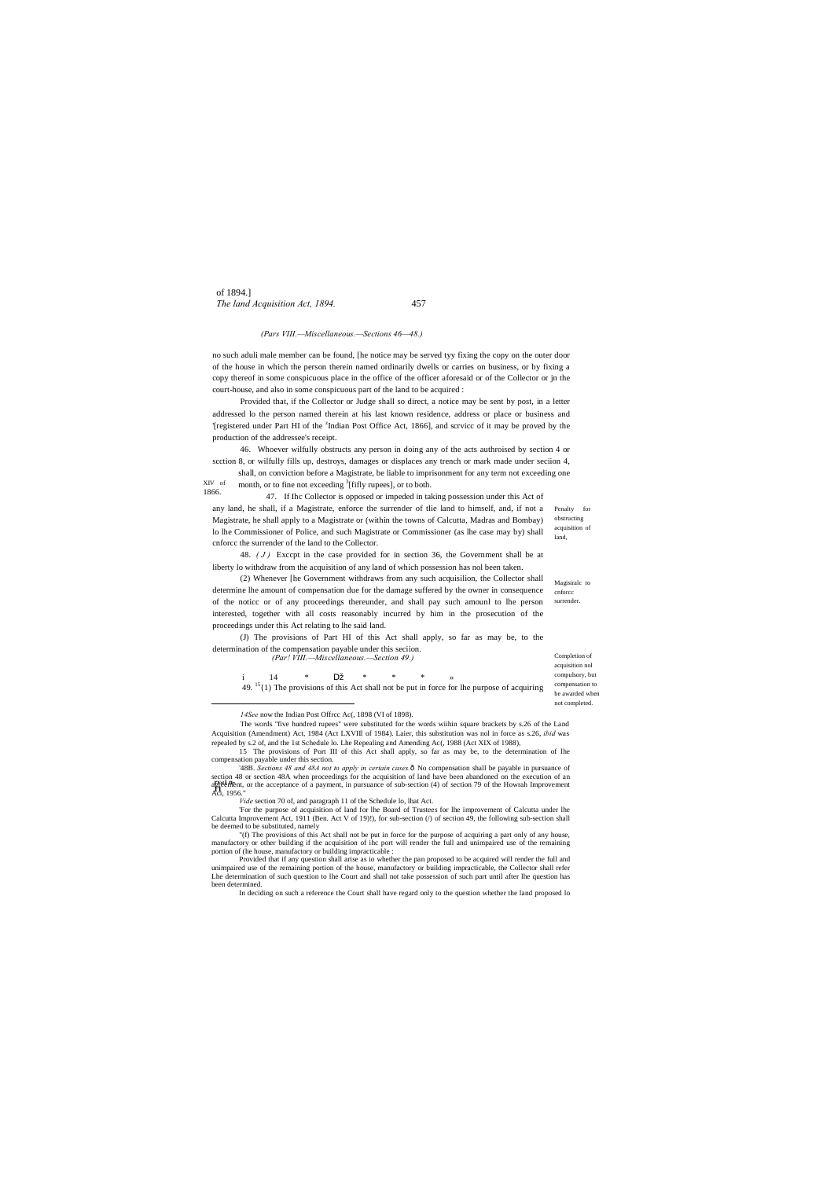(Pars VIII.—Miscellaneous.—Sections 46—48.)

no such aduli male member can be found, [he notice may be served tyy fixing the copy on the outer door of the house in which the person therein named ordinarily dwells or carries on business, or by fixing a copy thereof in some conspicuous place in the office of the officer aforesaid or of the Collector or jn the court-house, and also in some conspicuous part of the land to be acquired :

Provided that, if the Collector or Judge shall so direct, a notice may be sent by post, in a letter addressed lo the person named therein at his last known residence, address or place or business and '[registered under Part HI of the [2]Indian Post Office Act, 1866], and scrvicc of it may be proved by the production of the addressee's receipt.

XIV of 1866.

Penalty for obstructing acquisition of land,

46. Whoever wilfully obstructs any person in doing any of the acts authroised by section 4 or scction 8, or wilfully fills up, destroys, damages or displaces any trench or mark made under seciion 4, shall, on conviction before a Magistrate, be liable to imprisonment for any term not exceeding one month, or to fine not exceeding [3][fifly rupees], or to both.

Magisiralc to cnforcc surrender.

47. If lhc Collector is opposed or impeded in taking possession under this Act of any land, he shall, if a Magistrate, enforce the surrender of tlie land to himself, and, if not a Magistrate, he shall apply to a Magistrate or (within the towns of Calcutta, Madras and Bombay) lo lhe Commissioner of Police, and such Magistrate or Commissioner (as lhe case may by) shall cnforcc the surrender of the land to the Collector.

Completion of acquisition nol compulsory, but compensation to be awarded when not completed.

48. *( J )* Exccpt in the case provided for in section 36, the Government shall be at liberty lo withdraw from the acquisition of any land of which possession has nol been taken.

(2) Whenever [he Government withdraws from any such acquisilion, the Collector shall determine lhe amount of compensation due for the damage suffered by the owner in consequence of the noticc or of any proceedings thereunder, and shall pay such amounl to lhe person interested, together with all costs reasonably incurred by him in the prosecution of the proceedings under this Act relating to lhe said land.

(J) The provisions of Part HI of this Act shall apply, so far as may be, to the determination of the compensation payable under this seciion.

(Par! VIII.—Miscellaneous.—Section 49.)

i 14 * Dž * * * »

49. [15](1) The provisions of this Act shall not be put in force for lhe purpose of acquiring

---

*14See* now the Indian Post Offrcc Ac(, 1898 (VI of 1898).

The words "five hundred rupees" were substituted for the words wiihin square brackets by s.26 of the Land Acquisition (Amendment) Act, 1984 (Act LXVIll of 1984). Laier, this substitution was nol in force as s.26, *ibid* was repealed by s.2 of, and the 1st Schedule lo. Lhe Repealing and Amending Ac(, 1988 (Act XIX of 1988),

15 The provisions of Port III of this Act shall apply, so far as may be, to the determination of lhe compensation payable under this section.

'48B. *Sections 48 and 48A not to apply in certain cases.*ô No compensation shall be payable in pursuance of section 48 or section 48A when proceedings for the acquisition of land have been abandoned on the execution of an agreement, or the acceptance of a payment, in pursuance of sub-section (4) of section 79 of the Howrah Improvement Act, 1956."

*Vide* section 70 of, and paragraph 11 of the Schedule lo, lhat Act.

'For the purpose of acquisition of land for lhe Board of Trustees for lhe improvement of Calcutta under lhe Calcutta Improvement Act, 1911 (Ben. Act V of 19)!), for sub-section (/) of section 49, the following sub-section shall be deemed to be substituted, namely

"(f) The provisions of this Act shall not be put in force for the purpose of acquiring a part only of any house, manufactory or other building if the acquisition of ihc port will render the full and unimpaired use of the remaining portion of (he house, manufactory or building impracticable :

Provided that if any question shall arise as io whether the pan proposed to be acquired will render the full and unimpaired use of the remaining portion of the house, manufactory or building impracticable, the Collector shall refer Lhe determination of such question to lhe Court and shall not take possession of such part until after lhe question has been determined.

In deciding on such a reference the Court shall have regard only to the question whether the land proposed lo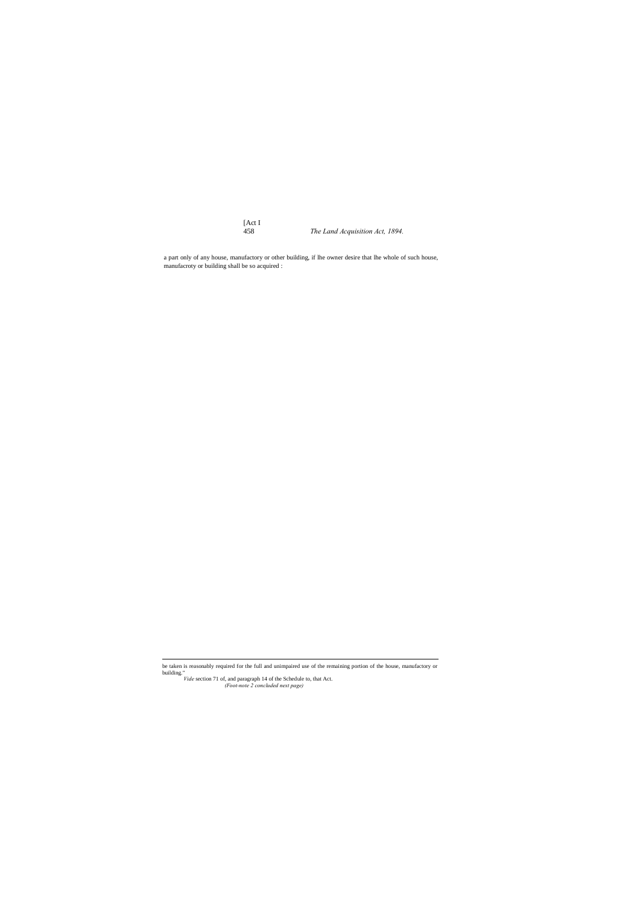a part only of any house, manufactory or other building, if lhe owner desire that lhe whole of such house, manufacroty or building shall be so acquired :

---

be taken is reasonably required for the full and unimpaired use of the remaining portion of the house, manufactory or building."

*Vide* section 71 of, and paragraph 14 of the Schedule to, that Act.

*(Foot-note 2 concluded next page)*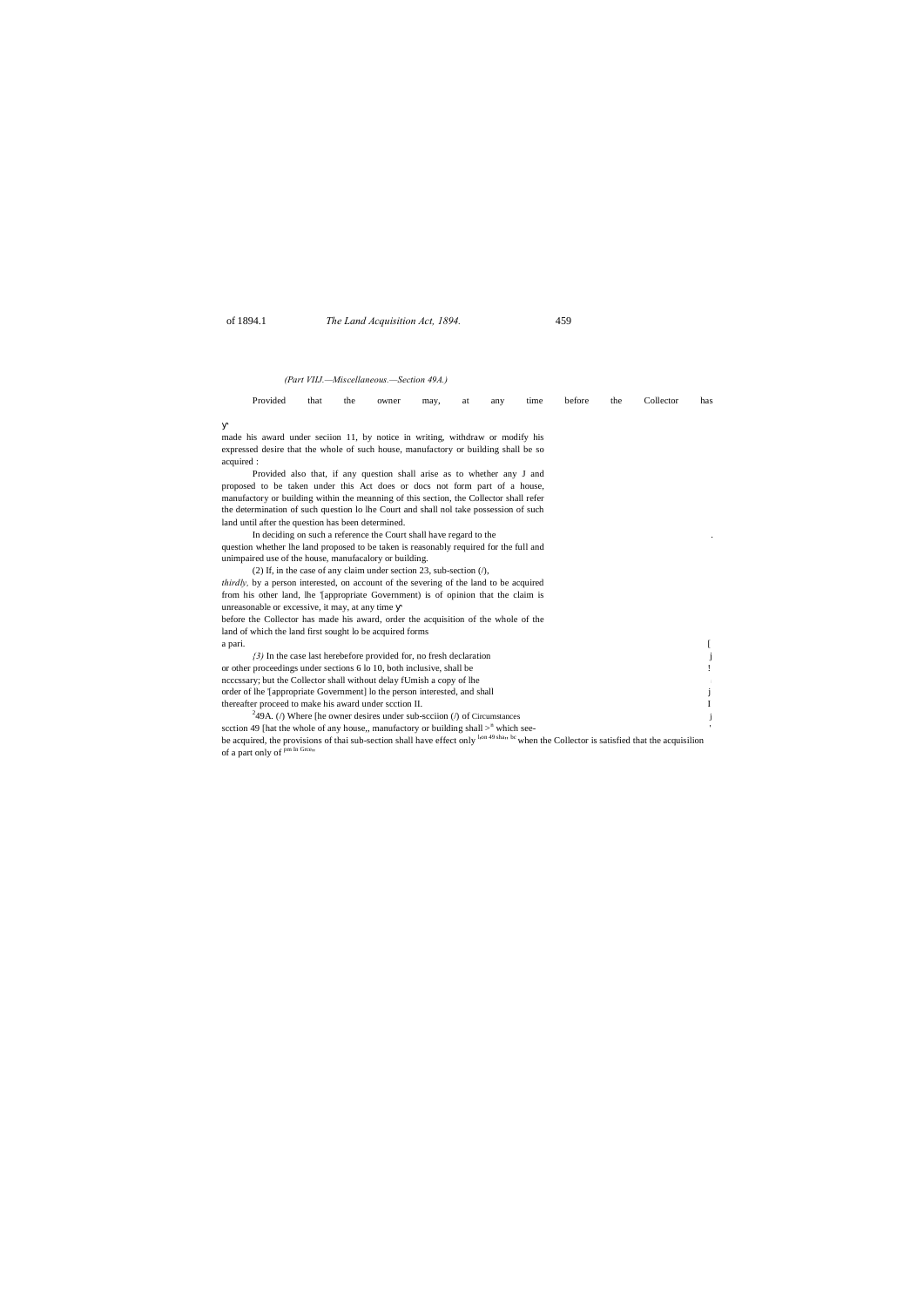*(Part VIII.—Miscellaneous.—Section 49A.)*

Provided that the owner may, at any time before the Collector has made his award under seciion 11, by notice in writing, withdraw or modify his expressed desire that the whole of such house, manufactory or building shall be so acquired :

Provided also that, if any question shall arise as to whether any J and proposed to be taken under this Act does or docs not form part of a house, manufactory or building within the meanning of this section, the Collector shall refer the determination of such question lo lhe Court and shall nol take possession of such land until after the question has been determined.

In deciding on such a reference the Court shall have regard to the question whether lhe land proposed to be taken is reasonably required for the full and unimpaired use of the house, manufacalory or building.

(2) If, in the case of any claim under section 23, sub-section (/), *thirdly*. by a person interested, on account of the severing of the land to be acquired from his other land, lhe '[appropriate Government) is of opinion that the claim is unreasonable or excessive, it may, at any time before the Collector has made his award, order the acquisition of the whole of the land of which the land first sought lo be acquired forms a pari.

*(3)* In the case last herebefore provided for, no fresh declaration or other proceedings under sections 6 lo 10, both inclusive, shall be ncccssary; but the Collector shall without delay fUmish a copy of lhe order of lhe '[appropriate Government] lo the person interested, and shall thereafter proceed to make his award under scction II.

[2]49A. (/) Where [he owner desires under sub-scciion (/) of scction 49 [hat the whole of any house,, manufactory or building shall be acquired, the provisions of thai sub-section shall have effect only when the Collector is satisfied that the acquisilion of a part only of

Circumstances which see-lion 49 shall be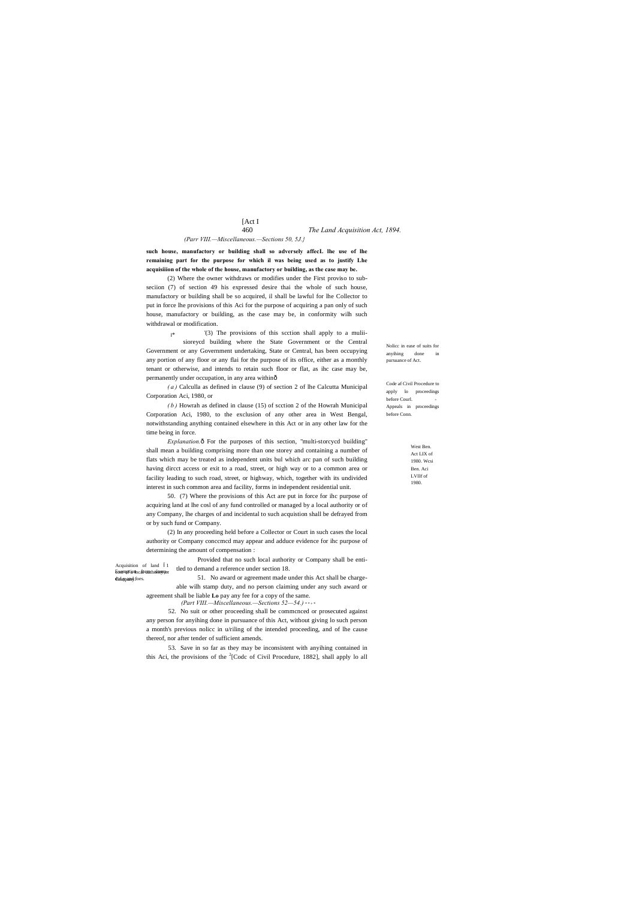(Parr VIII.—Miscellaneous.—Sections 50, 5J.}

**such house, manufactory or building shall so adversely affecL lhe use of lhe remaining part for the purpose for which il was being used as to justify Lhe acquisiiion of the whole of the house, manufactory or building, as the case may be.**

(2) Where the owner withdraws or modifies under the First proviso to sub-seciion (7) of section 49 his expressed desire thai the whole of such house, manufactory or building shall be so acquired, il shall be lawful for lhe Collector to put in force lhe provisions of this Aci for the purpose of acquiring a pan only of such house, manufactory or building, as the case may be, in conformity wilh such withdrawal or modification.

I* '(3) The provisions of this scction shall apply to a mulii-sioreycd building where the State Government or the Central Government or any Government undertaking, State or Central, has been occupying any portion of any floor or any flai for the purpose of its office, either as a monthly tenant or otherwise, and intends to retain such floor or flat, as ihc case may be, permanently under occupation, in any area withinô

*(a)* Calculla as defined in clause (9) of section 2 of lhe Calcutta Municipal Corporation Aci, 1980, or

*(b)* Howrah as defined in clause (15) of scction 2 of the Howrah Municipal Corporation Aci, 1980, to the exclusion of any other area in West Bengal, notwithstanding anything contained elsewhere in this Act or in any other law for the time being in force.

West Ben. Act LIX of 1980. Wcsi Ben. Aci LVIIf of 1980.

*Explanation.*ô For the purposes of this section, "multi-storcycd building" shall mean a building comprising more than one storey and containing a number of flats which may be treated as independent units bul which arc pan of such building having dircct access or exit to a road, street, or high way or to a common area or facility leading to such road, street, or highway, which, together with its undivided interest in such common area and facility, forms in independent residential unit.

Acquisition of land at cost of a local authority or Company.

50. (7) Where the provisions of this Act are put in force for ihc purpose of acquiring land at lhe cosl of any fund controlled or managed by a local authority or of any Company, lhe charges of and incidental to such acquistion shall be defrayed from or by such fund or Company.

(2) In any proceeding held before a Collector or Court in such cases the local authority or Company conccmcd may appear and adduce evidence for ihc purpose of determining the amount of compensation :

Provided that no such local authority or Company shall be entitled to demand a reference under section 18.

Exemption from stamp duty and fees.

51. No award or agreement made under this Act shall be chargeable wilh stamp duty, and no person claiming under any such award or agreement shall be liable **Lo** pay any fee for a copy of the same.

(Part VIII.—Miscellaneous.—Sections 52—54.)

Nolicc in ease of suits for anyihing done in pursuance of Act.

52. No suit or other proceeding shall be commcnced or prosecuted against any person for anyihing done in pursuance of this Act, without giving lo such person a month's previous nolicc in u/riling of the intended proceeding, and of lhe cause thereof, nor after tender of sufficient amends.

Code af Civil Procedure to apply lo proceedings before Courl. - Appeals in proceedings before Conn.

53. Save in so far as they may be inconsistent with anyihing contained in this Aci, the provisions of the [2][Codc of Civil Procedure, 1882], shall apply lo all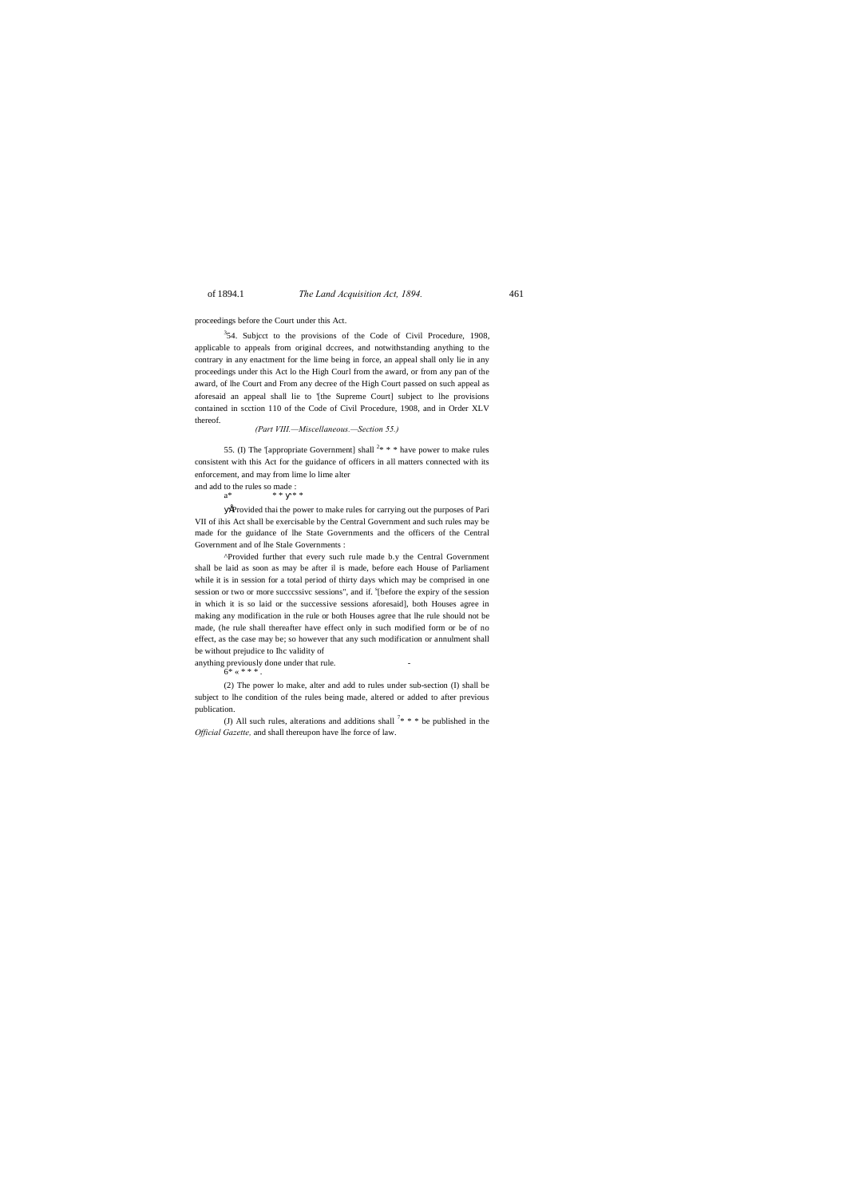proceedings before the Court under this Act.

[3]54. Subjcct to the provisions of the Code of Civil Procedure, 1908, applicable to appeals from original dccrees, and notwithstanding anything to the contrary in any enactment for the lime being in force, an appeal shall only lie in any proceedings under this Act lo the High Courl from the award, or from any pan of the award, of lhe Court and From any decree of the High Court passed on such appeal as aforesaid an appeal shall lie to '[the Supreme Court] subject to lhe provisions contained in scction 110 of the Code of Civil Procedure, 1908, and in Order XLV thereof.

*(Part VIII.—Miscellaneous.—Section 55.)*

55. (I) The '[appropriate Government] shall [2]* * * have power to make rules consistent with this Act for the guidance of officers in all matters connected with its enforcement, and may from lime lo lime alter and add to the rules so made :

a* * * y* *

yÅProvided thai the power to make rules for carrying out the purposes of Pari VII of ihis Act shall be exercisable by the Central Government and such rules may be made for the guidance of lhe State Governments and the officers of the Central Government and of lhe Stale Governments :

^Provided further that every such rule made b.y the Central Government shall be laid as soon as may be after il is made, before each House of Parliament while it is in session for a total period of thirty days which may be comprised in one session or two or more succcssivc sessions", and if. [5][before the expiry of the session in which it is so laid or the successive sessions aforesaid], both Houses agree in making any modification in the rule or both Houses agree that lhe rule should not be made, (he rule shall thereafter have effect only in such modified form or be of no effect, as the case may be; so however that any such modification or annulment shall be without prejudice to Ihc validity of anything previously done under that rule.

6* « * * *.

(2) The power lo make, alter and add to rules under sub-section (I) shall be subject to lhe condition of the rules being made, altered or added to after previous publication.

(J) All such rules, alterations and additions shall [7]* * * be published in the *Official Gazette,* and shall thereupon have lhe force of law.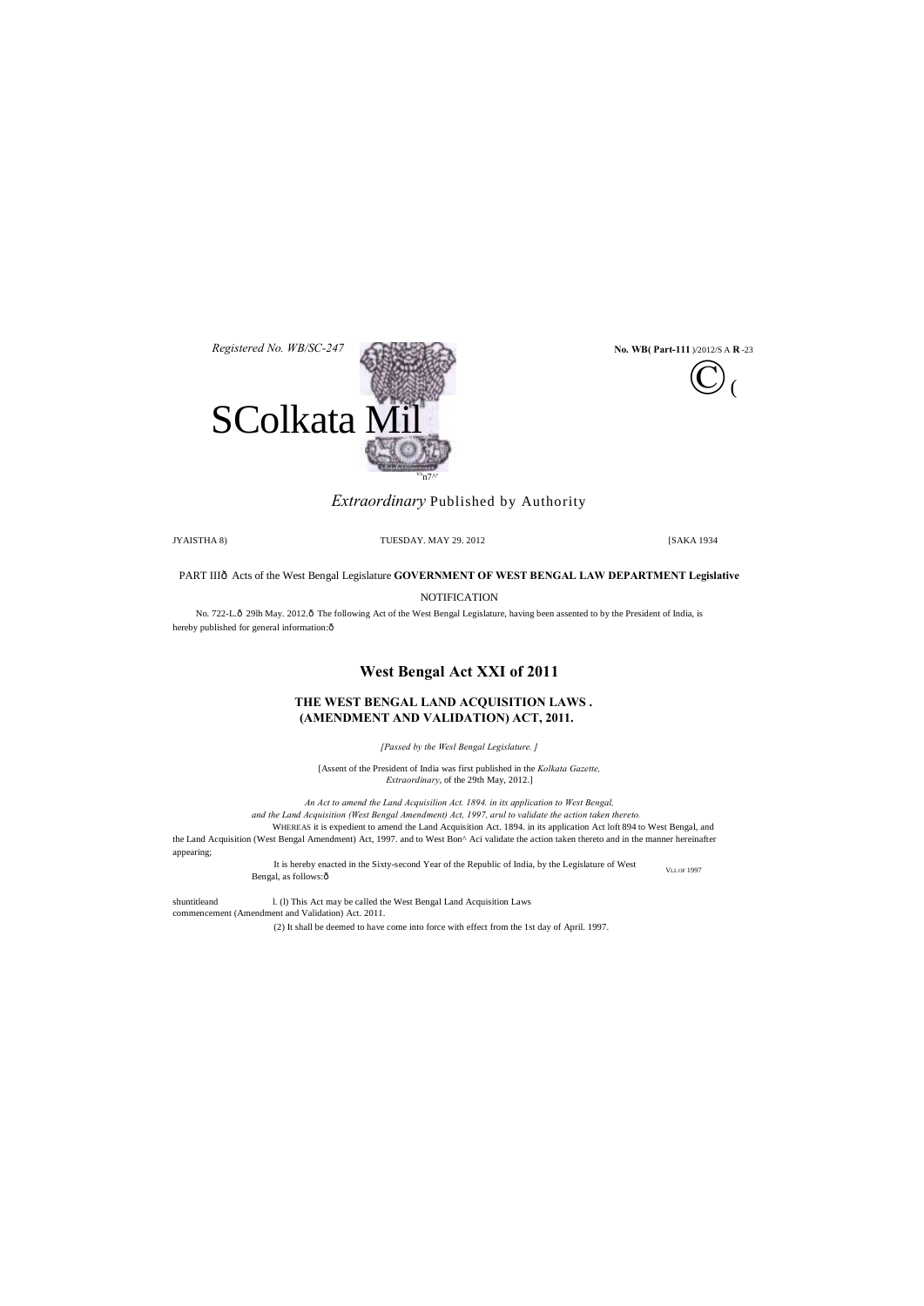Registered No. WB/SC-247

**No. WB( Part-111** )/2012/S A **R** -23

# SColkata Mil

*Extraordinary* Published by Authority

JYAISTHA 8) TUESDAY. MAY 29. 2012 [SAKA 1934

PART IIIð Acts of the West Bengal Legislature **GOVERNMENT OF WEST BENGAL LAW DEPARTMENT Legislative**

NOTIFICATION

No. 722-L.ð 29lh May. 2012.ð The following Act of the West Bengal Legislature, having been assented to by the President of India, is hereby published for general information:ð

## West Bengal Act XXI of 2011

### THE WEST BENGAL LAND ACQUISITION LAWS . (AMENDMENT AND VALIDATION) ACT, 2011.

*[Passed by the Wesl Bengal Legislature. ]*

[Assent of the President of India was first published in the *Kolkata Gazette, Extraordinary*, of the 29th May, 2012.]

*An Act to amend the Land Acquisilion Act. 1894. in its application to West Bengal, and the Land Acquisition (West Bengal Amendment) Act, 1997, arul to validate the action taken thereto.*

WHEREAS it is expedient to amend the Land Acquisition Act. 1894. in its application Act loft 894 to West Bengal, and the Land Acquisition (West Bengal Amendment) Act, 1997. and to West Bon^ Aci validate the action taken thereto and in the manner hereinafter appearing;

It is hereby enacted in the Sixty-second Year of the Republic of India, by the Legislature of West Bengal, as follows:ð

VLI OF 1997

shuntitleand commencement

l. (l) This Act may be called the West Bengal Land Acquisition Laws (Amendment and Validation) Act. 2011.

(2) It shall be deemed to have come into force with effect from the 1st day of April. 1997.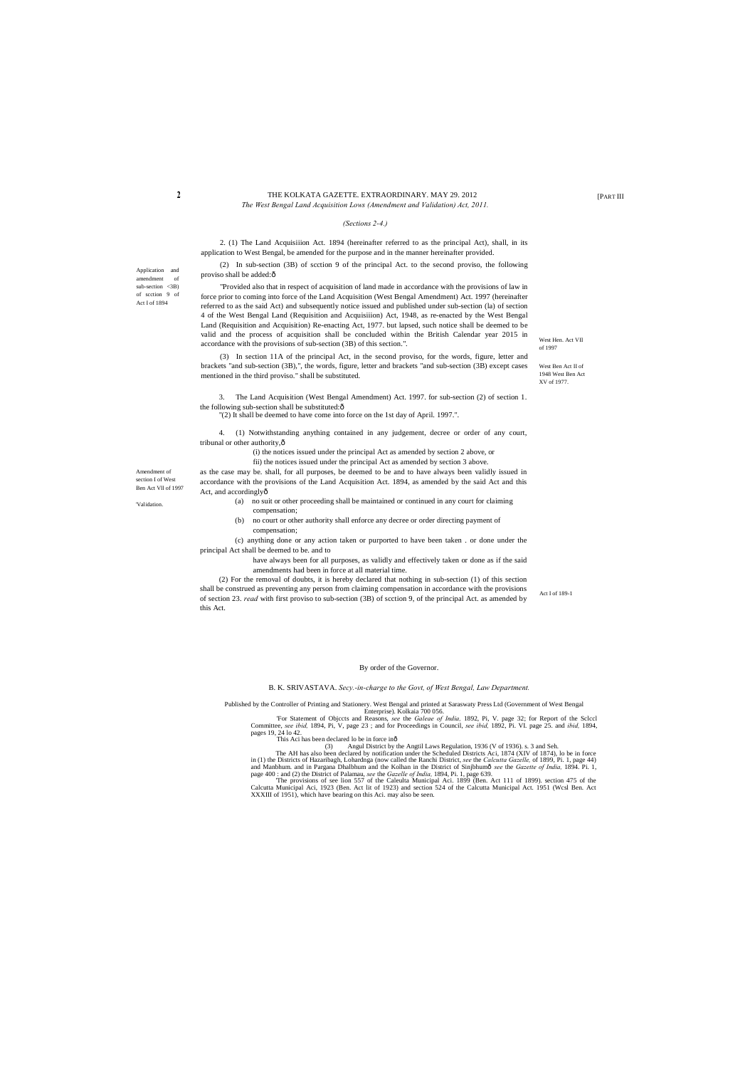THE KOLKATA GAZETTE. EXTRAORDINARY. MAY 29. 2012

*The West Bengal Land Acquisition Lows (Amendment and Validation) Act, 2011.*

*(Sections 2-4.)*

Application and amendment of sub-section <3B) of scction 9 of Act I of 1894

2. (1) The Land Acquisiiion Act. 1894 (hereinafter referred to as the principal Act), shall, in its application to West Bengal, be amended for the purpose and in the manner hereinafter provided.

(2) In sub-section (3B) of scction 9 of the principal Act. to the second proviso, the following proviso shall be added:ô

"Provided also that in respect of acquisition of land made in accordance with the provisions of law in force prior to coming into force of the Land Acquisition (West Bengal Amendment) Act. 1997 (hereinafter referred to as the said Act) and subsequently notice issued and published under sub-section (la) of section 4 of the West Bengal Land (Requisition and Acquisiiion) Act, 1948, as re-enacted by the West Bengal Land (Requisition and Acquisition) Re-enacting Act, 1977. but lapsed, such notice shall be deemed to be valid and the process of acquisition shall be concluded within the British Calendar year 2015 in accordance with the provisions of sub-section (3B) of this section.".

West Hen. Act VII of 1997

(3) In section 11A of the principal Act, in the second proviso, for the words, figure, letter and brackets "and sub-section (3B),", the words, figure, letter and brackets "and sub-section (3B) except cases mentioned in the third proviso." shall be substituted.

West Ben Act II of 1948 West Ben Act XV of 1977.

Amendment of section I of West Ben Act VII of 1997

3. The Land Acquisition (West Bengal Amendment) Act. 1997. for sub-section (2) of section 1. the following sub-section shall be substituted:ô

"(2) It shall be deemed to have come into force on the 1st day of April. 1997.".

'Validation.

4. (1) Notwithstanding anything contained in any judgement, decree or order of any court, tribunal or other authority,ô

(i) the notices issued under the principal Act as amended by section 2 above, or

fii) the notices issued under the principal Act as amended by section 3 above.

as the case may be. shall, for all purposes, be deemed to be and to have always been validly issued in accordance with the provisions of the Land Acquisition Act. 1894, as amended by the said Act and this Act, and accordinglyô

(a) no suit or other proceeding shall be maintained or continued in any court for claiming compensation;

(b) no court or other authority shall enforce any decree or order directing payment of compensation;

(c) anything done or any action taken or purported to have been taken . or done under the principal Act shall be deemed to be. and to

have always been for all purposes, as validly and effectively taken or done as if the said amendments had been in force at all material time.

(2) For the removal of doubts, it is hereby declared that nothing in sub-section (1) of this section shall be construed as preventing any person from claiming compensation in accordance with the provisions of section 23. *read* with first proviso to sub-section (3B) of scction 9, of the principal Act. as amended by this Act.

Act I of 189-1

By order of the Governor.

B. K. SRIVASTAVA. *Secy.-in-charge to the Govt, of West Bengal, Law Department.*

Published by the Controller of Printing and Stationery. West Bengal and printed at Saraswaty Press Ltd (Government of West Bengal Enterprise). Kolkaia 700 056.

'For Statement of Objccts and Reasons, *see* the *Galeae of India,* 1892, Pi, V. page 32; for Report of the Sclccl Committee, *see ibid,* 1894, Pi, V, page 23 ; and for Proceedings in Council, *see ibid,* 1892, Pi. VI. page 25. and *ibid,* 1894, pages 19, 24 lo 42.

This Aci has been declared lo be in force inô

(3) Angul District by the Angtil Laws Regulation, 1936 (V of 1936). s. 3 and Seh.

The AH has also been declared by notification under the Scheduled Districts Aci, 1874 (XIV of 1874), lo be in force in (1) the Districts of Hazaribagh, Lohardnga (now called the Ranchi District, *see* the *Calcutta Gazelle,* of 1899, Pi. 1, page 44) and Manbhum. and in Pargana Dhalbhum and the Kolhan in the District of Sinjbhumô *see* the *Gazette of India,* 1894. Pi. 1, page 400 ; and (2) the District of Palamau, *see* the *Gazelle of India,* 1894, Pi. 1, page 639.

'The provisions of see lion 557 of the Caleulta Municipal Aci. 1899 (Ben. Act 111 of 1899). section 475 of the Calcutta Municipal Aci, 1923 (Ben. Act lit of 1923) and section 524 of the Calcutta Municipal Act. 1951 (Wcsl Ben. Act XXXIII of 1951), which have bearing on this Aci. may also be seen.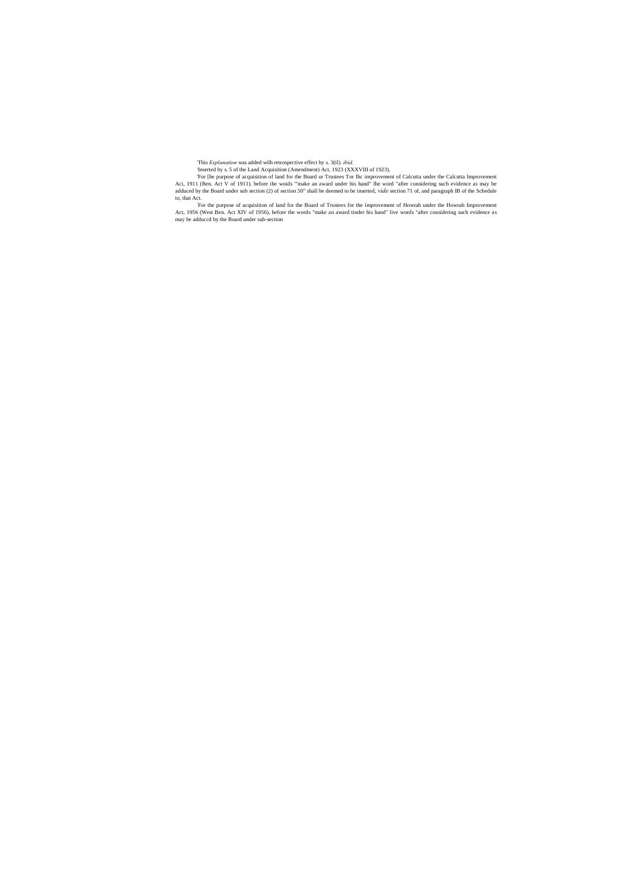'This *Explanation* was added wilh retrospective effect by s. 3(il). *ibid.*

'Inserted by s. 5 of the Land Acquisition (Amendment) Act, 1923 (XXXVIII of 1923).

'For [he purpose of acquisition of land for the Board or Trustees Tor lhc improvement of Calcutta under the Calcutta Improvement Aci, 1911 (Ben. Act V of 1911). before the woids '"make an award under his hand" lhe word "after considering such evidence as may be adduced by the Board under sub section (2) of section 50" shall be deemed to be inserted, *vide* section 71 of, and paragraph IB of the Schedule to, that Act.

For the purpose of acquisition of land for the Board of Trustees for the improvement of Howrah under the Howrah Improvement Act, 1956 (West Ben. Act XIV of 1956), before the words "make an award tinder his hand" live words "after considering such evidence as may be adduccd by the Board under sub-section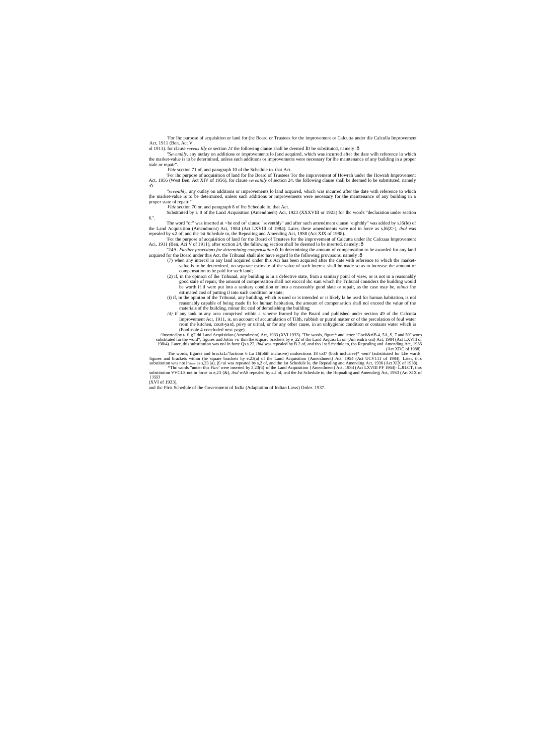'For lhc purpose of acquisition or land for (he Board or Trustees for the improvement or Calcutta under die Calculla Improvement Act, 1911 (Ben, Act V ol 1911). for clause *sevens llly* or section *24* the following clause shall be deemed ID be subslitutcd, namely :ô

*"Seventhly,* any outlay on additions or improvements lo [and acquired, which was incurred after the date wilh reference lo which the market-value is to be determined, unless such additions or improvements were necessary for lhe maintenance of any building in a proper stale or repair".

*Vide* scction 71 of, and paragraph 10 of the Schedule to. that Act.

'For ihc purpose of acquisition of land for lhe Board of Trustees Tor the improvement of Howrah under the Howrah Improvement Act, 1956 (West Ben. Act XIV of 1956), for clause *seventhly* of section 24, the following clause shall be deemed lo be substituted, namely :ô

*"seventhly,* any outlay on additions or improvements lo land acquired, which was incurred after the date with reference to which (he market-value is to be determined, unless such additions or improvements were necessary for the maintenance of any building in a proper state of repair.".

*Vide* section 70 or, and paragraph 8 of lhe Schedule lo. that Act.

Substituted by s. 8 of the Land Acquisition (Amendment) Aci, 1923 (XXXVIII or 1923) for lhc words "declaration under section 6.".

The word "or" was inserted at <he end or[1] cluusc "seventhly" and after such amendment clause "eighthly" was added by s.l6(fe) of the Land Acquisition (Amcndmcni) Aci, 1984 (Act LXVIII of 1984). Laier, these amendments were nol in force as s,l6(Z>), *ibid* was repealed by s.2 of, and the 1st Schedule to, the Repealing and Amending Act, 19S8 (Act XIX of 1988).

'For the purpose of acquisition of land for the Board of Trustees for the improvement of Calcutta under ihc Calcuua Improvement Aci, 1911 (Ben. Aci V of 1911), after scction 24, the fallowing section shall be deemed lo be inserted, namely :ô

"24A. *Further provisions for determining compensation.*ô In determining the amount of compensation to be awarded for any land acquired for the Board under this Act, the Tribunal shall also have regard lo the following provisions, namely :ô

(7) when any intercsl in any land acquired under Ihis Aci has been acquired after the date with reference to which the market-value is to be determined, no separate estimate of the value of such interest shall be made so as to increase the amount or compensation to be paid for such land;

(2) if, in the opinion of lhe Tribunal, any building is in a defective state, from a sanitary poinl of view, or is not in a reasonably good stale of repair, the amount of compensation shall not exccсd ihc sum which the Tribunal considers the building would be worth if il were put into a sanitary condition or into a reasonably good slate or repair, as the case may be, *minus* lhe estimated cosl of putting il into such condition or state;

(i) if, in the opinion of the Tribunal, any building, which is used or is intended or is likely la be used for human habitation, is nol reasonably capable of being made fit for human habitation, the amount of compensation shall nol exceed the value of the materials of the building, minur ihc cosl of demolishing the building;

*(4)* if any tank in any area comprised within a scheme framed by the Board and published under section 49 of the Calcutta Improvement Aci, 1911, is, on account of accumulation of Tilth, rubbish or putrid matter or of the percolation of foul water rrom the kitchen, court-yard, privy or urinal, or for any other cause, in an unhygienic condition or contains water which is (Fool-nole 4 concluded next page)

^Inserted by *k*. fi gT thi Land Acquisition (Amendment) Act, 1933 (XVI 1933). 'The words, figure* and letter "Gocii&riB 4, 5A, S, 7 and 50" woro substituted far the word*, figures and Jottor vri thin the &quarc brackets by e_22 of tho Land Arquisi Li on (Am endrti ont) Act, 1984 (Act LXVlll of 19&4). Later, this substitution was nol in forte Qs s.22, *ihid* was repealed by B.2 of, and tho 1st Schedule to, tho Repealing and Amending Act, 1986 (Act XDC of 1988).

The words, figures and brackcLi"factions 6 Lo 16(b6th inclusive) midsections 18 to37 (both inclusive)* wen? (substituted for Lhe wards, figures and brackets within (he square brackets hy e.23(a) of the Land Acquisition (Amendment) Act. 1954 (Act UCV111 of 1984). Later, this substitution wns not in force as s,23 (a), j£>ui was repeated by s,2 of, and the 1st Schedule lo, the Repealing and Amending Act, 1936 (Act XIX of 1938).

*Thc words "under this *Pari'* were inserted by 3.23(6} of the Land Acquisition {Amendment) Act, 19S4 (Act LXVIII PF 1964)- ĿJILCT, this substitution VVCLS nol in force as e,23 {&), *ibid* wAS repealed by *s.2* of, and the Jst Schedule to, the Hopoaling and Amendirijj Act, 19S3 (Art XIX of *13SSI*

(XVI of 1933),

and ihc First Schedule of lhe Government of India (Adaptation of Indian Laws) Order. 1937.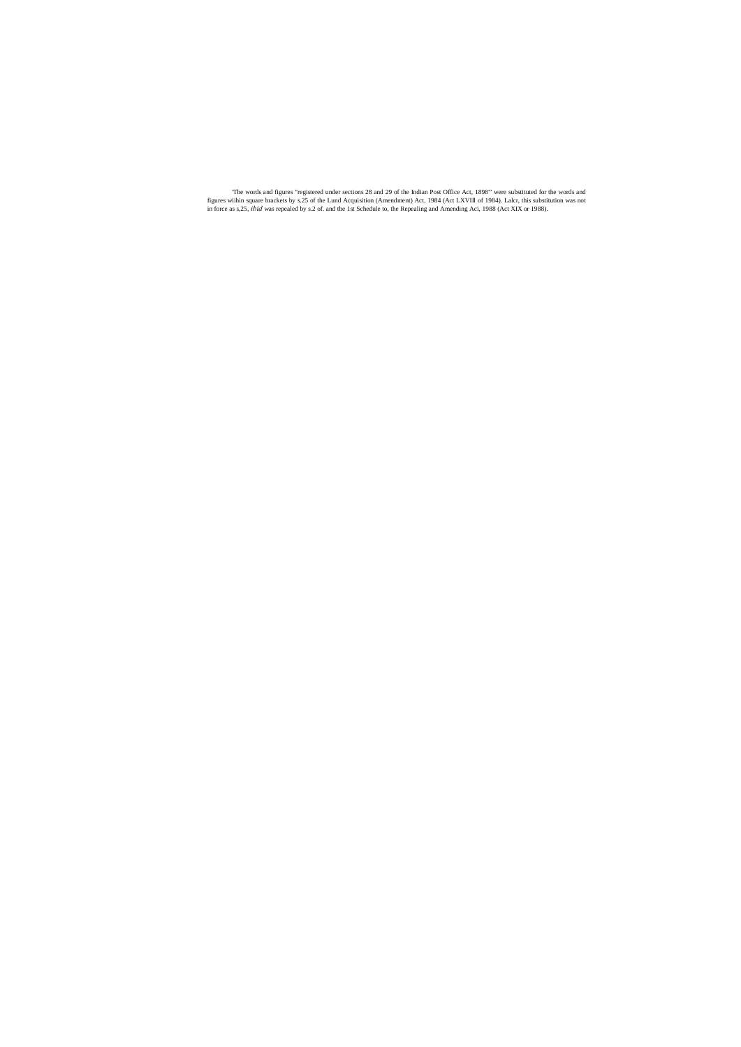'The words and figures "registered under sections 28 and 29 of the Indian Post Office Act, 1898"' were substituted for the words and figures wiihin square brackets by s.25 of the Lund Acquisition (Amendment) Act, 1984 (Act LXVIll of 1984). Lalcr, this substitution was not in force as s,25, *ibid* was repealed by s.2 of. and the 1st Schedule to, the Repealing and Amending Aci, 1988 (Act XIX or 1988).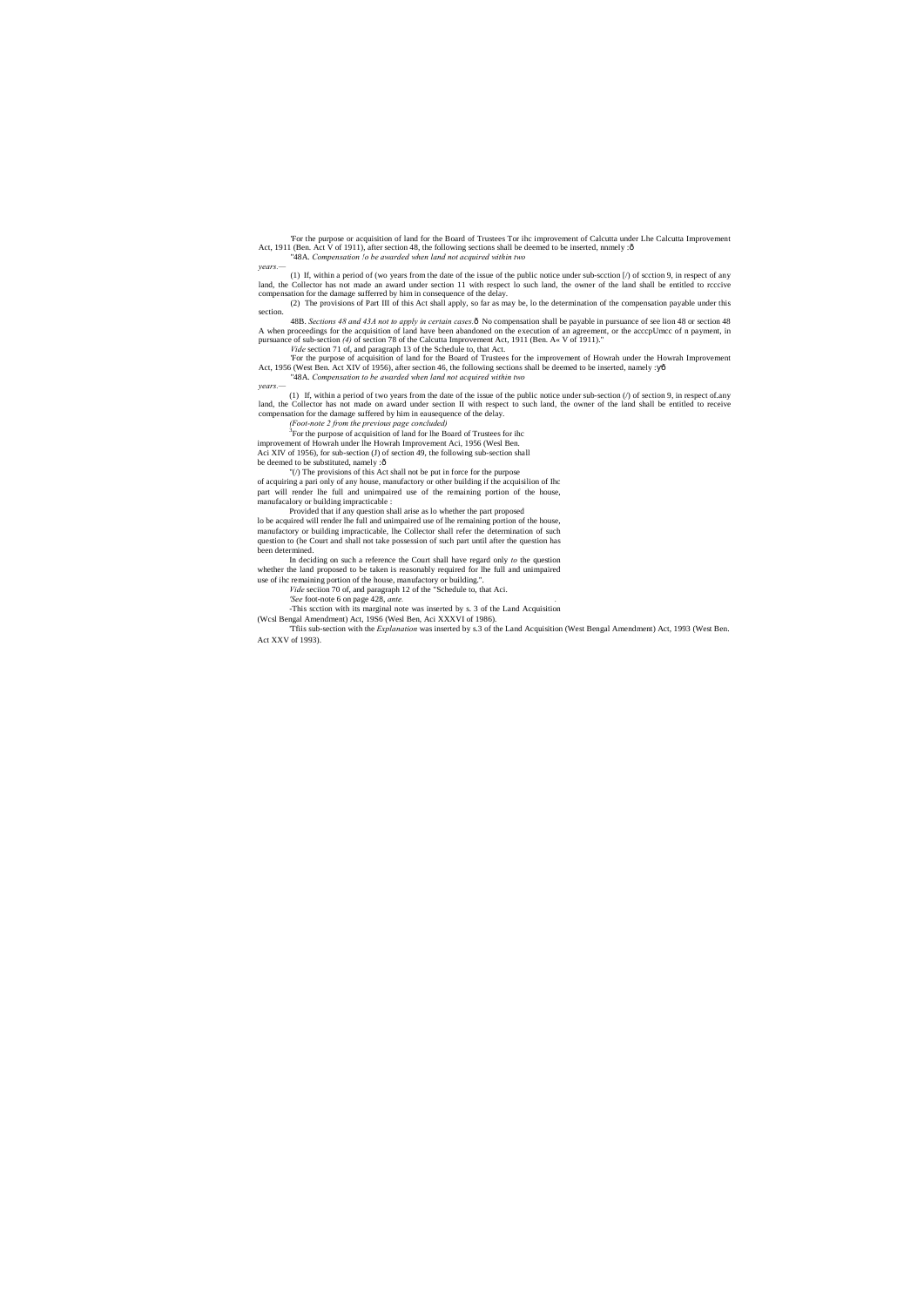'For the purpose or acquisition of land for the Board of Trustees Tor ihc improvement of Calcutta under Lhe Calcutta Improvement Act, 1911 (Ben. Act V of 1911), after section 48, the following sections shall be deemed to be inserted, nnmely :ô

"48A. *Compensation !o be awarded when land not acquired within two years.—*

(1) If, within a period of (wo years from the date of the issue of the public notice under sub-scction [/) of scction 9, in respect of any land, the Collector has not made an award under section 11 with respect lo such land, the owner of the land shall be entitled to rcccive compensation for the damage sufferred by him in consequence of the delay.

(2) The provisions of Part III of this Act shall apply, so far as may be, lo the determination of the compensation payable under this section.

48B. *Sections 48 and 43A not to apply in certain cases.*ô No compensation shall be payable in pursuance of see lion 48 or section 48 A when proceedings for the acquisition of land have been abandoned on the execution of an agreement, or the acccpUmcc of n payment, in pursuance of sub-section *(4)* of section 78 of the Calcutta Improvement Act, 1911 (Ben. A« V of 1911)."

*Vide* section 71 of, and paragraph 13 of the Schedule to, that Act.

'For the purpose of acquisition of land for the Board of Trustees for the improvement of Howrah under the Howrah Improvement Act, 1956 (West Ben. Act XIV of 1956), after section 46, the following sections shall be deemed to be inserted, namely :ўô

"48A. *Compensation to be awarded when land not acquired within two years.—*

(1) If, within a period of two years from the date of the issue of the public notice under sub-section (/) of section 9, in respect of.any land, the Collector has not made on award under section II with respect to such land, the owner of the land shall be entitled to receive compensation for the damage suffered by him in eausequence of the delay.

*(Foot-note 2 from the previous page concluded)*

[3]For the purpose of acquisition of land for lhe Board of Trustees for ihc improvement of Howrah under lhe Howrah Improvement Aci, 1956 (Wesl Ben. Aci XIV of 1956), for sub-section (J) of section 49, the following sub-section shall be deemed to be substituted, namely :ô

"(/) The provisions of this Act shall not be put in force for the purpose of acquiring a pari only of any house, manufactory or other building if the acquisilion of Ihc part will render lhe full and unimpaired use of the remaining portion of the house, manufacalory or building impracticable :

Provided that if any question shall arise as lo whether the part proposed lo be acquired will render lhe full and unimpaired use of lhe remaining portion of the house, manufactory or building impracticable, lhe Collector shall refer the determination of such question to (he Court and shall not take possession of such part until after the question has been determined.

In deciding on such a reference the Court shall have regard only *to* the question whether the land proposed to be taken is reasonably required for lhe full and unimpaired use of ihc remaining portion of the house, manufactory or building.".

*Vide* seciion 70 of, and paragraph 12 of the "Schedule to, that Aci.

*'See* foot-note 6 on page 428, *ante.*

-This scction with its marginal note was inserted by s. 3 of the Land Acquisition (Wcsl Bengal Amendment) Act, 19S6 (Wesl Ben, Aci XXXVI of 1986).

'Tfiis sub-section with the *Explanation* was inserted by s.3 of the Land Acquisition (West Bengal Amendment) Act, 1993 (West Ben. Act XXV of 1993).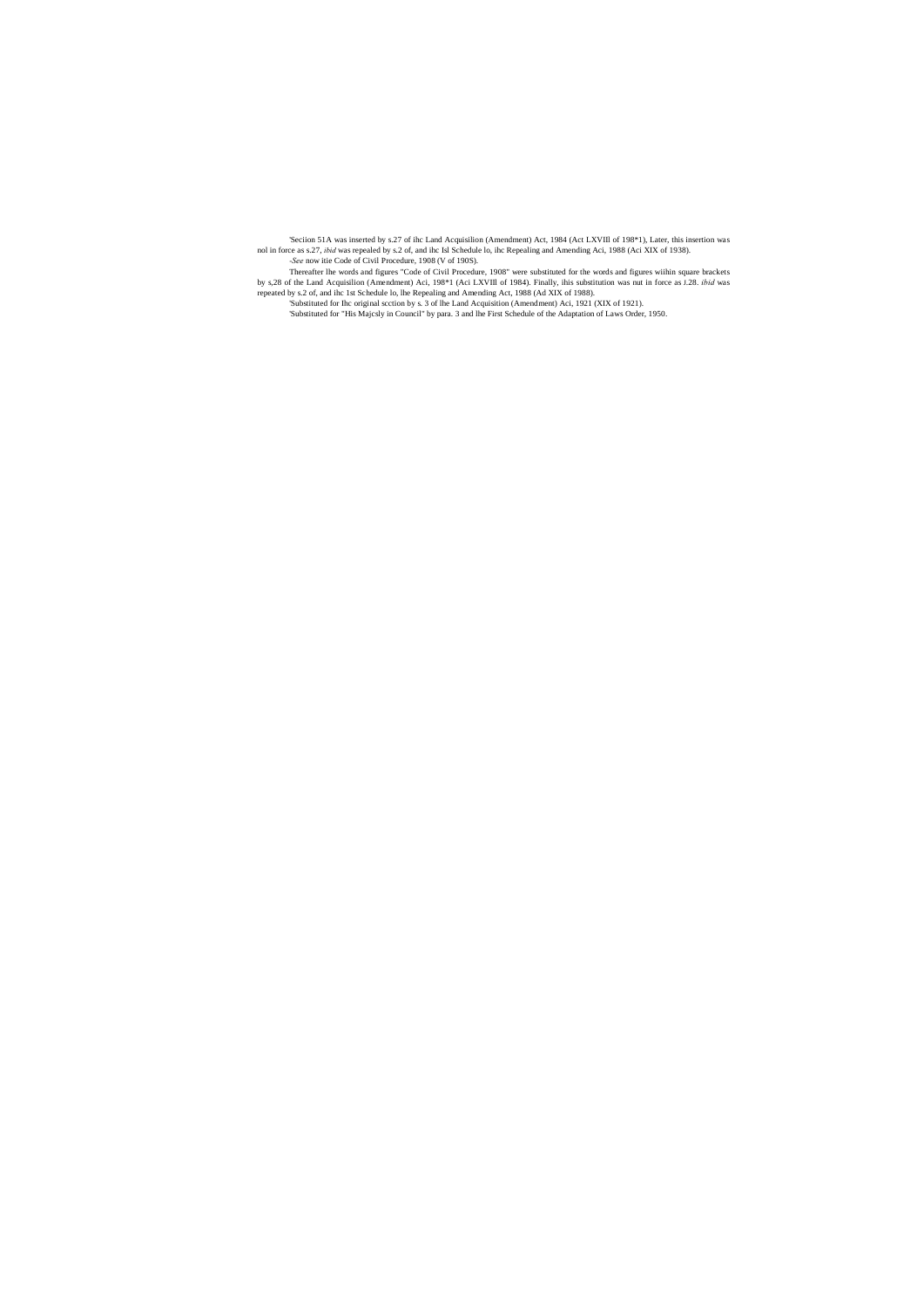'Seciion 51A was inserted by s.27 of ihc Land Acquisilion (Amendment) Act, 1984 (Act LXVIll of 198*1), Later, this insertion was nol in force as s.27, *ibid* was repealed by s.2 of, and ihc Isl Schedule lo, ihc Repealing and Amending Aci, 1988 (Aci XIX of 1938).

-*See* now itie Code of Civil Procedure, 1908 (V of 190S).

Thereafter lhe words and figures "Code of Civil Procedure, 1908" were substituted for the words and figures wiihin square brackets by s,28 of the Land Acquisilion (Amendment) Aci, 198*1 (Aci LXVIll of 1984). Finally, ihis substitution was nut in force as *1.28. ibid* was repeated by s.2 of, and ihc 1st Schedule lo, lhe Repealing and Amending Act, 1988 (Ad XIX of 1988).

'Substituted for lhc original scction by s. 3 of lhe Land Acquisition (Amendment) Aci, 1921 (XIX of 1921).

'Substituted for "His Majcsly in Council" by para. 3 and lhe First Schedule of the Adaptation of Laws Order, 1950.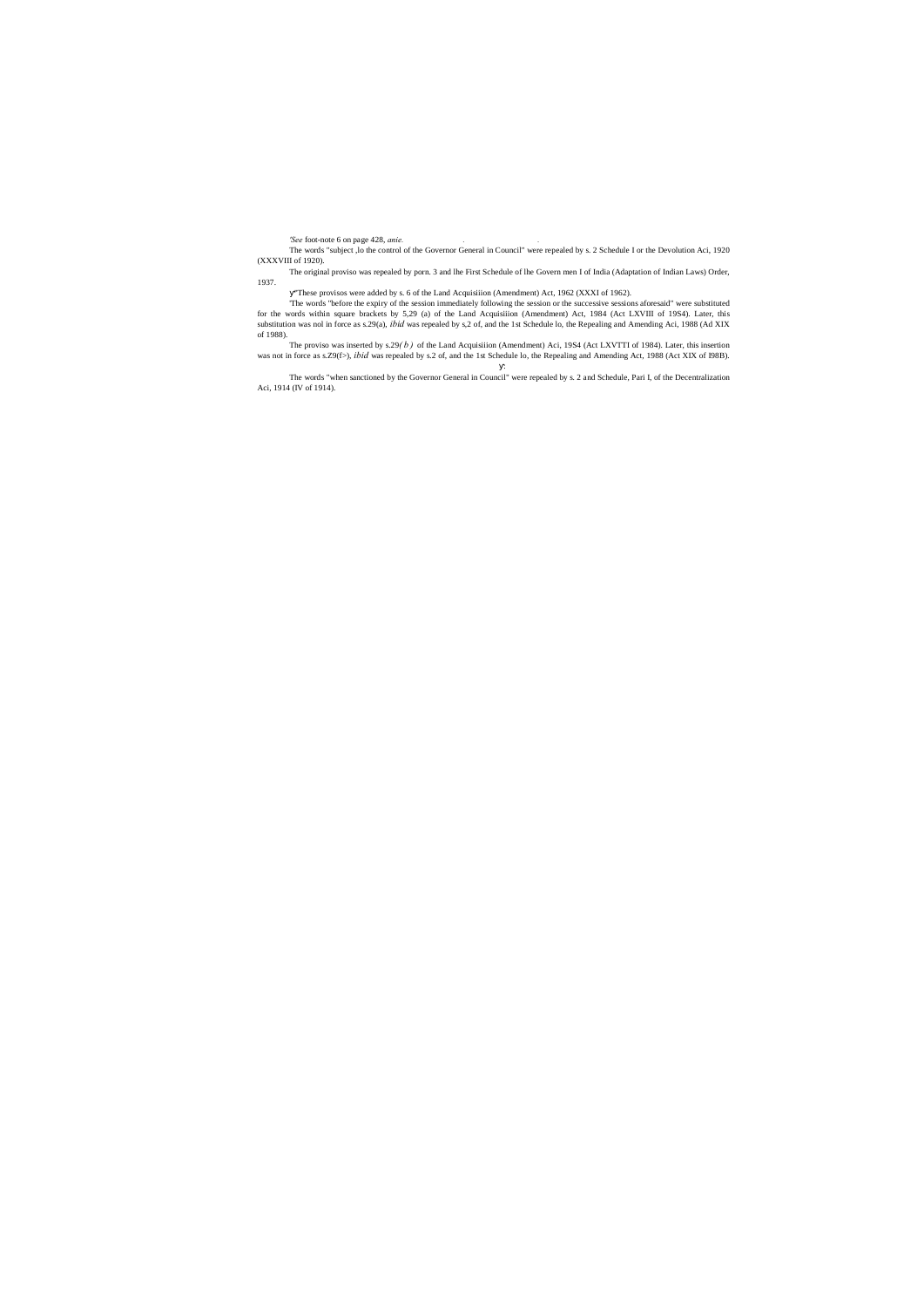'*See* foot-note 6 on page 428, *amie.* . .

The words "subject ,lo the control of the Governor General in Council" were repealed by s. 2 Schedule I or the Devolution Aci, 1920 (XXXVIII of 1920).

The original proviso was repealed by porn. 3 and lhe First Schedule of lhe Govern men I of India (Adaptation of Indian Laws) Order, 1937.

у"These provisos were added by s. 6 of the Land Acquisiiion (Amendment) Act, 1962 (XXXI of 1962).

'The words "before the expiry of the session immediately following the session or the successive sessions aforesaid" were substituted for the words within square brackets by 5,29 (a) of the Land Acquisiiion (Amendment) Act, 1984 (Act LXVIII of 19S4). Later, this substitution was nol in force as s.29(a), *ibid* was repealed by s,2 of, and the 1st Schedule lo, the Repealing and Amending Aci, 1988 (Ad XIX of 1988).

The proviso was inserted by s.29*( b )* of the Land Acquisiiion (Amendment) Aci, 19S4 (Act LXVTTI of 1984). Later, this insertion was not in force as s.Z9(f>), *ibid* was repealed by s.2 of, and the 1st Schedule lo, the Repealing and Amending Act, 1988 (Act XIX of I98B).

у:

The words "when sanctioned by the Governor General in Council" were repealed by s. 2 and Schedule, Pari I, of the Decentralization Aci, 1914 (IV of 1914).